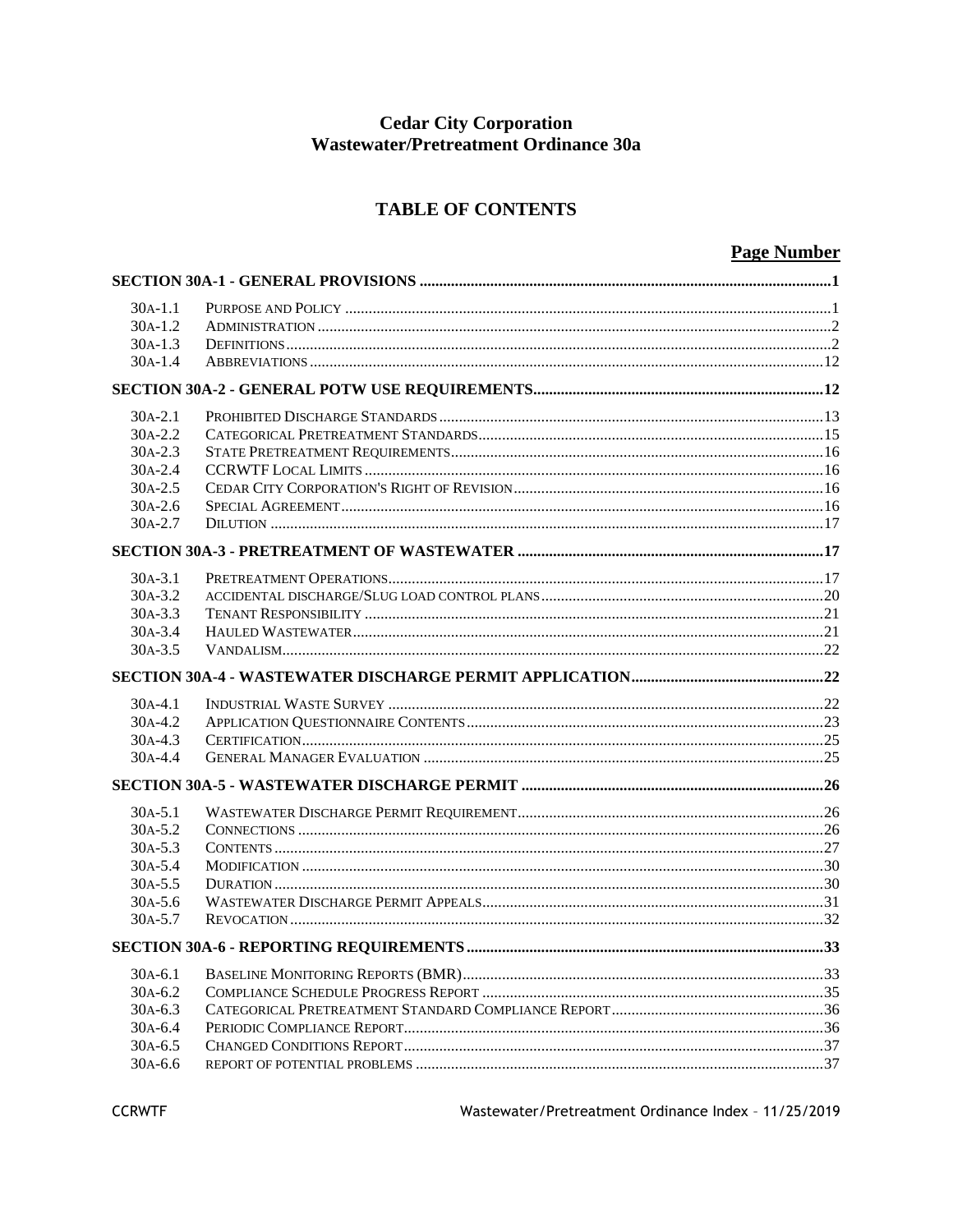# Cedar City Corporation
# Wastewater/Pretreatment Ordinance 30a

## TABLE OF CONTENTS

| | | Page Number |
|---|---|---|
| **SECTION 30A-1 - GENERAL PROVISIONS** | | **1** |
| 30A-1.1 | PURPOSE AND POLICY | 1 |
| 30A-1.2 | ADMINISTRATION | 2 |
| 30A-1.3 | DEFINITIONS | 2 |
| 30A-1.4 | ABBREVIATIONS | 12 |
| **SECTION 30A-2 - GENERAL POTW USE REQUIREMENTS** | | **12** |
| 30A-2.1 | PROHIBITED DISCHARGE STANDARDS | 13 |
| 30A-2.2 | CATEGORICAL PRETREATMENT STANDARDS | 15 |
| 30A-2.3 | STATE PRETREATMENT REQUIREMENTS | 16 |
| 30A-2.4 | CCRWTF LOCAL LIMITS | 16 |
| 30A-2.5 | CEDAR CITY CORPORATION'S RIGHT OF REVISION | 16 |
| 30A-2.6 | SPECIAL AGREEMENT | 16 |
| 30A-2.7 | DILUTION | 17 |
| **SECTION 30A-3 - PRETREATMENT OF WASTEWATER** | | **17** |
| 30A-3.1 | PRETREATMENT OPERATIONS | 17 |
| 30A-3.2 | ACCIDENTAL DISCHARGE/SLUG LOAD CONTROL PLANS | 20 |
| 30A-3.3 | TENANT RESPONSIBILITY | 21 |
| 30A-3.4 | HAULED WASTEWATER | 21 |
| 30A-3.5 | VANDALISM | 22 |
| **SECTION 30A-4 - WASTEWATER DISCHARGE PERMIT APPLICATION** | | **22** |
| 30A-4.1 | INDUSTRIAL WASTE SURVEY | 22 |
| 30A-4.2 | APPLICATION QUESTIONNAIRE CONTENTS | 23 |
| 30A-4.3 | CERTIFICATION | 25 |
| 30A-4.4 | GENERAL MANAGER EVALUATION | 25 |
| **SECTION 30A-5 - WASTEWATER DISCHARGE PERMIT** | | **26** |
| 30A-5.1 | WASTEWATER DISCHARGE PERMIT REQUIREMENT | 26 |
| 30A-5.2 | CONNECTIONS | 26 |
| 30A-5.3 | CONTENTS | 27 |
| 30A-5.4 | MODIFICATION | 30 |
| 30A-5.5 | DURATION | 30 |
| 30A-5.6 | WASTEWATER DISCHARGE PERMIT APPEALS | 31 |
| 30A-5.7 | REVOCATION | 32 |
| **SECTION 30A-6 - REPORTING REQUIREMENTS** | | **33** |
| 30A-6.1 | BASELINE MONITORING REPORTS (BMR) | 33 |
| 30A-6.2 | COMPLIANCE SCHEDULE PROGRESS REPORT | 35 |
| 30A-6.3 | CATEGORICAL PRETREATMENT STANDARD COMPLIANCE REPORT | 36 |
| 30A-6.4 | PERIODIC COMPLIANCE REPORT | 36 |
| 30A-6.5 | CHANGED CONDITIONS REPORT | 37 |
| 30A-6.6 | REPORT OF POTENTIAL PROBLEMS | 37 |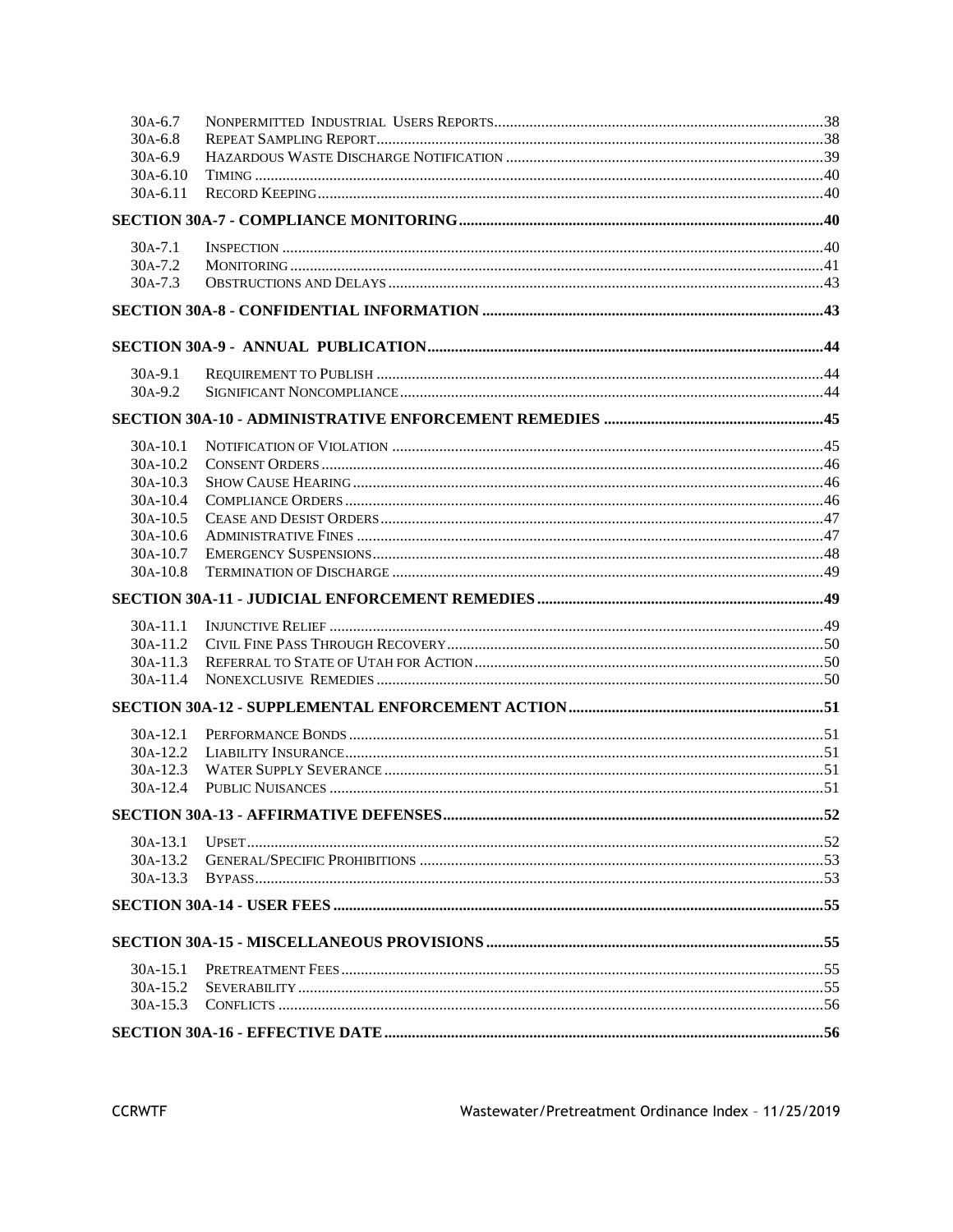| | | |
|---|---|---|
| 30A-6.7 | Nonpermitted Industrial Users Reports | 38 |
| 30A-6.8 | Repeat Sampling Report | 38 |
| 30A-6.9 | Hazardous Waste Discharge Notification | 39 |
| 30A-6.10 | Timing | 40 |
| 30A-6.11 | Record Keeping | 40 |
| **Section 30A-7 - Compliance Monitoring** | | **40** |
| 30A-7.1 | Inspection | 40 |
| 30A-7.2 | Monitoring | 41 |
| 30A-7.3 | Obstructions and Delays | 43 |
| **Section 30A-8 - Confidential Information** | | **43** |
| **Section 30A-9 - Annual Publication** | | **44** |
| 30A-9.1 | Requirement to Publish | 44 |
| 30A-9.2 | Significant Noncompliance | 44 |
| **Section 30A-10 - Administrative Enforcement Remedies** | | **45** |
| 30A-10.1 | Notification of Violation | 45 |
| 30A-10.2 | Consent Orders | 46 |
| 30A-10.3 | Show Cause Hearing | 46 |
| 30A-10.4 | Compliance Orders | 46 |
| 30A-10.5 | Cease and Desist Orders | 47 |
| 30A-10.6 | Administrative Fines | 47 |
| 30A-10.7 | Emergency Suspensions | 48 |
| 30A-10.8 | Termination of Discharge | 49 |
| **Section 30A-11 - Judicial Enforcement Remedies** | | **49** |
| 30A-11.1 | Injunctive Relief | 49 |
| 30A-11.2 | Civil Fine Pass Through Recovery | 50 |
| 30A-11.3 | Referral to State of Utah for Action | 50 |
| 30A-11.4 | Nonexclusive Remedies | 50 |
| **Section 30A-12 - Supplemental Enforcement Action** | | **51** |
| 30A-12.1 | Performance Bonds | 51 |
| 30A-12.2 | Liability Insurance | 51 |
| 30A-12.3 | Water Supply Severance | 51 |
| 30A-12.4 | Public Nuisances | 51 |
| **Section 30A-13 - Affirmative Defenses** | | **52** |
| 30A-13.1 | Upset | 52 |
| 30A-13.2 | General/Specific Prohibitions | 53 |
| 30A-13.3 | Bypass | 53 |
| **Section 30A-14 - User Fees** | | **55** |
| **Section 30A-15 - Miscellaneous Provisions** | | **55** |
| 30A-15.1 | Pretreatment Fees | 55 |
| 30A-15.2 | Severability | 55 |
| 30A-15.3 | Conflicts | 56 |
| **Section 30A-16 - Effective Date** | | **56** |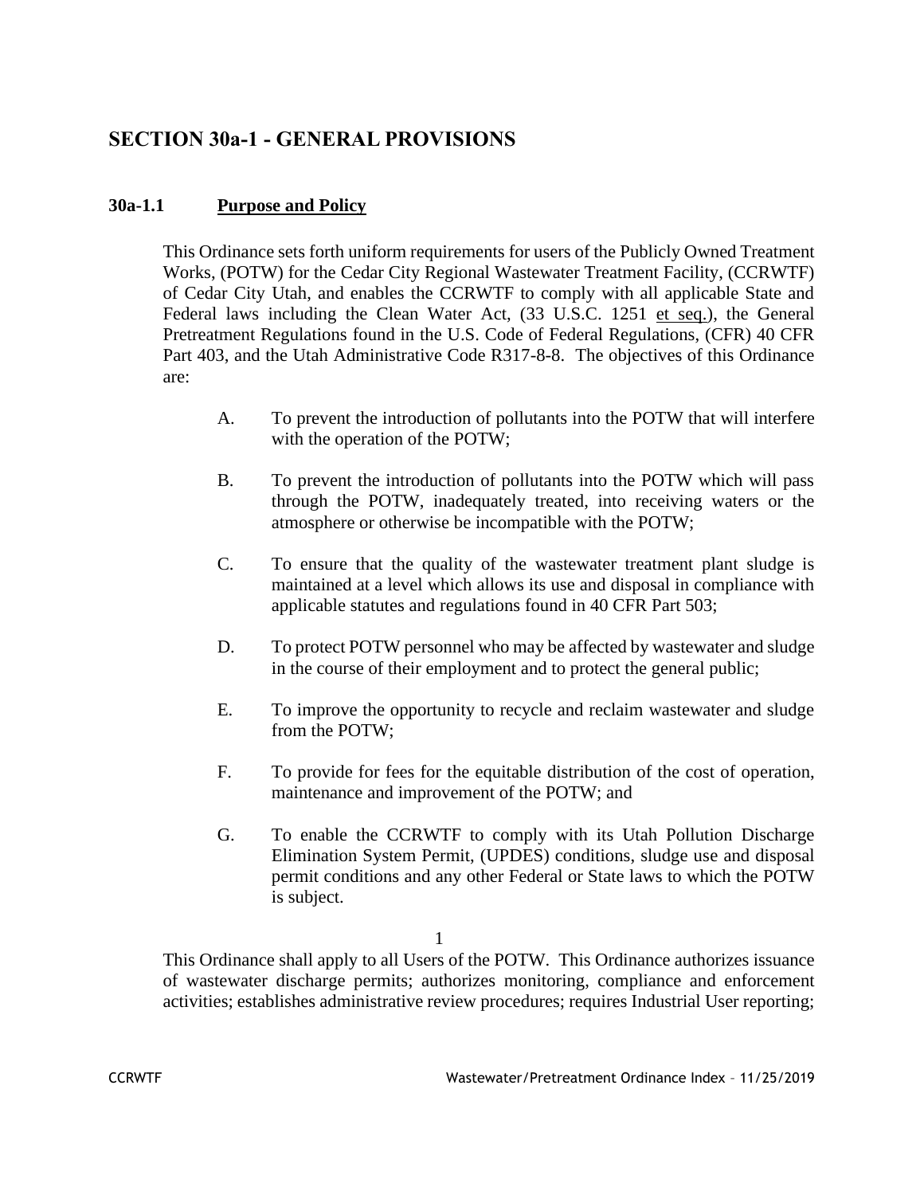# SECTION 30a-1 - GENERAL PROVISIONS

### 30a-1.1 Purpose and Policy

This Ordinance sets forth uniform requirements for users of the Publicly Owned Treatment Works, (POTW) for the Cedar City Regional Wastewater Treatment Facility, (CCRWTF) of Cedar City Utah, and enables the CCRWTF to comply with all applicable State and Federal laws including the Clean Water Act, (33 U.S.C. 1251 et seq.), the General Pretreatment Regulations found in the U.S. Code of Federal Regulations, (CFR) 40 CFR Part 403, and the Utah Administrative Code R317-8-8. The objectives of this Ordinance are:

A. To prevent the introduction of pollutants into the POTW that will interfere with the operation of the POTW;

B. To prevent the introduction of pollutants into the POTW which will pass through the POTW, inadequately treated, into receiving waters or the atmosphere or otherwise be incompatible with the POTW;

C. To ensure that the quality of the wastewater treatment plant sludge is maintained at a level which allows its use and disposal in compliance with applicable statutes and regulations found in 40 CFR Part 503;

D. To protect POTW personnel who may be affected by wastewater and sludge in the course of their employment and to protect the general public;

E. To improve the opportunity to recycle and reclaim wastewater and sludge from the POTW;

F. To provide for fees for the equitable distribution of the cost of operation, maintenance and improvement of the POTW; and

G. To enable the CCRWTF to comply with its Utah Pollution Discharge Elimination System Permit, (UPDES) conditions, sludge use and disposal permit conditions and any other Federal or State laws to which the POTW is subject.

This Ordinance shall apply to all Users of the POTW. This Ordinance authorizes issuance of wastewater discharge permits; authorizes monitoring, compliance and enforcement activities; establishes administrative review procedures; requires Industrial User reporting;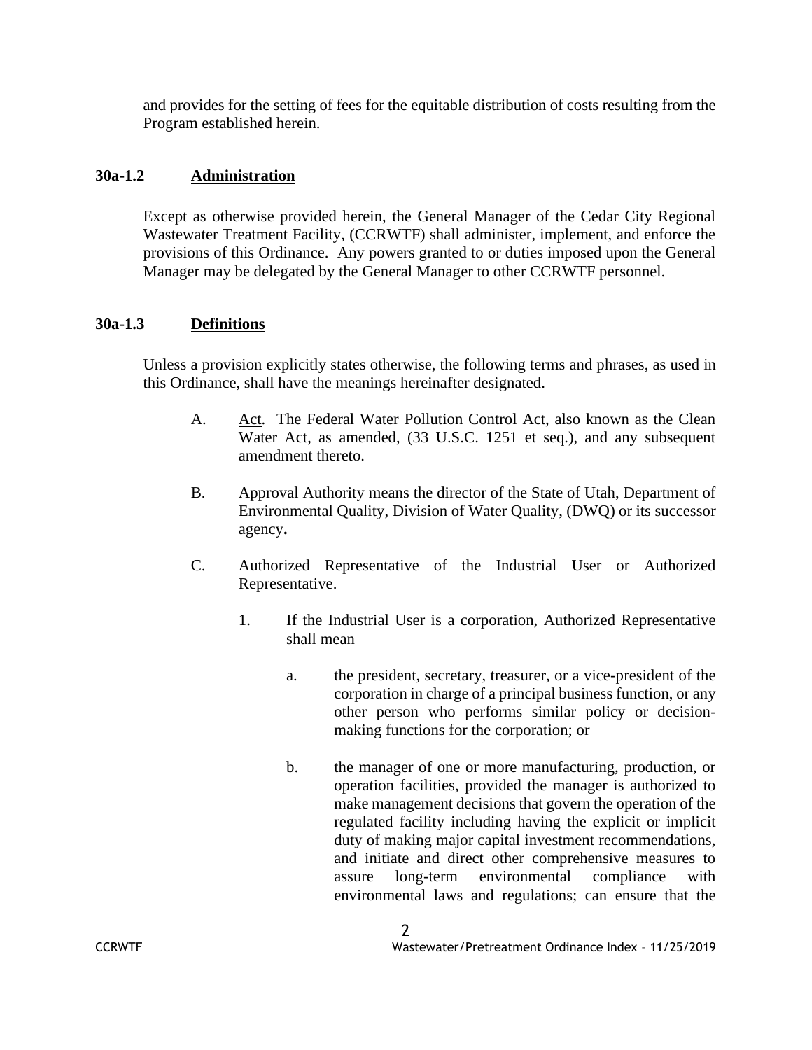and provides for the setting of fees for the equitable distribution of costs resulting from the Program established herein.

### 30a-1.2 Administration

Except as otherwise provided herein, the General Manager of the Cedar City Regional Wastewater Treatment Facility, (CCRWTF) shall administer, implement, and enforce the provisions of this Ordinance. Any powers granted to or duties imposed upon the General Manager may be delegated by the General Manager to other CCRWTF personnel.

### 30a-1.3 Definitions

Unless a provision explicitly states otherwise, the following terms and phrases, as used in this Ordinance, shall have the meanings hereinafter designated.

A. Act. The Federal Water Pollution Control Act, also known as the Clean Water Act, as amended, (33 U.S.C. 1251 et seq.), and any subsequent amendment thereto.

B. Approval Authority means the director of the State of Utah, Department of Environmental Quality, Division of Water Quality, (DWQ) or its successor agency.

C. Authorized Representative of the Industrial User or Authorized Representative.

1. If the Industrial User is a corporation, Authorized Representative shall mean

   a. the president, secretary, treasurer, or a vice-president of the corporation in charge of a principal business function, or any other person who performs similar policy or decision-making functions for the corporation; or

   b. the manager of one or more manufacturing, production, or operation facilities, provided the manager is authorized to make management decisions that govern the operation of the regulated facility including having the explicit or implicit duty of making major capital investment recommendations, and initiate and direct other comprehensive measures to assure long-term environmental compliance with environmental laws and regulations; can ensure that the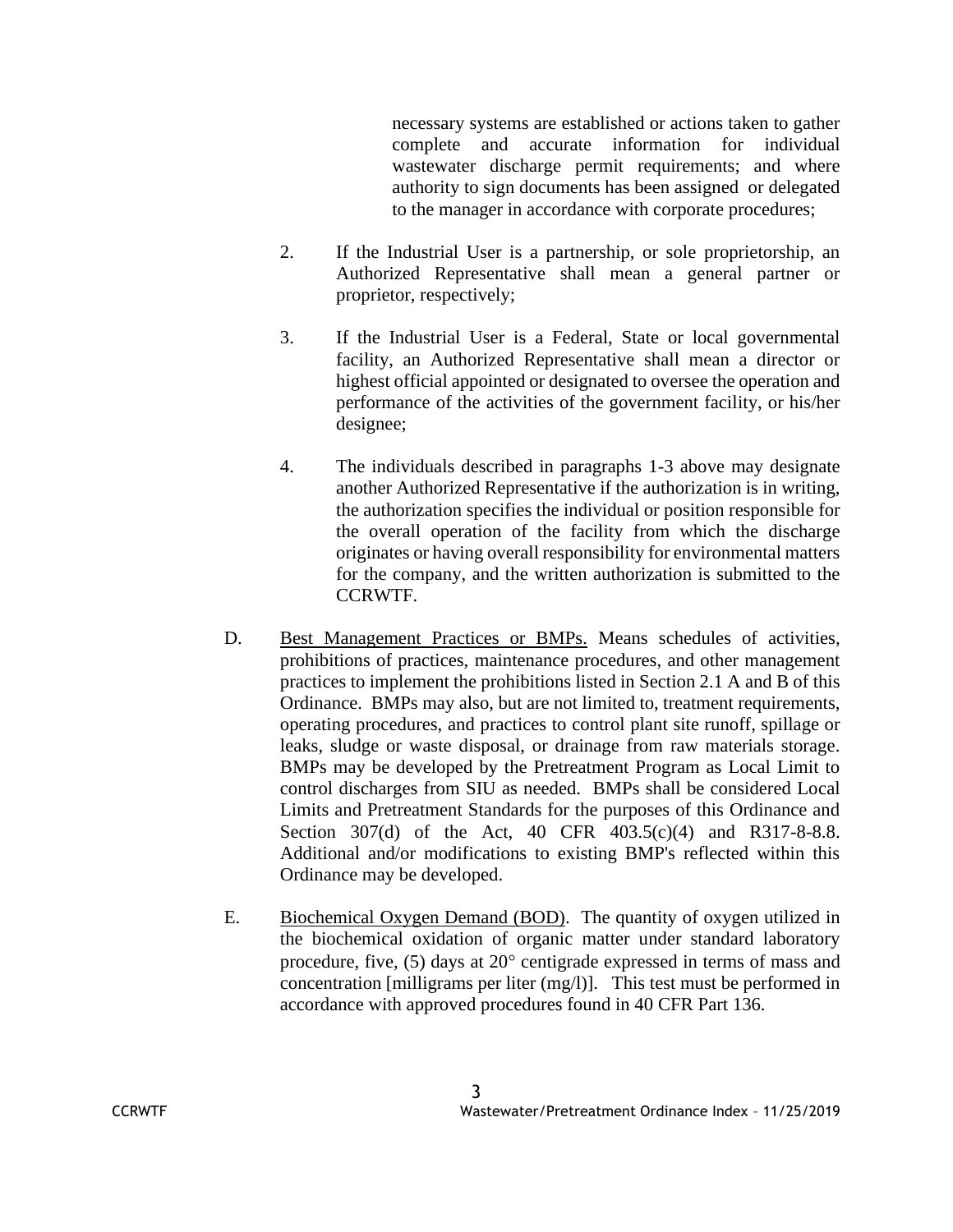necessary systems are established or actions taken to gather complete and accurate information for individual wastewater discharge permit requirements; and where authority to sign documents has been assigned or delegated to the manager in accordance with corporate procedures;

2. If the Industrial User is a partnership, or sole proprietorship, an Authorized Representative shall mean a general partner or proprietor, respectively;

3. If the Industrial User is a Federal, State or local governmental facility, an Authorized Representative shall mean a director or highest official appointed or designated to oversee the operation and performance of the activities of the government facility, or his/her designee;

4. The individuals described in paragraphs 1-3 above may designate another Authorized Representative if the authorization is in writing, the authorization specifies the individual or position responsible for the overall operation of the facility from which the discharge originates or having overall responsibility for environmental matters for the company, and the written authorization is submitted to the CCRWTF.

D. <u>Best Management Practices or BMPs.</u> Means schedules of activities, prohibitions of practices, maintenance procedures, and other management practices to implement the prohibitions listed in Section 2.1 A and B of this Ordinance. BMPs may also, but are not limited to, treatment requirements, operating procedures, and practices to control plant site runoff, spillage or leaks, sludge or waste disposal, or drainage from raw materials storage. BMPs may be developed by the Pretreatment Program as Local Limit to control discharges from SIU as needed. BMPs shall be considered Local Limits and Pretreatment Standards for the purposes of this Ordinance and Section 307(d) of the Act, 40 CFR 403.5(c)(4) and R317-8-8.8. Additional and/or modifications to existing BMP's reflected within this Ordinance may be developed.

E. <u>Biochemical Oxygen Demand (BOD)</u>. The quantity of oxygen utilized in the biochemical oxidation of organic matter under standard laboratory procedure, five, (5) days at 20° centigrade expressed in terms of mass and concentration [milligrams per liter (mg/l)]. This test must be performed in accordance with approved procedures found in 40 CFR Part 136.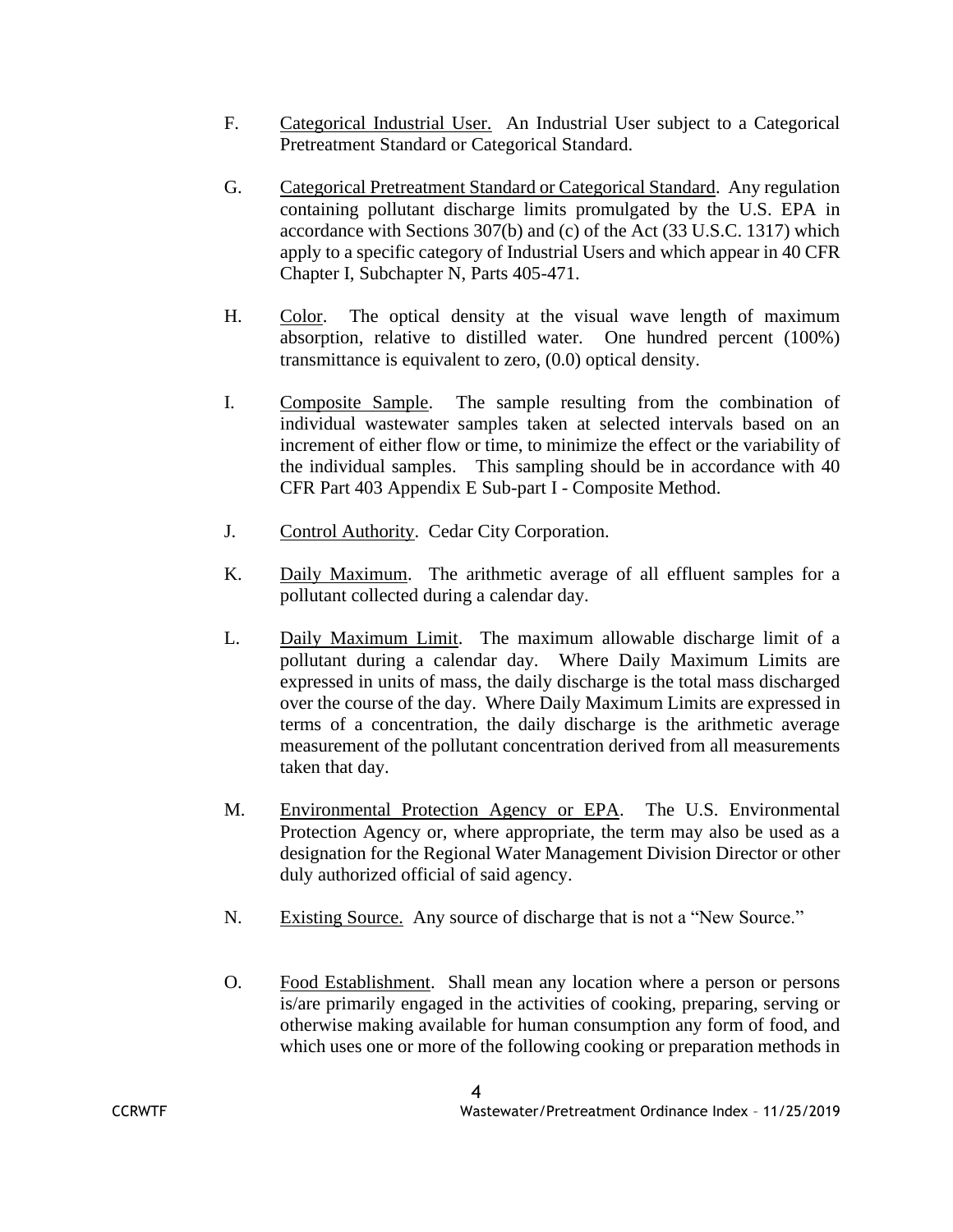F. Categorical Industrial User. An Industrial User subject to a Categorical Pretreatment Standard or Categorical Standard.

G. Categorical Pretreatment Standard or Categorical Standard. Any regulation containing pollutant discharge limits promulgated by the U.S. EPA in accordance with Sections 307(b) and (c) of the Act (33 U.S.C. 1317) which apply to a specific category of Industrial Users and which appear in 40 CFR Chapter I, Subchapter N, Parts 405-471.

H. Color. The optical density at the visual wave length of maximum absorption, relative to distilled water. One hundred percent (100%) transmittance is equivalent to zero, (0.0) optical density.

I. Composite Sample. The sample resulting from the combination of individual wastewater samples taken at selected intervals based on an increment of either flow or time, to minimize the effect or the variability of the individual samples. This sampling should be in accordance with 40 CFR Part 403 Appendix E Sub-part I - Composite Method.

J. Control Authority. Cedar City Corporation.

K. Daily Maximum. The arithmetic average of all effluent samples for a pollutant collected during a calendar day.

L. Daily Maximum Limit. The maximum allowable discharge limit of a pollutant during a calendar day. Where Daily Maximum Limits are expressed in units of mass, the daily discharge is the total mass discharged over the course of the day. Where Daily Maximum Limits are expressed in terms of a concentration, the daily discharge is the arithmetic average measurement of the pollutant concentration derived from all measurements taken that day.

M. Environmental Protection Agency or EPA. The U.S. Environmental Protection Agency or, where appropriate, the term may also be used as a designation for the Regional Water Management Division Director or other duly authorized official of said agency.

N. Existing Source. Any source of discharge that is not a "New Source."

O. Food Establishment. Shall mean any location where a person or persons is/are primarily engaged in the activities of cooking, preparing, serving or otherwise making available for human consumption any form of food, and which uses one or more of the following cooking or preparation methods in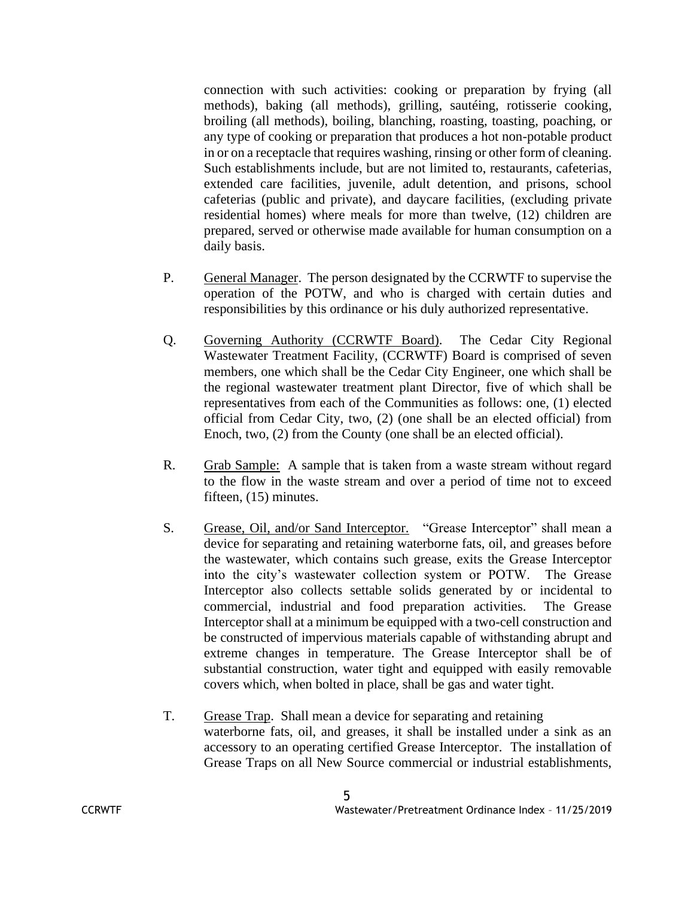connection with such activities: cooking or preparation by frying (all methods), baking (all methods), grilling, sautéing, rotisserie cooking, broiling (all methods), boiling, blanching, roasting, toasting, poaching, or any type of cooking or preparation that produces a hot non-potable product in or on a receptacle that requires washing, rinsing or other form of cleaning. Such establishments include, but are not limited to, restaurants, cafeterias, extended care facilities, juvenile, adult detention, and prisons, school cafeterias (public and private), and daycare facilities, (excluding private residential homes) where meals for more than twelve, (12) children are prepared, served or otherwise made available for human consumption on a daily basis.

P. General Manager. The person designated by the CCRWTF to supervise the operation of the POTW, and who is charged with certain duties and responsibilities by this ordinance or his duly authorized representative.

Q. Governing Authority (CCRWTF Board). The Cedar City Regional Wastewater Treatment Facility, (CCRWTF) Board is comprised of seven members, one which shall be the Cedar City Engineer, one which shall be the regional wastewater treatment plant Director, five of which shall be representatives from each of the Communities as follows: one, (1) elected official from Cedar City, two, (2) (one shall be an elected official) from Enoch, two, (2) from the County (one shall be an elected official).

R. Grab Sample: A sample that is taken from a waste stream without regard to the flow in the waste stream and over a period of time not to exceed fifteen, (15) minutes.

S. Grease, Oil, and/or Sand Interceptor. "Grease Interceptor" shall mean a device for separating and retaining waterborne fats, oil, and greases before the wastewater, which contains such grease, exits the Grease Interceptor into the city's wastewater collection system or POTW. The Grease Interceptor also collects settable solids generated by or incidental to commercial, industrial and food preparation activities. The Grease Interceptor shall at a minimum be equipped with a two-cell construction and be constructed of impervious materials capable of withstanding abrupt and extreme changes in temperature. The Grease Interceptor shall be of substantial construction, water tight and equipped with easily removable covers which, when bolted in place, shall be gas and water tight.

T. Grease Trap. Shall mean a device for separating and retaining waterborne fats, oil, and greases, it shall be installed under a sink as an accessory to an operating certified Grease Interceptor. The installation of Grease Traps on all New Source commercial or industrial establishments,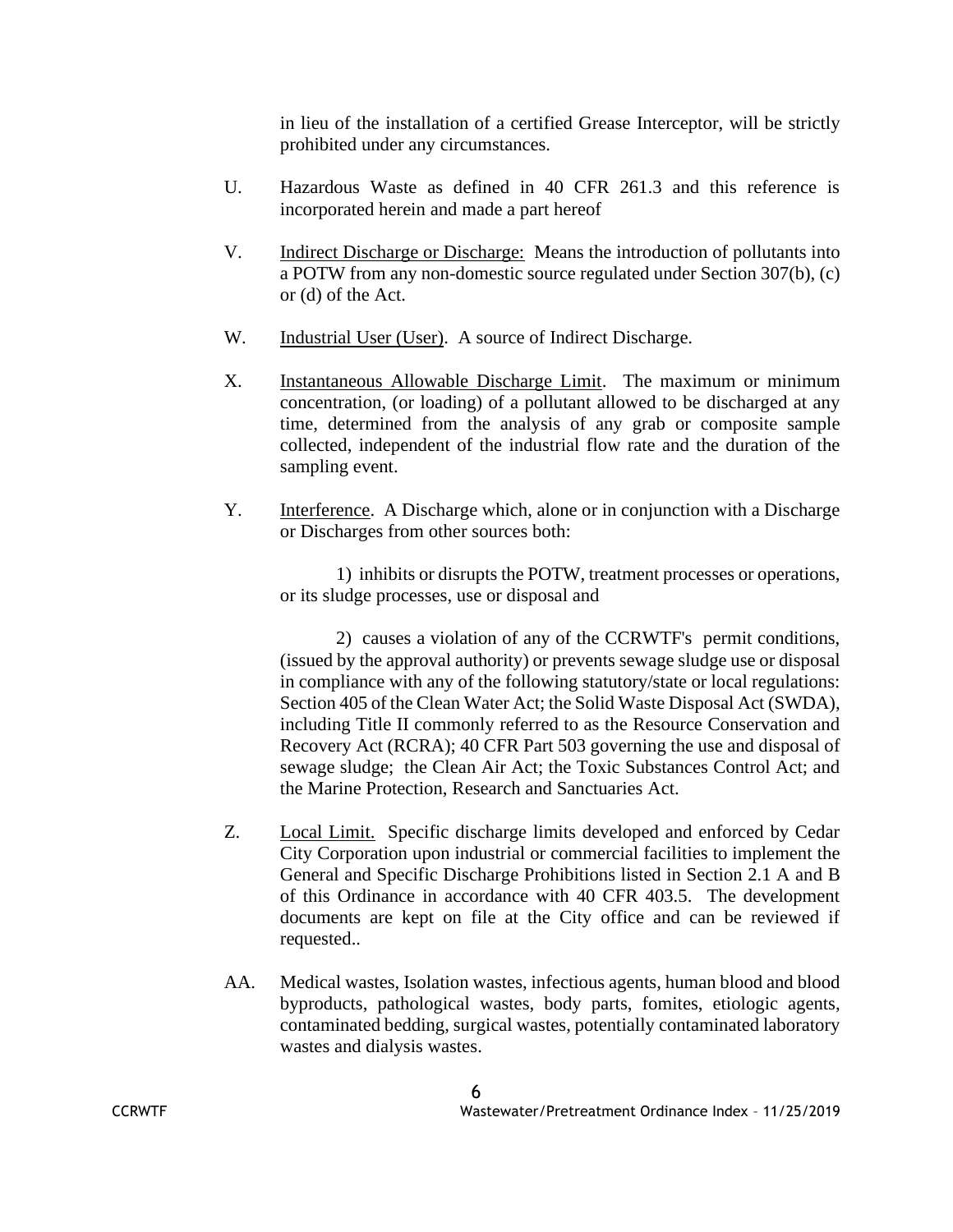in lieu of the installation of a certified Grease Interceptor, will be strictly prohibited under any circumstances.

U. Hazardous Waste as defined in 40 CFR 261.3 and this reference is incorporated herein and made a part hereof

V. <u>Indirect Discharge or Discharge:</u> Means the introduction of pollutants into a POTW from any non-domestic source regulated under Section 307(b), (c) or (d) of the Act.

W. <u>Industrial User (User)</u>. A source of Indirect Discharge.

X. <u>Instantaneous Allowable Discharge Limit</u>. The maximum or minimum concentration, (or loading) of a pollutant allowed to be discharged at any time, determined from the analysis of any grab or composite sample collected, independent of the industrial flow rate and the duration of the sampling event.

Y. <u>Interference</u>. A Discharge which, alone or in conjunction with a Discharge or Discharges from other sources both:

1) inhibits or disrupts the POTW, treatment processes or operations, or its sludge processes, use or disposal and

2) causes a violation of any of the CCRWTF's permit conditions, (issued by the approval authority) or prevents sewage sludge use or disposal in compliance with any of the following statutory/state or local regulations: Section 405 of the Clean Water Act; the Solid Waste Disposal Act (SWDA), including Title II commonly referred to as the Resource Conservation and Recovery Act (RCRA); 40 CFR Part 503 governing the use and disposal of sewage sludge; the Clean Air Act; the Toxic Substances Control Act; and the Marine Protection, Research and Sanctuaries Act.

Z. <u>Local Limit.</u> Specific discharge limits developed and enforced by Cedar City Corporation upon industrial or commercial facilities to implement the General and Specific Discharge Prohibitions listed in Section 2.1 A and B of this Ordinance in accordance with 40 CFR 403.5. The development documents are kept on file at the City office and can be reviewed if requested..

AA. Medical wastes, Isolation wastes, infectious agents, human blood and blood byproducts, pathological wastes, body parts, fomites, etiologic agents, contaminated bedding, surgical wastes, potentially contaminated laboratory wastes and dialysis wastes.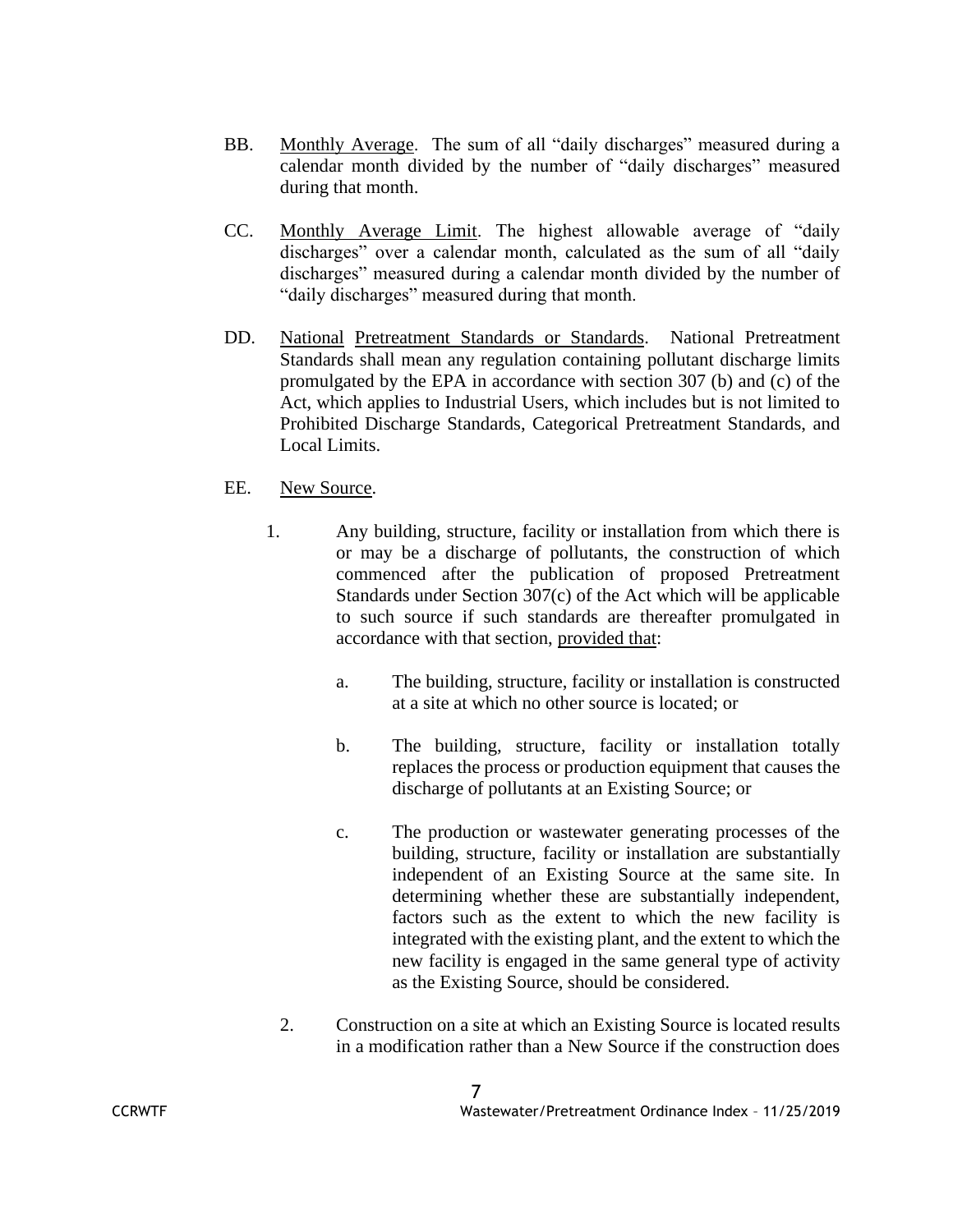BB. Monthly Average. The sum of all "daily discharges" measured during a calendar month divided by the number of "daily discharges" measured during that month.

CC. Monthly Average Limit. The highest allowable average of "daily discharges" over a calendar month, calculated as the sum of all "daily discharges" measured during a calendar month divided by the number of "daily discharges" measured during that month.

DD. National Pretreatment Standards or Standards. National Pretreatment Standards shall mean any regulation containing pollutant discharge limits promulgated by the EPA in accordance with section 307 (b) and (c) of the Act, which applies to Industrial Users, which includes but is not limited to Prohibited Discharge Standards, Categorical Pretreatment Standards, and Local Limits.

EE. New Source.

1. Any building, structure, facility or installation from which there is or may be a discharge of pollutants, the construction of which commenced after the publication of proposed Pretreatment Standards under Section 307(c) of the Act which will be applicable to such source if such standards are thereafter promulgated in accordance with that section, provided that:

   a. The building, structure, facility or installation is constructed at a site at which no other source is located; or

   b. The building, structure, facility or installation totally replaces the process or production equipment that causes the discharge of pollutants at an Existing Source; or

   c. The production or wastewater generating processes of the building, structure, facility or installation are substantially independent of an Existing Source at the same site. In determining whether these are substantially independent, factors such as the extent to which the new facility is integrated with the existing plant, and the extent to which the new facility is engaged in the same general type of activity as the Existing Source, should be considered.

2. Construction on a site at which an Existing Source is located results in a modification rather than a New Source if the construction does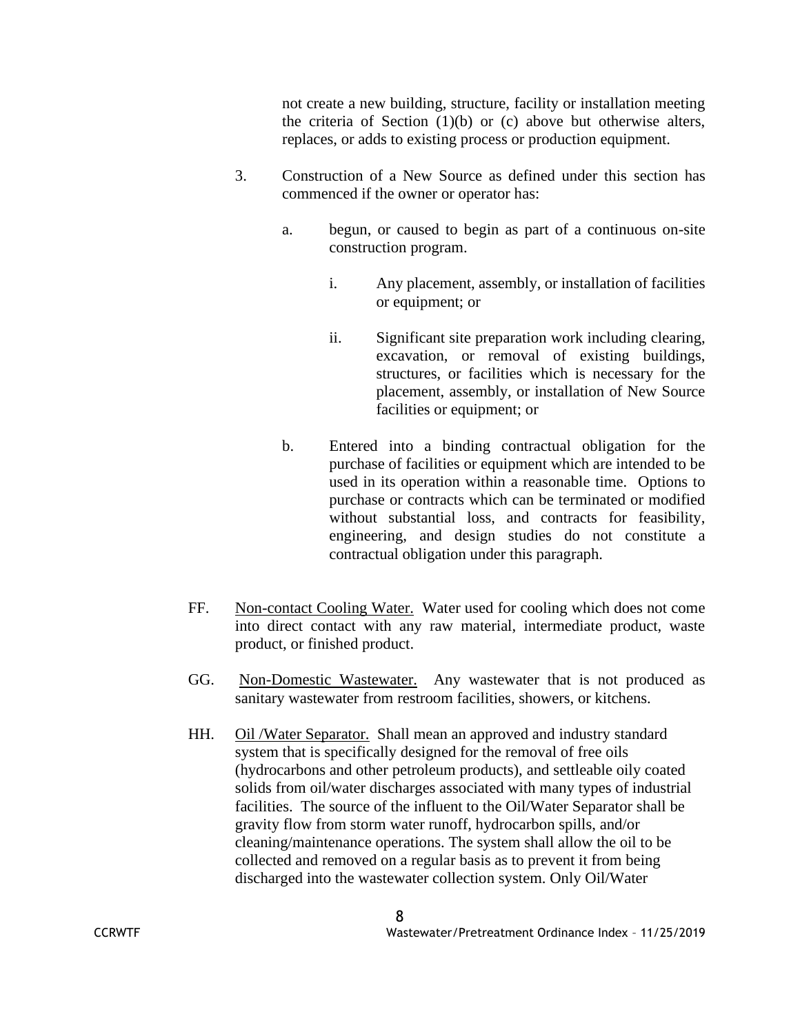not create a new building, structure, facility or installation meeting the criteria of Section (1)(b) or (c) above but otherwise alters, replaces, or adds to existing process or production equipment.

3. Construction of a New Source as defined under this section has commenced if the owner or operator has:

   a. begun, or caused to begin as part of a continuous on-site construction program.

      i. Any placement, assembly, or installation of facilities or equipment; or

      ii. Significant site preparation work including clearing, excavation, or removal of existing buildings, structures, or facilities which is necessary for the placement, assembly, or installation of New Source facilities or equipment; or

   b. Entered into a binding contractual obligation for the purchase of facilities or equipment which are intended to be used in its operation within a reasonable time. Options to purchase or contracts which can be terminated or modified without substantial loss, and contracts for feasibility, engineering, and design studies do not constitute a contractual obligation under this paragraph.

FF. Non-contact Cooling Water. Water used for cooling which does not come into direct contact with any raw material, intermediate product, waste product, or finished product.

GG. Non-Domestic Wastewater. Any wastewater that is not produced as sanitary wastewater from restroom facilities, showers, or kitchens.

HH. Oil /Water Separator. Shall mean an approved and industry standard system that is specifically designed for the removal of free oils (hydrocarbons and other petroleum products), and settleable oily coated solids from oil/water discharges associated with many types of industrial facilities. The source of the influent to the Oil/Water Separator shall be gravity flow from storm water runoff, hydrocarbon spills, and/or cleaning/maintenance operations. The system shall allow the oil to be collected and removed on a regular basis as to prevent it from being discharged into the wastewater collection system. Only Oil/Water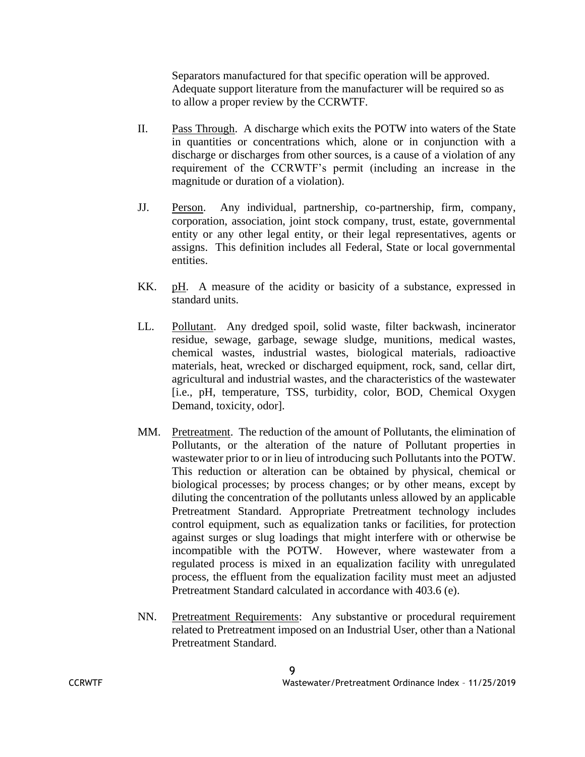Separators manufactured for that specific operation will be approved. Adequate support literature from the manufacturer will be required so as to allow a proper review by the CCRWTF.

II. Pass Through. A discharge which exits the POTW into waters of the State in quantities or concentrations which, alone or in conjunction with a discharge or discharges from other sources, is a cause of a violation of any requirement of the CCRWTF's permit (including an increase in the magnitude or duration of a violation).

JJ. Person. Any individual, partnership, co-partnership, firm, company, corporation, association, joint stock company, trust, estate, governmental entity or any other legal entity, or their legal representatives, agents or assigns. This definition includes all Federal, State or local governmental entities.

KK. pH. A measure of the acidity or basicity of a substance, expressed in standard units.

LL. Pollutant. Any dredged spoil, solid waste, filter backwash, incinerator residue, sewage, garbage, sewage sludge, munitions, medical wastes, chemical wastes, industrial wastes, biological materials, radioactive materials, heat, wrecked or discharged equipment, rock, sand, cellar dirt, agricultural and industrial wastes, and the characteristics of the wastewater [i.e., pH, temperature, TSS, turbidity, color, BOD, Chemical Oxygen Demand, toxicity, odor].

MM. Pretreatment. The reduction of the amount of Pollutants, the elimination of Pollutants, or the alteration of the nature of Pollutant properties in wastewater prior to or in lieu of introducing such Pollutants into the POTW. This reduction or alteration can be obtained by physical, chemical or biological processes; by process changes; or by other means, except by diluting the concentration of the pollutants unless allowed by an applicable Pretreatment Standard. Appropriate Pretreatment technology includes control equipment, such as equalization tanks or facilities, for protection against surges or slug loadings that might interfere with or otherwise be incompatible with the POTW. However, where wastewater from a regulated process is mixed in an equalization facility with unregulated process, the effluent from the equalization facility must meet an adjusted Pretreatment Standard calculated in accordance with 403.6 (e).

NN. Pretreatment Requirements: Any substantive or procedural requirement related to Pretreatment imposed on an Industrial User, other than a National Pretreatment Standard.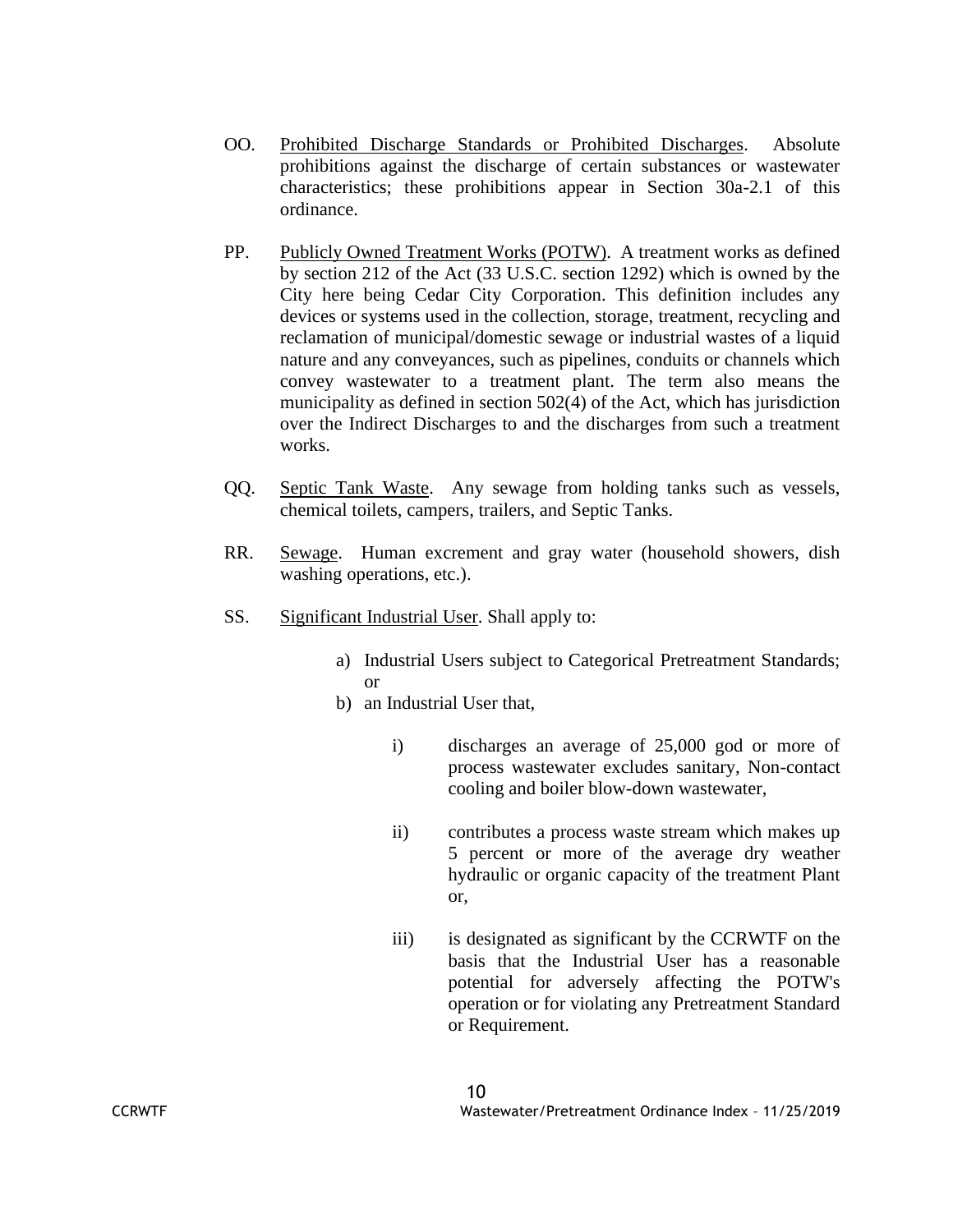OO. Prohibited Discharge Standards or Prohibited Discharges. Absolute prohibitions against the discharge of certain substances or wastewater characteristics; these prohibitions appear in Section 30a-2.1 of this ordinance.

PP. Publicly Owned Treatment Works (POTW). A treatment works as defined by section 212 of the Act (33 U.S.C. section 1292) which is owned by the City here being Cedar City Corporation. This definition includes any devices or systems used in the collection, storage, treatment, recycling and reclamation of municipal/domestic sewage or industrial wastes of a liquid nature and any conveyances, such as pipelines, conduits or channels which convey wastewater to a treatment plant. The term also means the municipality as defined in section 502(4) of the Act, which has jurisdiction over the Indirect Discharges to and the discharges from such a treatment works.

QQ. Septic Tank Waste. Any sewage from holding tanks such as vessels, chemical toilets, campers, trailers, and Septic Tanks.

RR. Sewage. Human excrement and gray water (household showers, dish washing operations, etc.).

SS. Significant Industrial User. Shall apply to:

a) Industrial Users subject to Categorical Pretreatment Standards; or
b) an Industrial User that,

    i) discharges an average of 25,000 god or more of process wastewater excludes sanitary, Non-contact cooling and boiler blow-down wastewater,

    ii) contributes a process waste stream which makes up 5 percent or more of the average dry weather hydraulic or organic capacity of the treatment Plant or,

    iii) is designated as significant by the CCRWTF on the basis that the Industrial User has a reasonable potential for adversely affecting the POTW's operation or for violating any Pretreatment Standard or Requirement.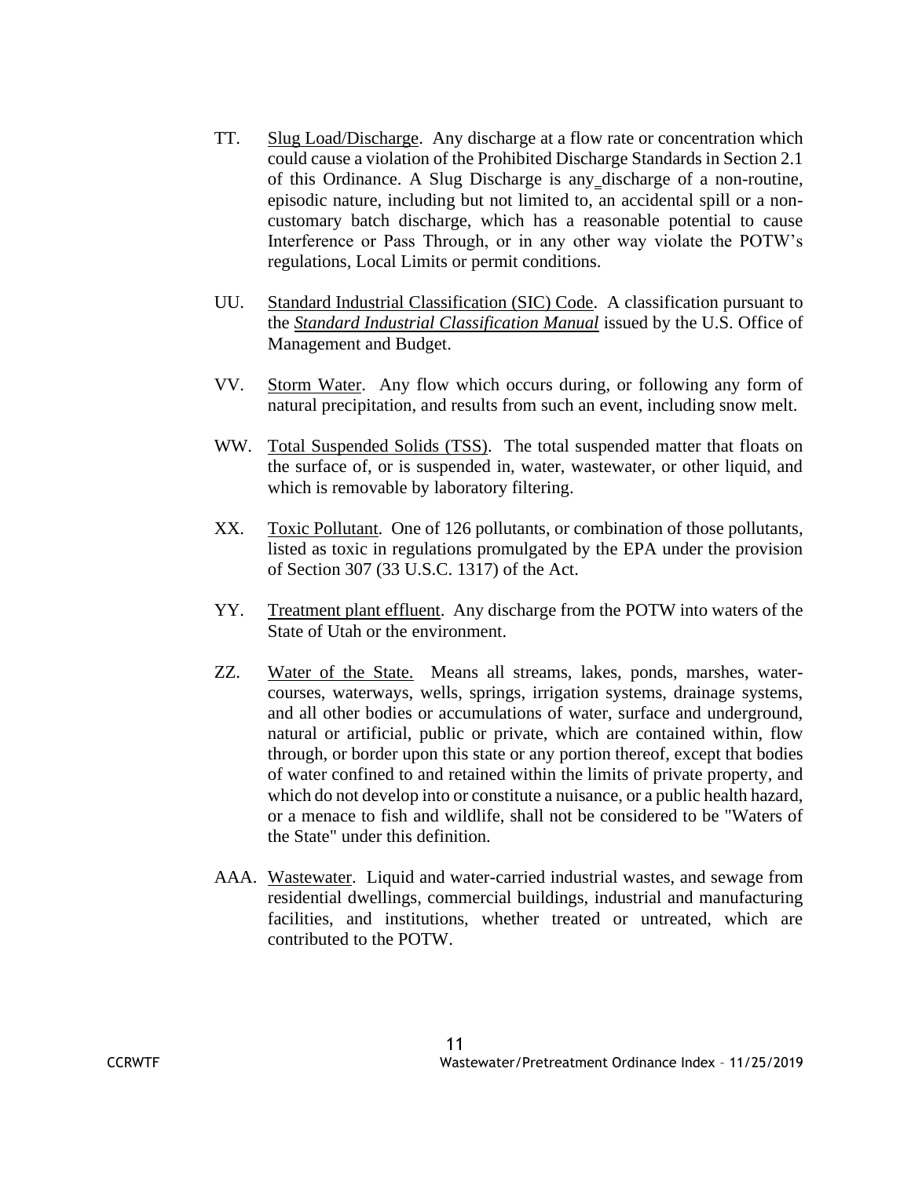TT. Slug Load/Discharge. Any discharge at a flow rate or concentration which could cause a violation of the Prohibited Discharge Standards in Section 2.1 of this Ordinance. A Slug Discharge is any discharge of a non-routine, episodic nature, including but not limited to, an accidental spill or a non-customary batch discharge, which has a reasonable potential to cause Interference or Pass Through, or in any other way violate the POTW's regulations, Local Limits or permit conditions.

UU. Standard Industrial Classification (SIC) Code. A classification pursuant to the ***Standard Industrial Classification Manual*** issued by the U.S. Office of Management and Budget.

VV. Storm Water. Any flow which occurs during, or following any form of natural precipitation, and results from such an event, including snow melt.

WW. Total Suspended Solids (TSS). The total suspended matter that floats on the surface of, or is suspended in, water, wastewater, or other liquid, and which is removable by laboratory filtering.

XX. Toxic Pollutant. One of 126 pollutants, or combination of those pollutants, listed as toxic in regulations promulgated by the EPA under the provision of Section 307 (33 U.S.C. 1317) of the Act.

YY. Treatment plant effluent. Any discharge from the POTW into waters of the State of Utah or the environment.

ZZ. Water of the State. Means all streams, lakes, ponds, marshes, water-courses, waterways, wells, springs, irrigation systems, drainage systems, and all other bodies or accumulations of water, surface and underground, natural or artificial, public or private, which are contained within, flow through, or border upon this state or any portion thereof, except that bodies of water confined to and retained within the limits of private property, and which do not develop into or constitute a nuisance, or a public health hazard, or a menace to fish and wildlife, shall not be considered to be "Waters of the State" under this definition.

AAA. Wastewater. Liquid and water-carried industrial wastes, and sewage from residential dwellings, commercial buildings, industrial and manufacturing facilities, and institutions, whether treated or untreated, which are contributed to the POTW.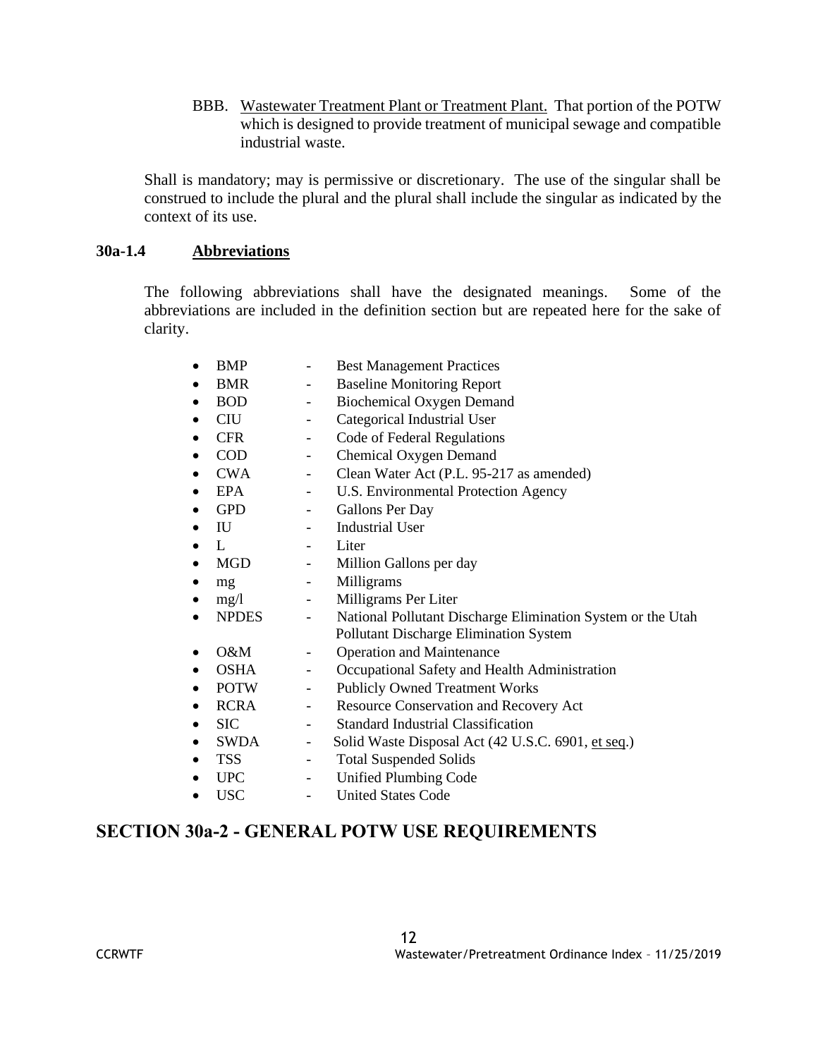BBB. Wastewater Treatment Plant or Treatment Plant. That portion of the POTW which is designed to provide treatment of municipal sewage and compatible industrial waste.

Shall is mandatory; may is permissive or discretionary. The use of the singular shall be construed to include the plural and the plural shall include the singular as indicated by the context of its use.

### 30a-1.4 Abbreviations

The following abbreviations shall have the designated meanings. Some of the abbreviations are included in the definition section but are repeated here for the sake of clarity.

- BMP - Best Management Practices
- BMR - Baseline Monitoring Report
- BOD - Biochemical Oxygen Demand
- CIU - Categorical Industrial User
- CFR - Code of Federal Regulations
- COD - Chemical Oxygen Demand
- CWA - Clean Water Act (P.L. 95-217 as amended)
- EPA - U.S. Environmental Protection Agency
- GPD - Gallons Per Day
- IU - Industrial User
- L - Liter
- MGD - Million Gallons per day
- mg - Milligrams
- mg/l - Milligrams Per Liter
- NPDES - National Pollutant Discharge Elimination System or the Utah Pollutant Discharge Elimination System
- O&M - Operation and Maintenance
- OSHA - Occupational Safety and Health Administration
- POTW - Publicly Owned Treatment Works
- RCRA - Resource Conservation and Recovery Act
- SIC - Standard Industrial Classification
- SWDA - Solid Waste Disposal Act (42 U.S.C. 6901, et seq.)
- TSS - Total Suspended Solids
- UPC - Unified Plumbing Code
- USC - United States Code

## SECTION 30a-2 - GENERAL POTW USE REQUIREMENTS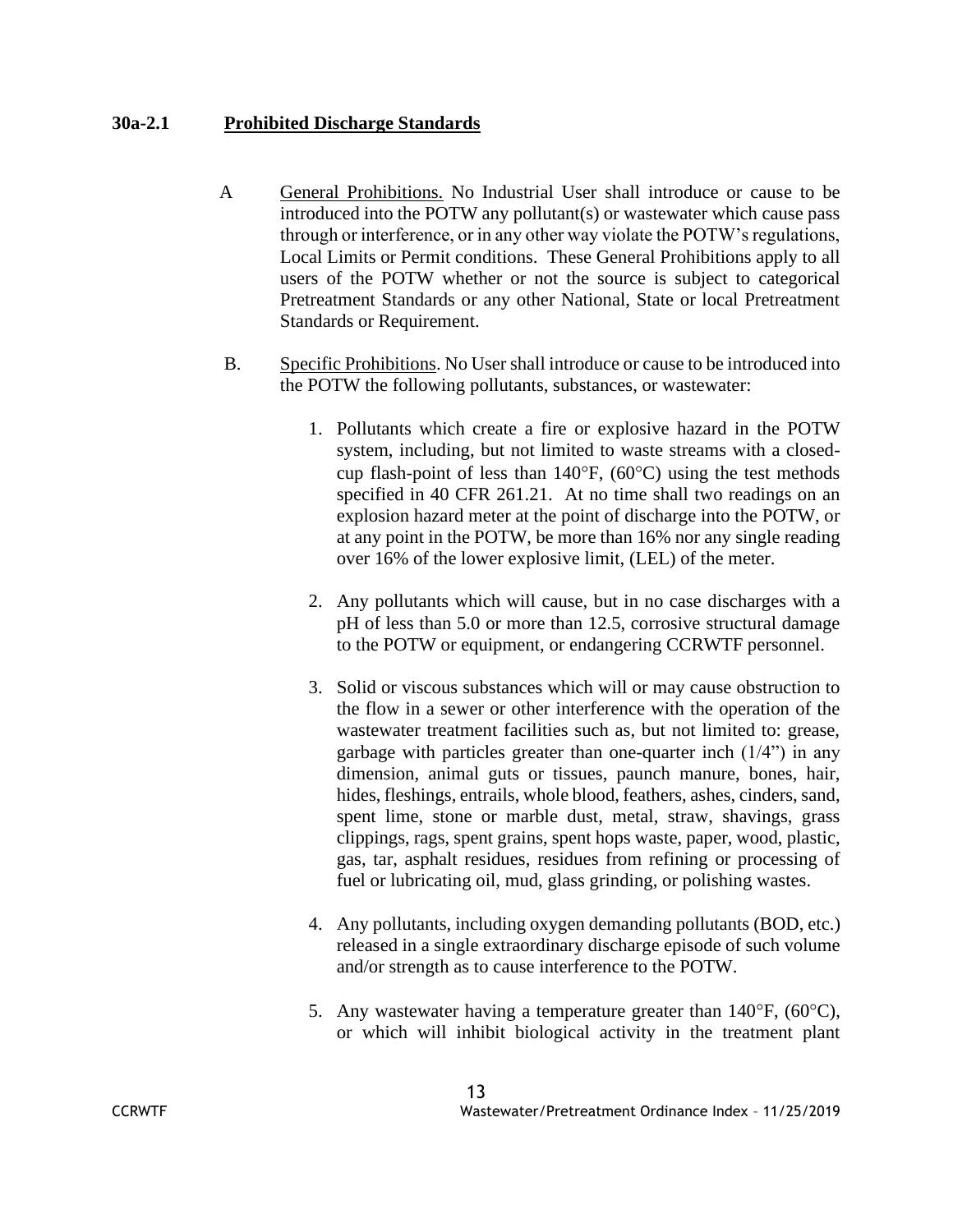**30a-2.1 Prohibited Discharge Standards**

A. General Prohibitions. No Industrial User shall introduce or cause to be introduced into the POTW any pollutant(s) or wastewater which cause pass through or interference, or in any other way violate the POTW's regulations, Local Limits or Permit conditions. These General Prohibitions apply to all users of the POTW whether or not the source is subject to categorical Pretreatment Standards or any other National, State or local Pretreatment Standards or Requirement.

B. Specific Prohibitions. No User shall introduce or cause to be introduced into the POTW the following pollutants, substances, or wastewater:

1. Pollutants which create a fire or explosive hazard in the POTW system, including, but not limited to waste streams with a closed-cup flash-point of less than 140°F, (60°C) using the test methods specified in 40 CFR 261.21. At no time shall two readings on an explosion hazard meter at the point of discharge into the POTW, or at any point in the POTW, be more than 16% nor any single reading over 16% of the lower explosive limit, (LEL) of the meter.

2. Any pollutants which will cause, but in no case discharges with a pH of less than 5.0 or more than 12.5, corrosive structural damage to the POTW or equipment, or endangering CCRWTF personnel.

3. Solid or viscous substances which will or may cause obstruction to the flow in a sewer or other interference with the operation of the wastewater treatment facilities such as, but not limited to: grease, garbage with particles greater than one-quarter inch (1/4") in any dimension, animal guts or tissues, paunch manure, bones, hair, hides, fleshings, entrails, whole blood, feathers, ashes, cinders, sand, spent lime, stone or marble dust, metal, straw, shavings, grass clippings, rags, spent grains, spent hops waste, paper, wood, plastic, gas, tar, asphalt residues, residues from refining or processing of fuel or lubricating oil, mud, glass grinding, or polishing wastes.

4. Any pollutants, including oxygen demanding pollutants (BOD, etc.) released in a single extraordinary discharge episode of such volume and/or strength as to cause interference to the POTW.

5. Any wastewater having a temperature greater than 140°F, (60°C), or which will inhibit biological activity in the treatment plant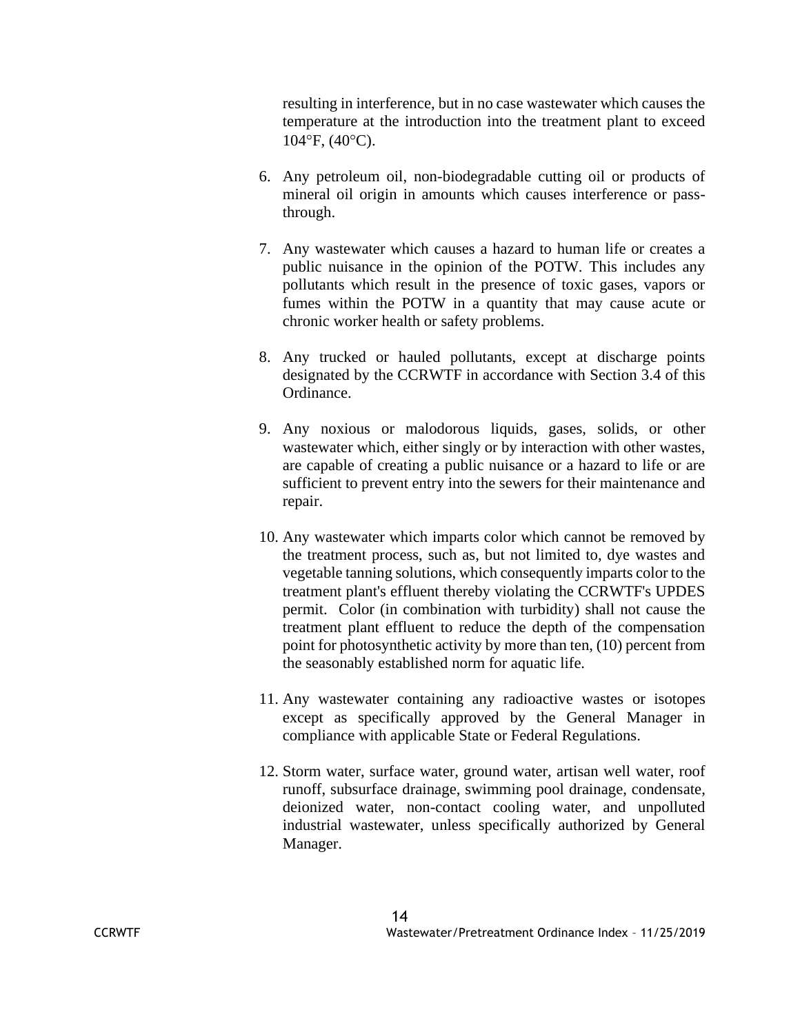resulting in interference, but in no case wastewater which causes the temperature at the introduction into the treatment plant to exceed 104°F, (40°C).

6. Any petroleum oil, non-biodegradable cutting oil or products of mineral oil origin in amounts which causes interference or pass-through.

7. Any wastewater which causes a hazard to human life or creates a public nuisance in the opinion of the POTW. This includes any pollutants which result in the presence of toxic gases, vapors or fumes within the POTW in a quantity that may cause acute or chronic worker health or safety problems.

8. Any trucked or hauled pollutants, except at discharge points designated by the CCRWTF in accordance with Section 3.4 of this Ordinance.

9. Any noxious or malodorous liquids, gases, solids, or other wastewater which, either singly or by interaction with other wastes, are capable of creating a public nuisance or a hazard to life or are sufficient to prevent entry into the sewers for their maintenance and repair.

10. Any wastewater which imparts color which cannot be removed by the treatment process, such as, but not limited to, dye wastes and vegetable tanning solutions, which consequently imparts color to the treatment plant's effluent thereby violating the CCRWTF's UPDES permit. Color (in combination with turbidity) shall not cause the treatment plant effluent to reduce the depth of the compensation point for photosynthetic activity by more than ten, (10) percent from the seasonably established norm for aquatic life.

11. Any wastewater containing any radioactive wastes or isotopes except as specifically approved by the General Manager in compliance with applicable State or Federal Regulations.

12. Storm water, surface water, ground water, artisan well water, roof runoff, subsurface drainage, swimming pool drainage, condensate, deionized water, non-contact cooling water, and unpolluted industrial wastewater, unless specifically authorized by General Manager.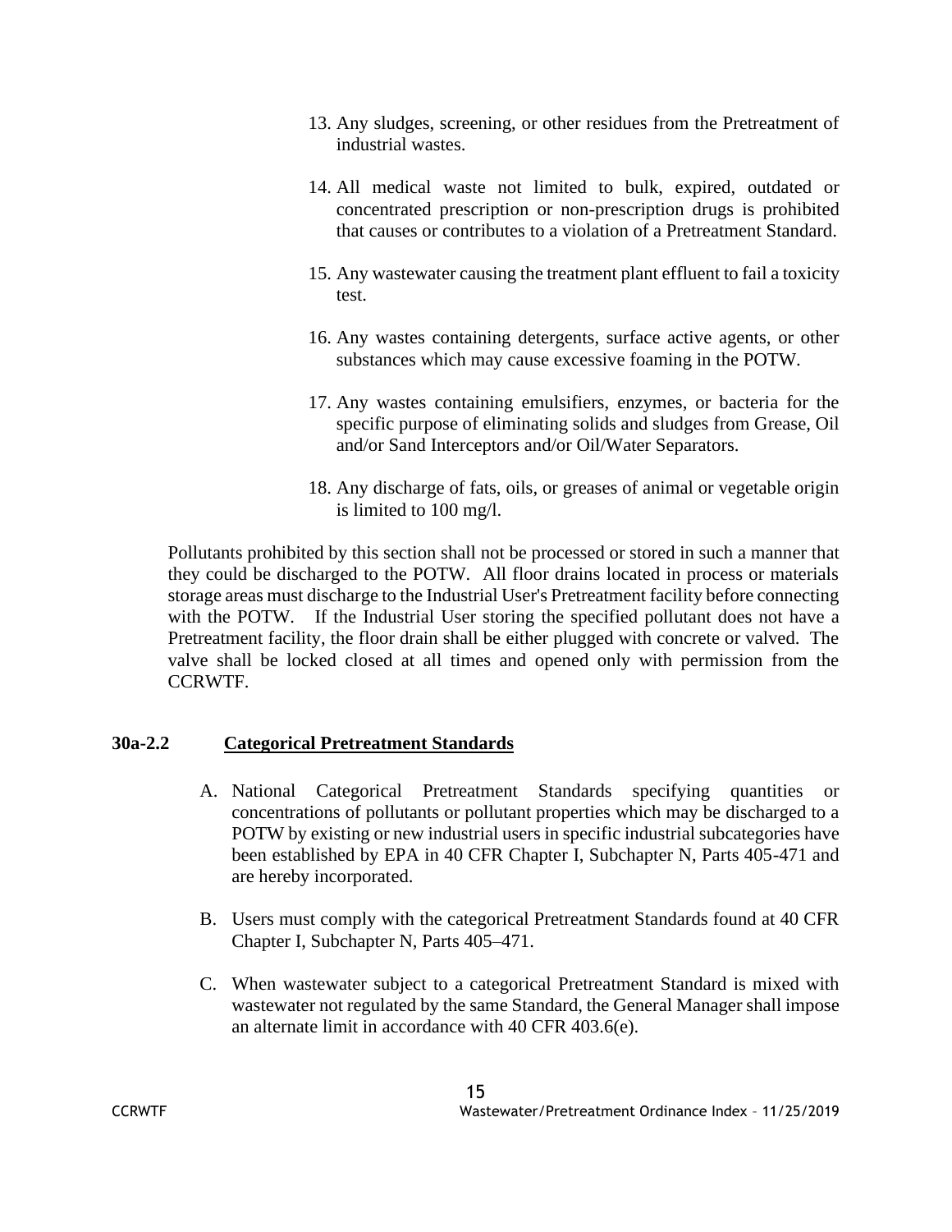13. Any sludges, screening, or other residues from the Pretreatment of industrial wastes.

14. All medical waste not limited to bulk, expired, outdated or concentrated prescription or non-prescription drugs is prohibited that causes or contributes to a violation of a Pretreatment Standard.

15. Any wastewater causing the treatment plant effluent to fail a toxicity test.

16. Any wastes containing detergents, surface active agents, or other substances which may cause excessive foaming in the POTW.

17. Any wastes containing emulsifiers, enzymes, or bacteria for the specific purpose of eliminating solids and sludges from Grease, Oil and/or Sand Interceptors and/or Oil/Water Separators.

18. Any discharge of fats, oils, or greases of animal or vegetable origin is limited to 100 mg/l.

Pollutants prohibited by this section shall not be processed or stored in such a manner that they could be discharged to the POTW. All floor drains located in process or materials storage areas must discharge to the Industrial User's Pretreatment facility before connecting with the POTW. If the Industrial User storing the specified pollutant does not have a Pretreatment facility, the floor drain shall be either plugged with concrete or valved. The valve shall be locked closed at all times and opened only with permission from the CCRWTF.

**30a-2.2 <u>Categorical Pretreatment Standards</u>**

A. National Categorical Pretreatment Standards specifying quantities or concentrations of pollutants or pollutant properties which may be discharged to a POTW by existing or new industrial users in specific industrial subcategories have been established by EPA in 40 CFR Chapter I, Subchapter N, Parts 405-471 and are hereby incorporated.

B. Users must comply with the categorical Pretreatment Standards found at 40 CFR Chapter I, Subchapter N, Parts 405–471.

C. When wastewater subject to a categorical Pretreatment Standard is mixed with wastewater not regulated by the same Standard, the General Manager shall impose an alternate limit in accordance with 40 CFR 403.6(e).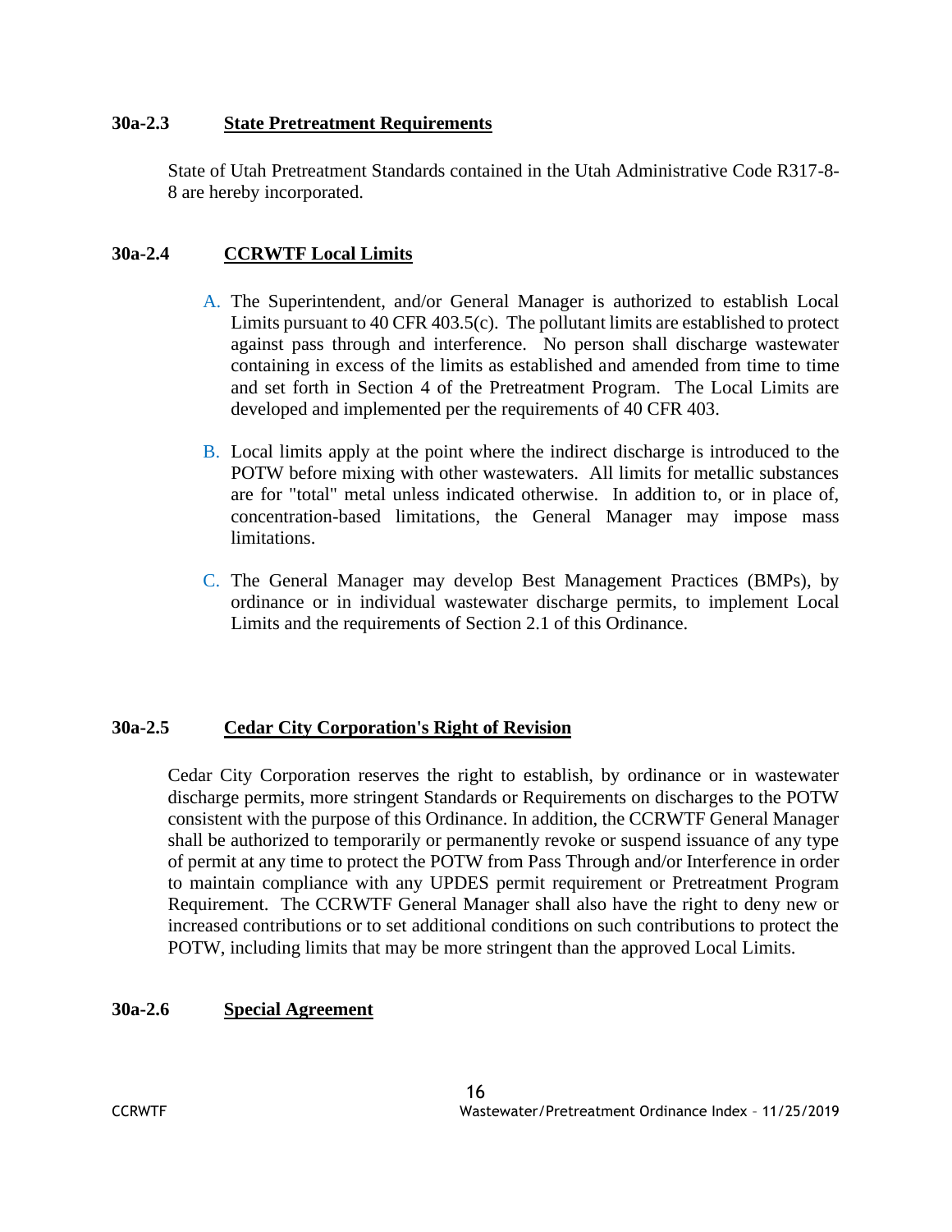### 30a-2.3 State Pretreatment Requirements

State of Utah Pretreatment Standards contained in the Utah Administrative Code R317-8-8 are hereby incorporated.

### 30a-2.4 CCRWTF Local Limits

A. The Superintendent, and/or General Manager is authorized to establish Local Limits pursuant to 40 CFR 403.5(c). The pollutant limits are established to protect against pass through and interference. No person shall discharge wastewater containing in excess of the limits as established and amended from time to time and set forth in Section 4 of the Pretreatment Program. The Local Limits are developed and implemented per the requirements of 40 CFR 403.

B. Local limits apply at the point where the indirect discharge is introduced to the POTW before mixing with other wastewaters. All limits for metallic substances are for "total" metal unless indicated otherwise. In addition to, or in place of, concentration-based limitations, the General Manager may impose mass limitations.

C. The General Manager may develop Best Management Practices (BMPs), by ordinance or in individual wastewater discharge permits, to implement Local Limits and the requirements of Section 2.1 of this Ordinance.

### 30a-2.5 Cedar City Corporation's Right of Revision

Cedar City Corporation reserves the right to establish, by ordinance or in wastewater discharge permits, more stringent Standards or Requirements on discharges to the POTW consistent with the purpose of this Ordinance. In addition, the CCRWTF General Manager shall be authorized to temporarily or permanently revoke or suspend issuance of any type of permit at any time to protect the POTW from Pass Through and/or Interference in order to maintain compliance with any UPDES permit requirement or Pretreatment Program Requirement. The CCRWTF General Manager shall also have the right to deny new or increased contributions or to set additional conditions on such contributions to protect the POTW, including limits that may be more stringent than the approved Local Limits.

### 30a-2.6 Special Agreement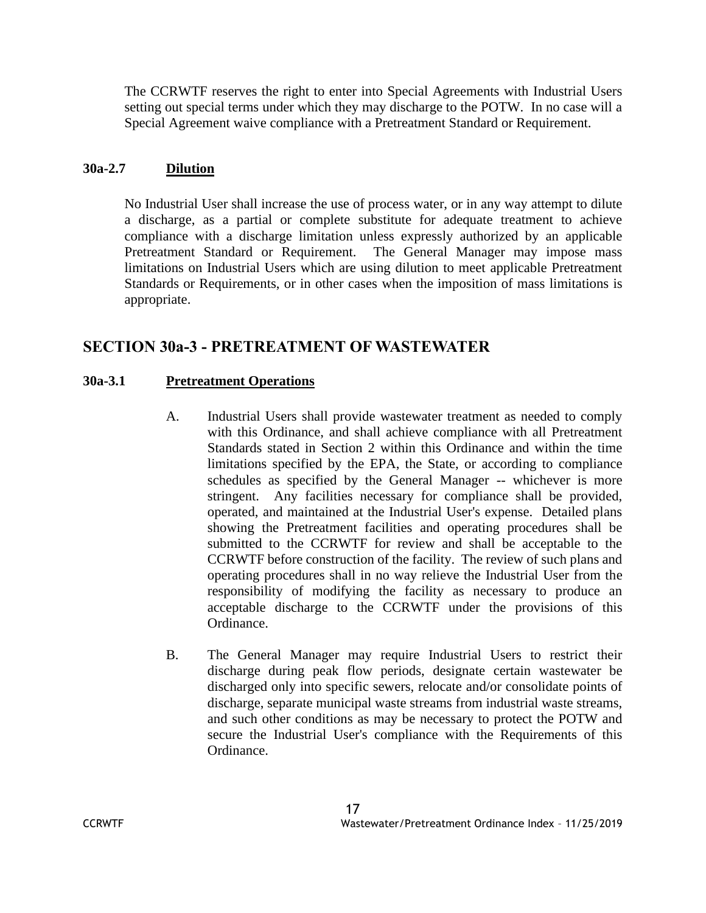The CCRWTF reserves the right to enter into Special Agreements with Industrial Users setting out special terms under which they may discharge to the POTW. In no case will a Special Agreement waive compliance with a Pretreatment Standard or Requirement.

### 30a-2.7 Dilution

No Industrial User shall increase the use of process water, or in any way attempt to dilute a discharge, as a partial or complete substitute for adequate treatment to achieve compliance with a discharge limitation unless expressly authorized by an applicable Pretreatment Standard or Requirement. The General Manager may impose mass limitations on Industrial Users which are using dilution to meet applicable Pretreatment Standards or Requirements, or in other cases when the imposition of mass limitations is appropriate.

## SECTION 30a-3 - PRETREATMENT OF WASTEWATER

### 30a-3.1 Pretreatment Operations

A. Industrial Users shall provide wastewater treatment as needed to comply with this Ordinance, and shall achieve compliance with all Pretreatment Standards stated in Section 2 within this Ordinance and within the time limitations specified by the EPA, the State, or according to compliance schedules as specified by the General Manager -- whichever is more stringent. Any facilities necessary for compliance shall be provided, operated, and maintained at the Industrial User's expense. Detailed plans showing the Pretreatment facilities and operating procedures shall be submitted to the CCRWTF for review and shall be acceptable to the CCRWTF before construction of the facility. The review of such plans and operating procedures shall in no way relieve the Industrial User from the responsibility of modifying the facility as necessary to produce an acceptable discharge to the CCRWTF under the provisions of this Ordinance.

B. The General Manager may require Industrial Users to restrict their discharge during peak flow periods, designate certain wastewater be discharged only into specific sewers, relocate and/or consolidate points of discharge, separate municipal waste streams from industrial waste streams, and such other conditions as may be necessary to protect the POTW and secure the Industrial User's compliance with the Requirements of this Ordinance.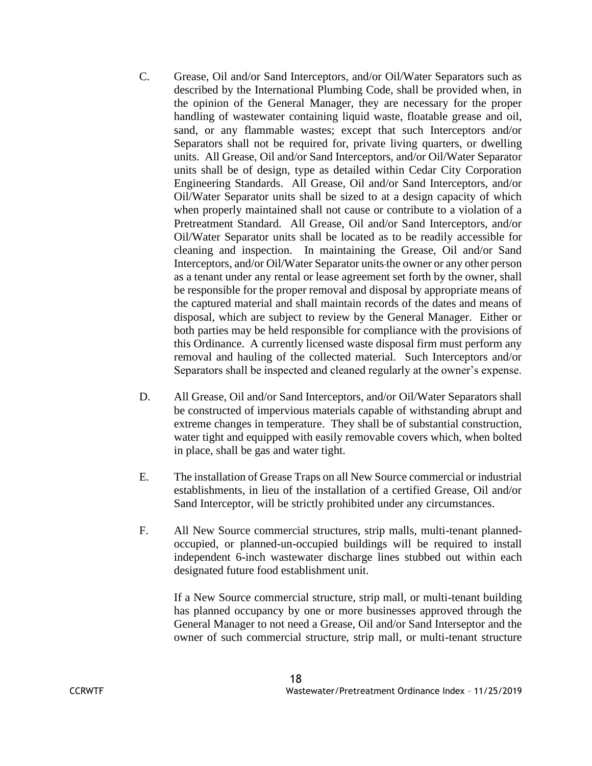C. Grease, Oil and/or Sand Interceptors, and/or Oil/Water Separators such as described by the International Plumbing Code, shall be provided when, in the opinion of the General Manager, they are necessary for the proper handling of wastewater containing liquid waste, floatable grease and oil, sand, or any flammable wastes; except that such Interceptors and/or Separators shall not be required for, private living quarters, or dwelling units. All Grease, Oil and/or Sand Interceptors, and/or Oil/Water Separator units shall be of design, type as detailed within Cedar City Corporation Engineering Standards. All Grease, Oil and/or Sand Interceptors, and/or Oil/Water Separator units shall be sized to at a design capacity of which when properly maintained shall not cause or contribute to a violation of a Pretreatment Standard. All Grease, Oil and/or Sand Interceptors, and/or Oil/Water Separator units shall be located as to be readily accessible for cleaning and inspection. In maintaining the Grease, Oil and/or Sand Interceptors, and/or Oil/Water Separator units the owner or any other person as a tenant under any rental or lease agreement set forth by the owner, shall be responsible for the proper removal and disposal by appropriate means of the captured material and shall maintain records of the dates and means of disposal, which are subject to review by the General Manager. Either or both parties may be held responsible for compliance with the provisions of this Ordinance. A currently licensed waste disposal firm must perform any removal and hauling of the collected material. Such Interceptors and/or Separators shall be inspected and cleaned regularly at the owner's expense.

D. All Grease, Oil and/or Sand Interceptors, and/or Oil/Water Separators shall be constructed of impervious materials capable of withstanding abrupt and extreme changes in temperature. They shall be of substantial construction, water tight and equipped with easily removable covers which, when bolted in place, shall be gas and water tight.

E. The installation of Grease Traps on all New Source commercial or industrial establishments, in lieu of the installation of a certified Grease, Oil and/or Sand Interceptor, will be strictly prohibited under any circumstances.

F. All New Source commercial structures, strip malls, multi-tenant planned-occupied, or planned-un-occupied buildings will be required to install independent 6-inch wastewater discharge lines stubbed out within each designated future food establishment unit.

If a New Source commercial structure, strip mall, or multi-tenant building has planned occupancy by one or more businesses approved through the General Manager to not need a Grease, Oil and/or Sand Interseptor and the owner of such commercial structure, strip mall, or multi-tenant structure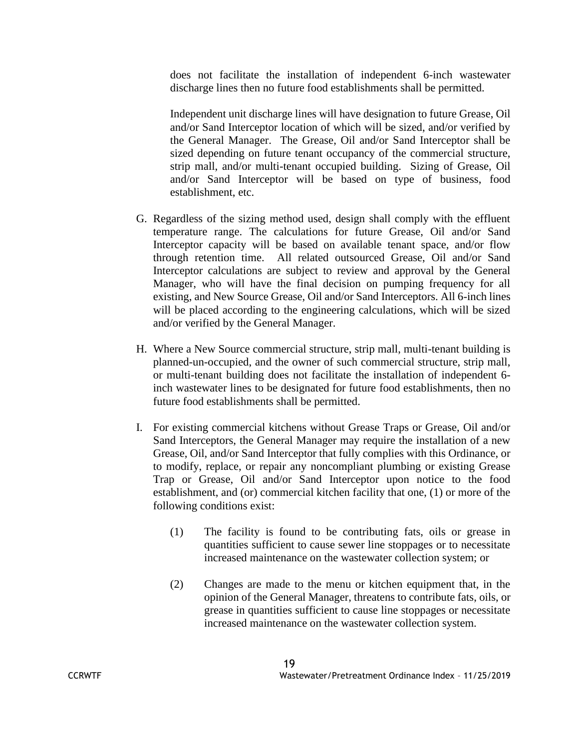does not facilitate the installation of independent 6-inch wastewater discharge lines then no future food establishments shall be permitted.

Independent unit discharge lines will have designation to future Grease, Oil and/or Sand Interceptor location of which will be sized, and/or verified by the General Manager. The Grease, Oil and/or Sand Interceptor shall be sized depending on future tenant occupancy of the commercial structure, strip mall, and/or multi-tenant occupied building. Sizing of Grease, Oil and/or Sand Interceptor will be based on type of business, food establishment, etc.

G. Regardless of the sizing method used, design shall comply with the effluent temperature range. The calculations for future Grease, Oil and/or Sand Interceptor capacity will be based on available tenant space, and/or flow through retention time. All related outsourced Grease, Oil and/or Sand Interceptor calculations are subject to review and approval by the General Manager, who will have the final decision on pumping frequency for all existing, and New Source Grease, Oil and/or Sand Interceptors. All 6-inch lines will be placed according to the engineering calculations, which will be sized and/or verified by the General Manager.

H. Where a New Source commercial structure, strip mall, multi-tenant building is planned-un-occupied, and the owner of such commercial structure, strip mall, or multi-tenant building does not facilitate the installation of independent 6-inch wastewater lines to be designated for future food establishments, then no future food establishments shall be permitted.

I. For existing commercial kitchens without Grease Traps or Grease, Oil and/or Sand Interceptors, the General Manager may require the installation of a new Grease, Oil, and/or Sand Interceptor that fully complies with this Ordinance, or to modify, replace, or repair any noncompliant plumbing or existing Grease Trap or Grease, Oil and/or Sand Interceptor upon notice to the food establishment, and (or) commercial kitchen facility that one, (1) or more of the following conditions exist:

(1) The facility is found to be contributing fats, oils or grease in quantities sufficient to cause sewer line stoppages or to necessitate increased maintenance on the wastewater collection system; or

(2) Changes are made to the menu or kitchen equipment that, in the opinion of the General Manager, threatens to contribute fats, oils, or grease in quantities sufficient to cause line stoppages or necessitate increased maintenance on the wastewater collection system.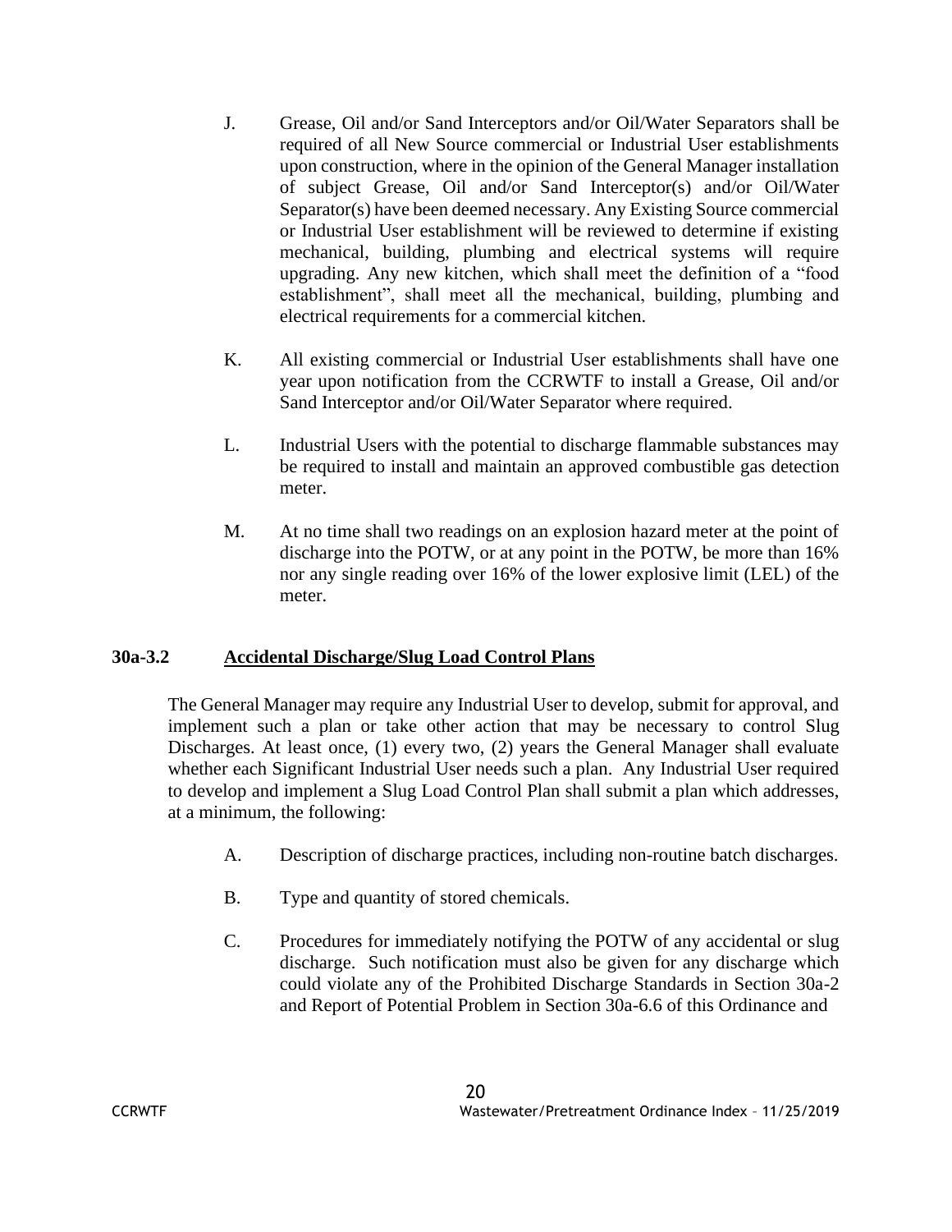J. Grease, Oil and/or Sand Interceptors and/or Oil/Water Separators shall be required of all New Source commercial or Industrial User establishments upon construction, where in the opinion of the General Manager installation of subject Grease, Oil and/or Sand Interceptor(s) and/or Oil/Water Separator(s) have been deemed necessary. Any Existing Source commercial or Industrial User establishment will be reviewed to determine if existing mechanical, building, plumbing and electrical systems will require upgrading. Any new kitchen, which shall meet the definition of a "food establishment", shall meet all the mechanical, building, plumbing and electrical requirements for a commercial kitchen.

K. All existing commercial or Industrial User establishments shall have one year upon notification from the CCRWTF to install a Grease, Oil and/or Sand Interceptor and/or Oil/Water Separator where required.

L. Industrial Users with the potential to discharge flammable substances may be required to install and maintain an approved combustible gas detection meter.

M. At no time shall two readings on an explosion hazard meter at the point of discharge into the POTW, or at any point in the POTW, be more than 16% nor any single reading over 16% of the lower explosive limit (LEL) of the meter.

### 30a-3.2 <u>Accidental Discharge/Slug Load Control Plans</u>

The General Manager may require any Industrial User to develop, submit for approval, and implement such a plan or take other action that may be necessary to control Slug Discharges. At least once, (1) every two, (2) years the General Manager shall evaluate whether each Significant Industrial User needs such a plan. Any Industrial User required to develop and implement a Slug Load Control Plan shall submit a plan which addresses, at a minimum, the following:

A. Description of discharge practices, including non-routine batch discharges.

B. Type and quantity of stored chemicals.

C. Procedures for immediately notifying the POTW of any accidental or slug discharge. Such notification must also be given for any discharge which could violate any of the Prohibited Discharge Standards in Section 30a-2 and Report of Potential Problem in Section 30a-6.6 of this Ordinance and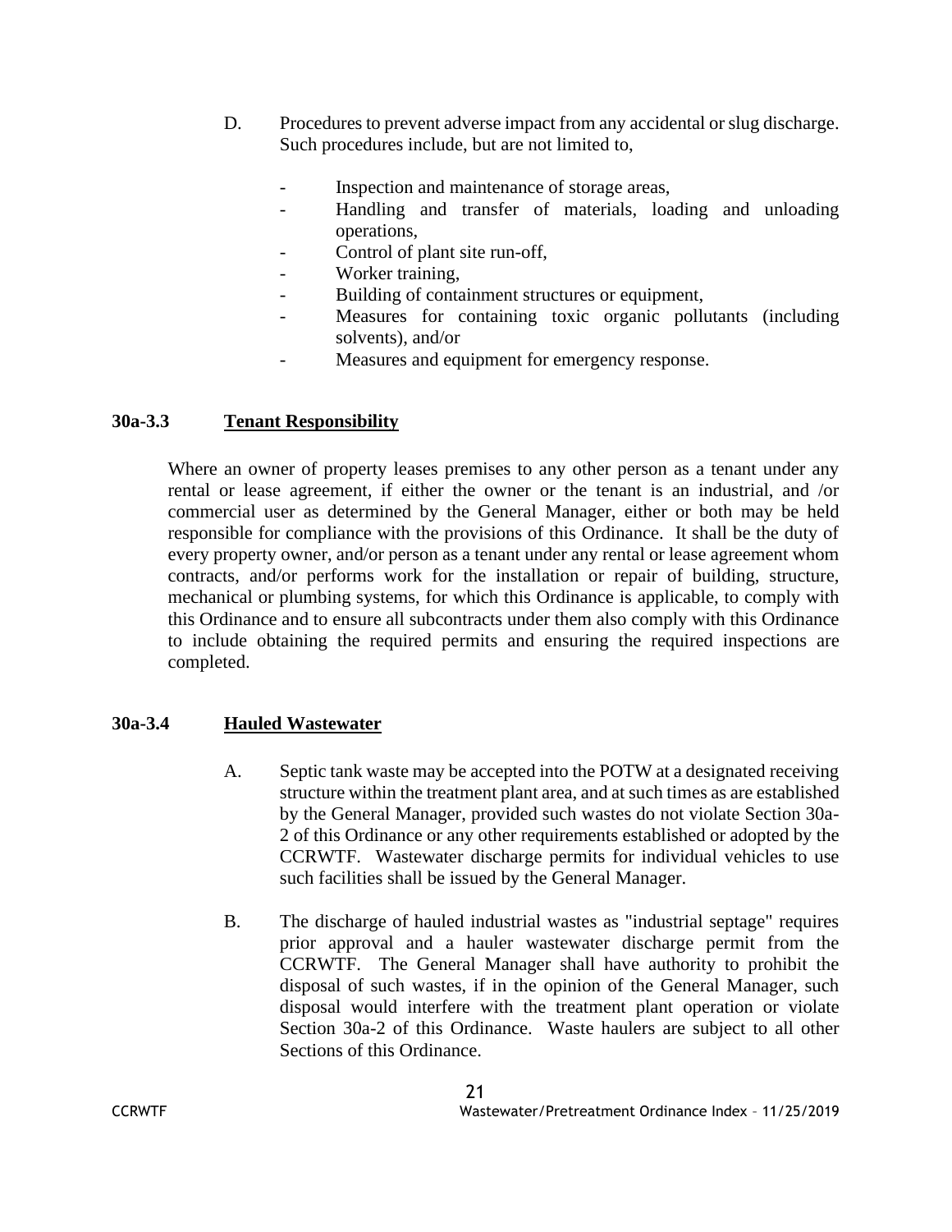D. Procedures to prevent adverse impact from any accidental or slug discharge. Such procedures include, but are not limited to,

- Inspection and maintenance of storage areas,
- Handling and transfer of materials, loading and unloading operations,
- Control of plant site run-off,
- Worker training,
- Building of containment structures or equipment,
- Measures for containing toxic organic pollutants (including solvents), and/or
- Measures and equipment for emergency response.

### 30a-3.3 Tenant Responsibility

Where an owner of property leases premises to any other person as a tenant under any rental or lease agreement, if either the owner or the tenant is an industrial, and /or commercial user as determined by the General Manager, either or both may be held responsible for compliance with the provisions of this Ordinance. It shall be the duty of every property owner, and/or person as a tenant under any rental or lease agreement whom contracts, and/or performs work for the installation or repair of building, structure, mechanical or plumbing systems, for which this Ordinance is applicable, to comply with this Ordinance and to ensure all subcontracts under them also comply with this Ordinance to include obtaining the required permits and ensuring the required inspections are completed.

### 30a-3.4 Hauled Wastewater

A. Septic tank waste may be accepted into the POTW at a designated receiving structure within the treatment plant area, and at such times as are established by the General Manager, provided such wastes do not violate Section 30a-2 of this Ordinance or any other requirements established or adopted by the CCRWTF. Wastewater discharge permits for individual vehicles to use such facilities shall be issued by the General Manager.

B. The discharge of hauled industrial wastes as "industrial septage" requires prior approval and a hauler wastewater discharge permit from the CCRWTF. The General Manager shall have authority to prohibit the disposal of such wastes, if in the opinion of the General Manager, such disposal would interfere with the treatment plant operation or violate Section 30a-2 of this Ordinance. Waste haulers are subject to all other Sections of this Ordinance.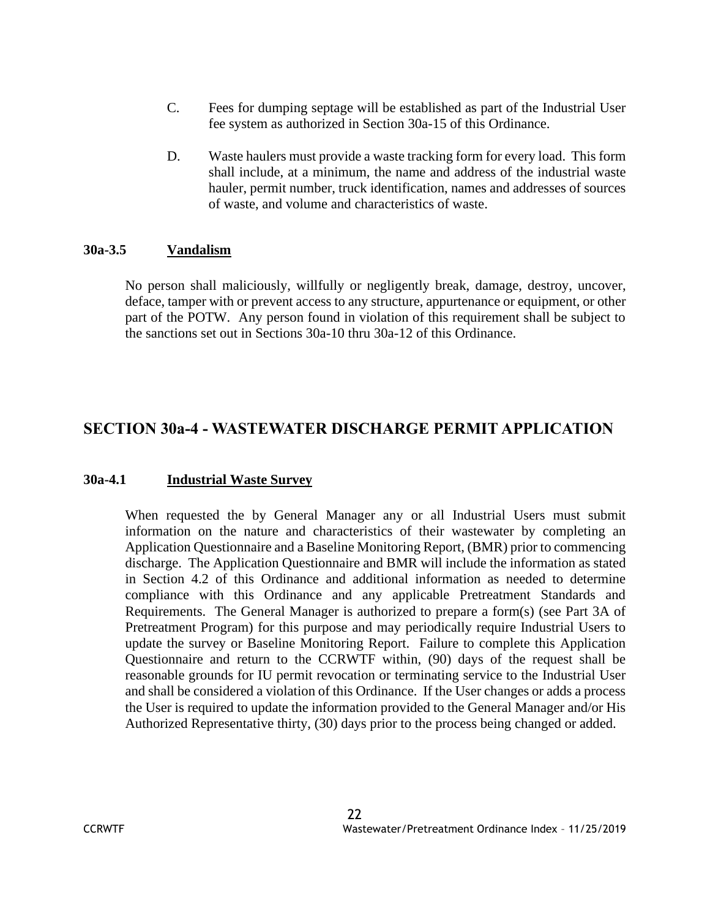C. Fees for dumping septage will be established as part of the Industrial User fee system as authorized in Section 30a-15 of this Ordinance.

D. Waste haulers must provide a waste tracking form for every load. This form shall include, at a minimum, the name and address of the industrial waste hauler, permit number, truck identification, names and addresses of sources of waste, and volume and characteristics of waste.

**30a-3.5 <u>Vandalism</u>**

No person shall maliciously, willfully or negligently break, damage, destroy, uncover, deface, tamper with or prevent access to any structure, appurtenance or equipment, or other part of the POTW. Any person found in violation of this requirement shall be subject to the sanctions set out in Sections 30a-10 thru 30a-12 of this Ordinance.

## SECTION 30a-4 - WASTEWATER DISCHARGE PERMIT APPLICATION

**30a-4.1 <u>Industrial Waste Survey</u>**

When requested the by General Manager any or all Industrial Users must submit information on the nature and characteristics of their wastewater by completing an Application Questionnaire and a Baseline Monitoring Report, (BMR) prior to commencing discharge. The Application Questionnaire and BMR will include the information as stated in Section 4.2 of this Ordinance and additional information as needed to determine compliance with this Ordinance and any applicable Pretreatment Standards and Requirements. The General Manager is authorized to prepare a form(s) (see Part 3A of Pretreatment Program) for this purpose and may periodically require Industrial Users to update the survey or Baseline Monitoring Report. Failure to complete this Application Questionnaire and return to the CCRWTF within, (90) days of the request shall be reasonable grounds for IU permit revocation or terminating service to the Industrial User and shall be considered a violation of this Ordinance. If the User changes or adds a process the User is required to update the information provided to the General Manager and/or His Authorized Representative thirty, (30) days prior to the process being changed or added.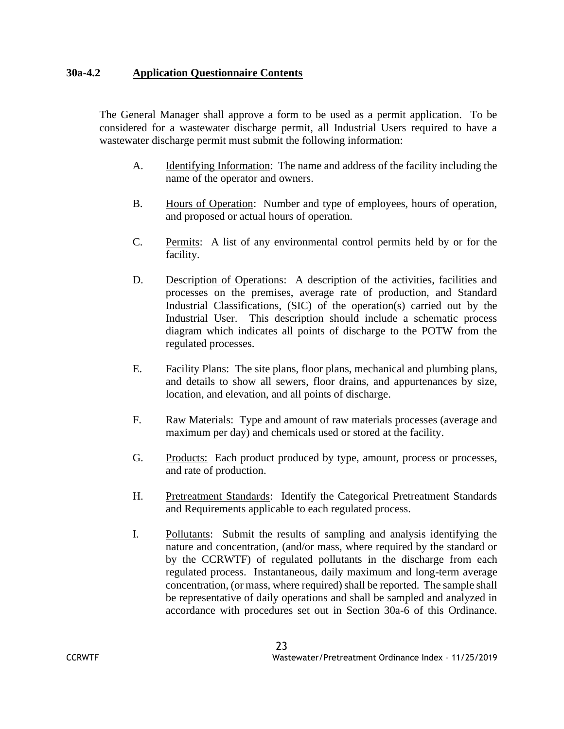### 30a-4.2 Application Questionnaire Contents

The General Manager shall approve a form to be used as a permit application. To be considered for a wastewater discharge permit, all Industrial Users required to have a wastewater discharge permit must submit the following information:

A. Identifying Information: The name and address of the facility including the name of the operator and owners.

B. Hours of Operation: Number and type of employees, hours of operation, and proposed or actual hours of operation.

C. Permits: A list of any environmental control permits held by or for the facility.

D. Description of Operations: A description of the activities, facilities and processes on the premises, average rate of production, and Standard Industrial Classifications, (SIC) of the operation(s) carried out by the Industrial User. This description should include a schematic process diagram which indicates all points of discharge to the POTW from the regulated processes.

E. Facility Plans: The site plans, floor plans, mechanical and plumbing plans, and details to show all sewers, floor drains, and appurtenances by size, location, and elevation, and all points of discharge.

F. Raw Materials: Type and amount of raw materials processes (average and maximum per day) and chemicals used or stored at the facility.

G. Products: Each product produced by type, amount, process or processes, and rate of production.

H. Pretreatment Standards: Identify the Categorical Pretreatment Standards and Requirements applicable to each regulated process.

I. Pollutants: Submit the results of sampling and analysis identifying the nature and concentration, (and/or mass, where required by the standard or by the CCRWTF) of regulated pollutants in the discharge from each regulated process. Instantaneous, daily maximum and long-term average concentration, (or mass, where required) shall be reported. The sample shall be representative of daily operations and shall be sampled and analyzed in accordance with procedures set out in Section 30a-6 of this Ordinance.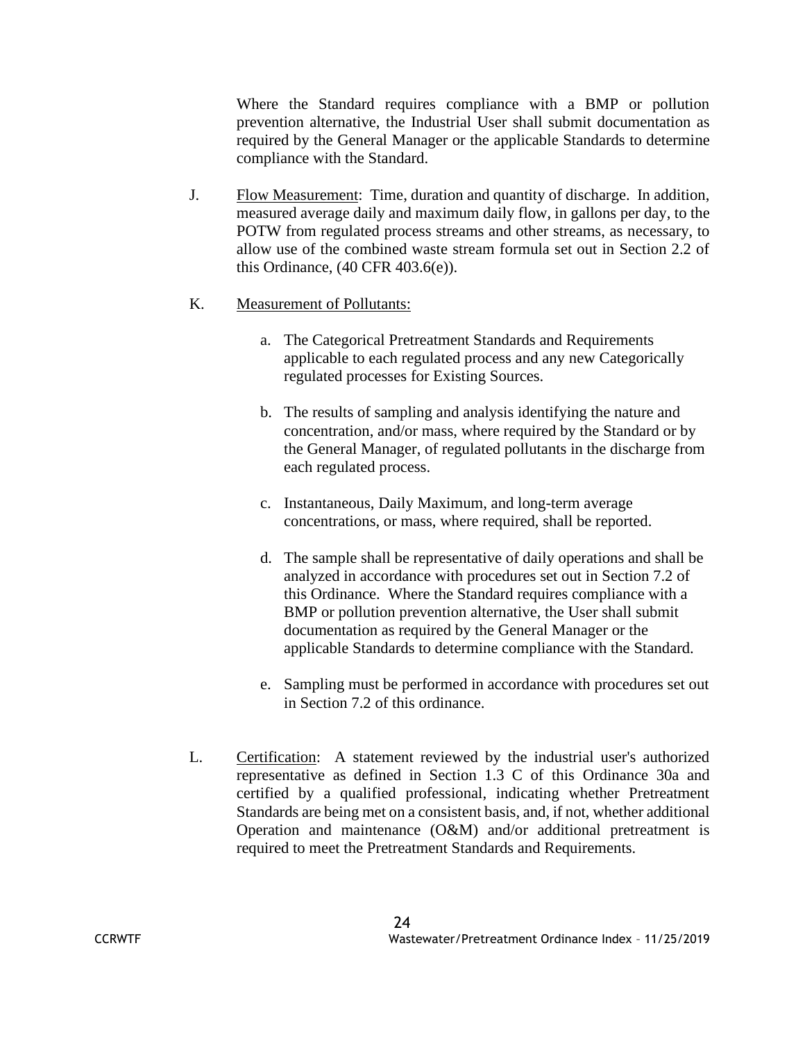Where the Standard requires compliance with a BMP or pollution prevention alternative, the Industrial User shall submit documentation as required by the General Manager or the applicable Standards to determine compliance with the Standard.

J. Flow Measurement: Time, duration and quantity of discharge. In addition, measured average daily and maximum daily flow, in gallons per day, to the POTW from regulated process streams and other streams, as necessary, to allow use of the combined waste stream formula set out in Section 2.2 of this Ordinance, (40 CFR 403.6(e)).

K. Measurement of Pollutants:

   a. The Categorical Pretreatment Standards and Requirements applicable to each regulated process and any new Categorically regulated processes for Existing Sources.

   b. The results of sampling and analysis identifying the nature and concentration, and/or mass, where required by the Standard or by the General Manager, of regulated pollutants in the discharge from each regulated process.

   c. Instantaneous, Daily Maximum, and long-term average concentrations, or mass, where required, shall be reported.

   d. The sample shall be representative of daily operations and shall be analyzed in accordance with procedures set out in Section 7.2 of this Ordinance. Where the Standard requires compliance with a BMP or pollution prevention alternative, the User shall submit documentation as required by the General Manager or the applicable Standards to determine compliance with the Standard.

   e. Sampling must be performed in accordance with procedures set out in Section 7.2 of this ordinance.

L. Certification: A statement reviewed by the industrial user's authorized representative as defined in Section 1.3 C of this Ordinance 30a and certified by a qualified professional, indicating whether Pretreatment Standards are being met on a consistent basis, and, if not, whether additional Operation and maintenance (O&M) and/or additional pretreatment is required to meet the Pretreatment Standards and Requirements.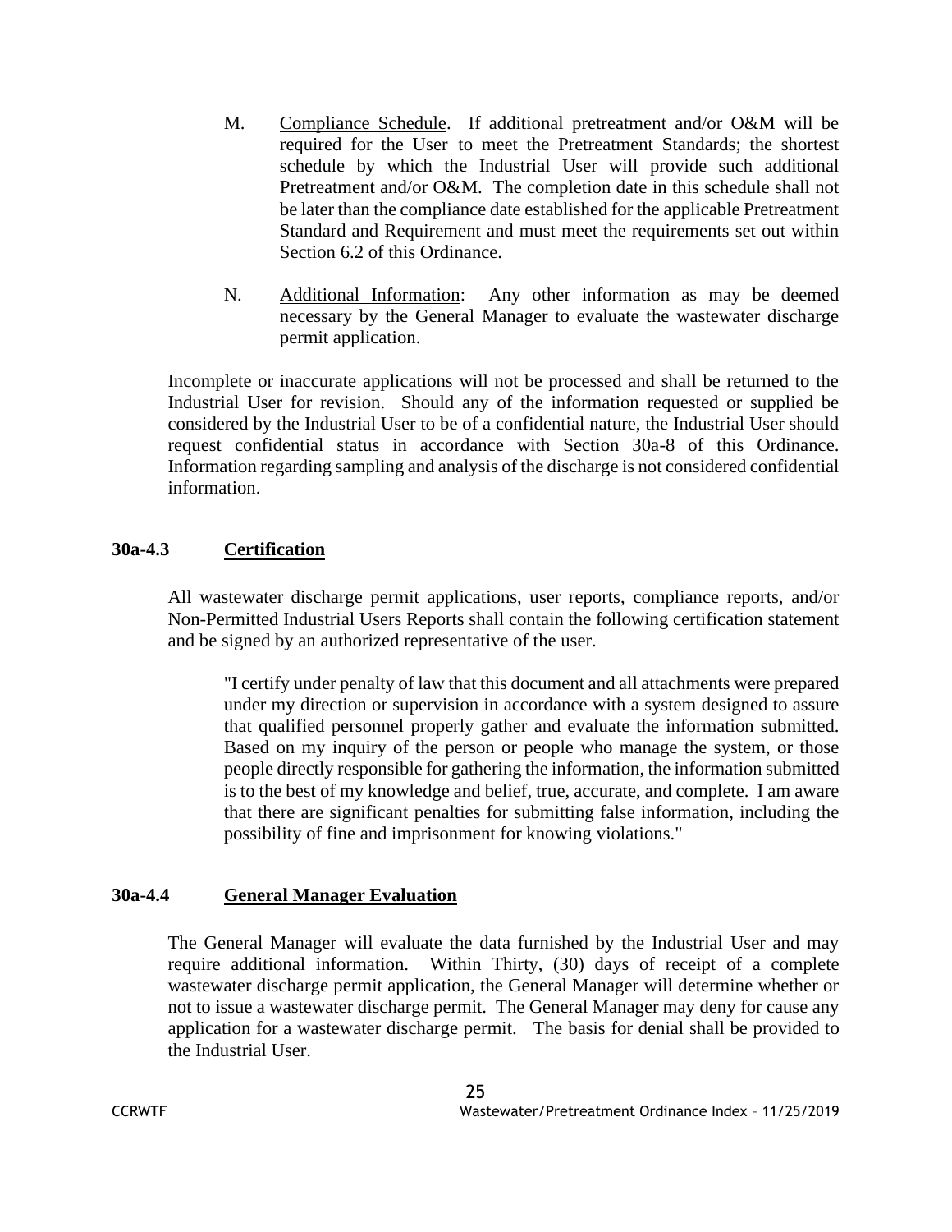M. Compliance Schedule. If additional pretreatment and/or O&M will be required for the User to meet the Pretreatment Standards; the shortest schedule by which the Industrial User will provide such additional Pretreatment and/or O&M. The completion date in this schedule shall not be later than the compliance date established for the applicable Pretreatment Standard and Requirement and must meet the requirements set out within Section 6.2 of this Ordinance.

N. Additional Information: Any other information as may be deemed necessary by the General Manager to evaluate the wastewater discharge permit application.

Incomplete or inaccurate applications will not be processed and shall be returned to the Industrial User for revision. Should any of the information requested or supplied be considered by the Industrial User to be of a confidential nature, the Industrial User should request confidential status in accordance with Section 30a-8 of this Ordinance. Information regarding sampling and analysis of the discharge is not considered confidential information.

### 30a-4.3 Certification

All wastewater discharge permit applications, user reports, compliance reports, and/or Non-Permitted Industrial Users Reports shall contain the following certification statement and be signed by an authorized representative of the user.

> "I certify under penalty of law that this document and all attachments were prepared under my direction or supervision in accordance with a system designed to assure that qualified personnel properly gather and evaluate the information submitted. Based on my inquiry of the person or people who manage the system, or those people directly responsible for gathering the information, the information submitted is to the best of my knowledge and belief, true, accurate, and complete. I am aware that there are significant penalties for submitting false information, including the possibility of fine and imprisonment for knowing violations."

### 30a-4.4 General Manager Evaluation

The General Manager will evaluate the data furnished by the Industrial User and may require additional information. Within Thirty, (30) days of receipt of a complete wastewater discharge permit application, the General Manager will determine whether or not to issue a wastewater discharge permit. The General Manager may deny for cause any application for a wastewater discharge permit. The basis for denial shall be provided to the Industrial User.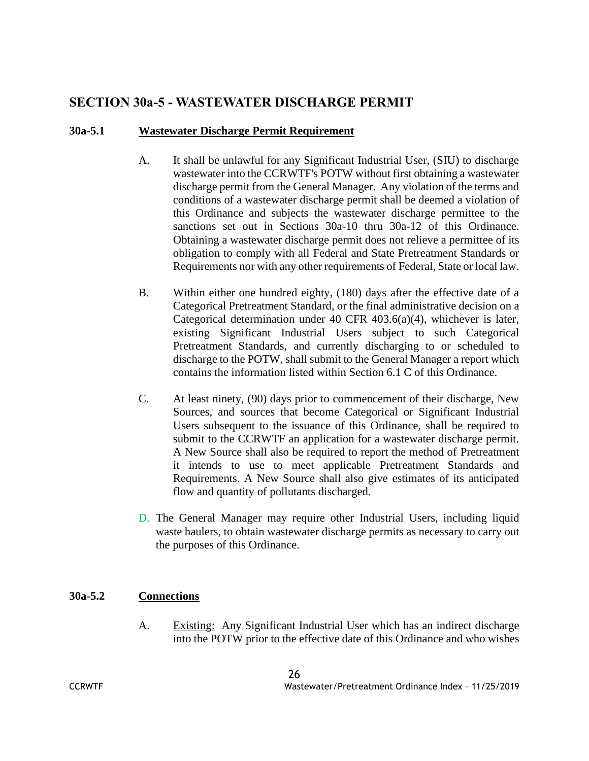## SECTION 30a-5 - WASTEWATER DISCHARGE PERMIT

### 30a-5.1 Wastewater Discharge Permit Requirement

A. It shall be unlawful for any Significant Industrial User, (SIU) to discharge wastewater into the CCRWTF's POTW without first obtaining a wastewater discharge permit from the General Manager. Any violation of the terms and conditions of a wastewater discharge permit shall be deemed a violation of this Ordinance and subjects the wastewater discharge permittee to the sanctions set out in Sections 30a-10 thru 30a-12 of this Ordinance. Obtaining a wastewater discharge permit does not relieve a permittee of its obligation to comply with all Federal and State Pretreatment Standards or Requirements nor with any other requirements of Federal, State or local law.

B. Within either one hundred eighty, (180) days after the effective date of a Categorical Pretreatment Standard, or the final administrative decision on a Categorical determination under 40 CFR 403.6(a)(4), whichever is later, existing Significant Industrial Users subject to such Categorical Pretreatment Standards, and currently discharging to or scheduled to discharge to the POTW, shall submit to the General Manager a report which contains the information listed within Section 6.1 C of this Ordinance.

C. At least ninety, (90) days prior to commencement of their discharge, New Sources, and sources that become Categorical or Significant Industrial Users subsequent to the issuance of this Ordinance, shall be required to submit to the CCRWTF an application for a wastewater discharge permit. A New Source shall also be required to report the method of Pretreatment it intends to use to meet applicable Pretreatment Standards and Requirements. A New Source shall also give estimates of its anticipated flow and quantity of pollutants discharged.

D. The General Manager may require other Industrial Users, including liquid waste haulers, to obtain wastewater discharge permits as necessary to carry out the purposes of this Ordinance.

### 30a-5.2 Connections

A. Existing: Any Significant Industrial User which has an indirect discharge into the POTW prior to the effective date of this Ordinance and who wishes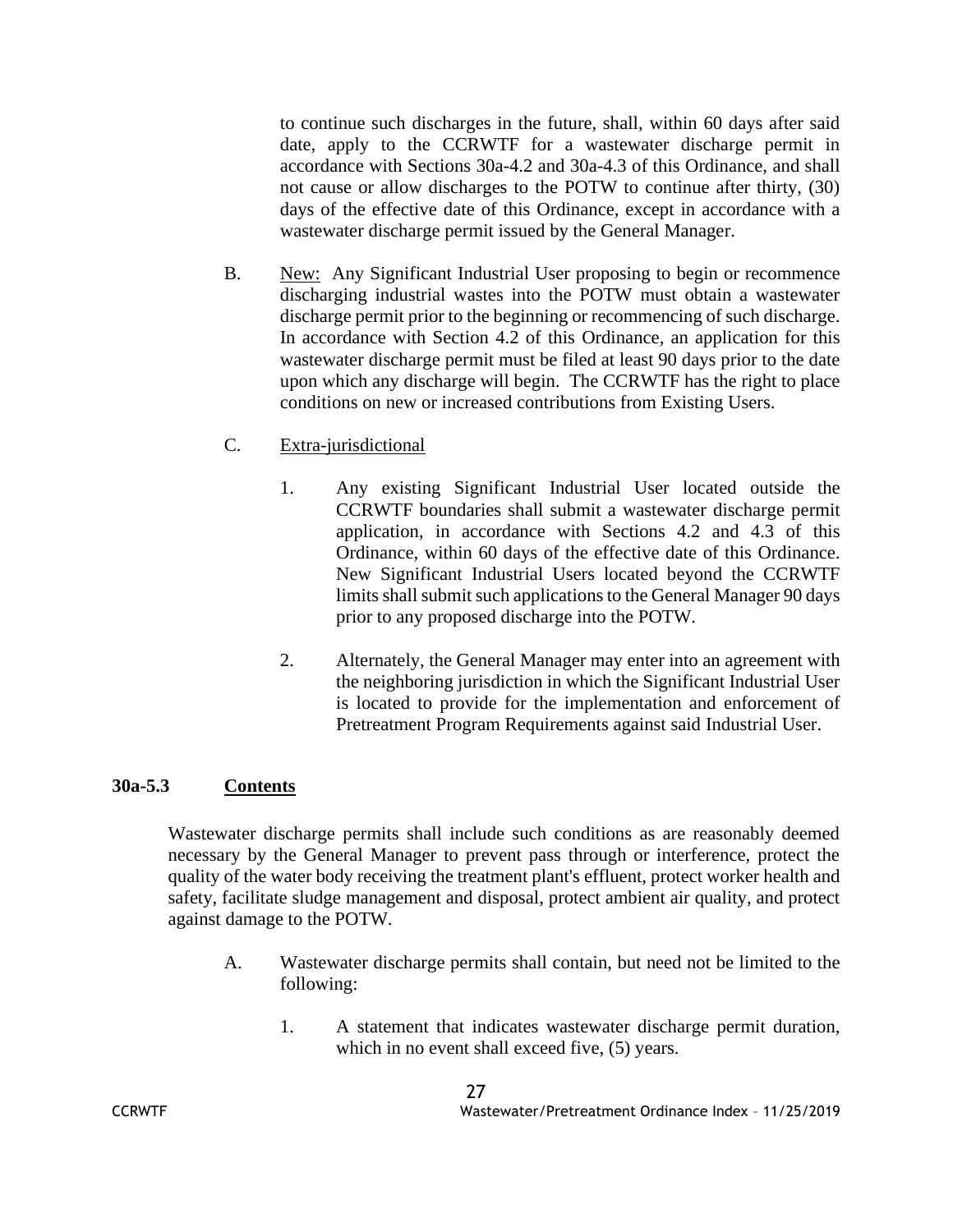to continue such discharges in the future, shall, within 60 days after said date, apply to the CCRWTF for a wastewater discharge permit in accordance with Sections 30a-4.2 and 30a-4.3 of this Ordinance, and shall not cause or allow discharges to the POTW to continue after thirty, (30) days of the effective date of this Ordinance, except in accordance with a wastewater discharge permit issued by the General Manager.

B. <u>New:</u> Any Significant Industrial User proposing to begin or recommence discharging industrial wastes into the POTW must obtain a wastewater discharge permit prior to the beginning or recommencing of such discharge. In accordance with Section 4.2 of this Ordinance, an application for this wastewater discharge permit must be filed at least 90 days prior to the date upon which any discharge will begin. The CCRWTF has the right to place conditions on new or increased contributions from Existing Users.

C. <u>Extra-jurisdictional</u>

1. Any existing Significant Industrial User located outside the CCRWTF boundaries shall submit a wastewater discharge permit application, in accordance with Sections 4.2 and 4.3 of this Ordinance, within 60 days of the effective date of this Ordinance. New Significant Industrial Users located beyond the CCRWTF limits shall submit such applications to the General Manager 90 days prior to any proposed discharge into the POTW.

2. Alternately, the General Manager may enter into an agreement with the neighboring jurisdiction in which the Significant Industrial User is located to provide for the implementation and enforcement of Pretreatment Program Requirements against said Industrial User.

**30a-5.3 <u>Contents</u>**

Wastewater discharge permits shall include such conditions as are reasonably deemed necessary by the General Manager to prevent pass through or interference, protect the quality of the water body receiving the treatment plant's effluent, protect worker health and safety, facilitate sludge management and disposal, protect ambient air quality, and protect against damage to the POTW.

A. Wastewater discharge permits shall contain, but need not be limited to the following:

1. A statement that indicates wastewater discharge permit duration, which in no event shall exceed five, (5) years.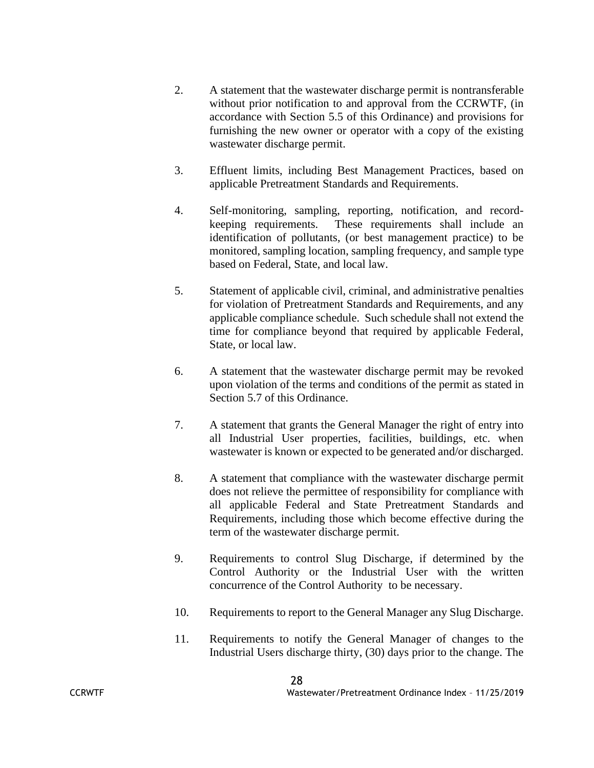2. A statement that the wastewater discharge permit is nontransferable without prior notification to and approval from the CCRWTF, (in accordance with Section 5.5 of this Ordinance) and provisions for furnishing the new owner or operator with a copy of the existing wastewater discharge permit.

3. Effluent limits, including Best Management Practices, based on applicable Pretreatment Standards and Requirements.

4. Self-monitoring, sampling, reporting, notification, and record-keeping requirements. These requirements shall include an identification of pollutants, (or best management practice) to be monitored, sampling location, sampling frequency, and sample type based on Federal, State, and local law.

5. Statement of applicable civil, criminal, and administrative penalties for violation of Pretreatment Standards and Requirements, and any applicable compliance schedule. Such schedule shall not extend the time for compliance beyond that required by applicable Federal, State, or local law.

6. A statement that the wastewater discharge permit may be revoked upon violation of the terms and conditions of the permit as stated in Section 5.7 of this Ordinance.

7. A statement that grants the General Manager the right of entry into all Industrial User properties, facilities, buildings, etc. when wastewater is known or expected to be generated and/or discharged.

8. A statement that compliance with the wastewater discharge permit does not relieve the permittee of responsibility for compliance with all applicable Federal and State Pretreatment Standards and Requirements, including those which become effective during the term of the wastewater discharge permit.

9. Requirements to control Slug Discharge, if determined by the Control Authority or the Industrial User with the written concurrence of the Control Authority to be necessary.

10. Requirements to report to the General Manager any Slug Discharge.

11. Requirements to notify the General Manager of changes to the Industrial Users discharge thirty, (30) days prior to the change. The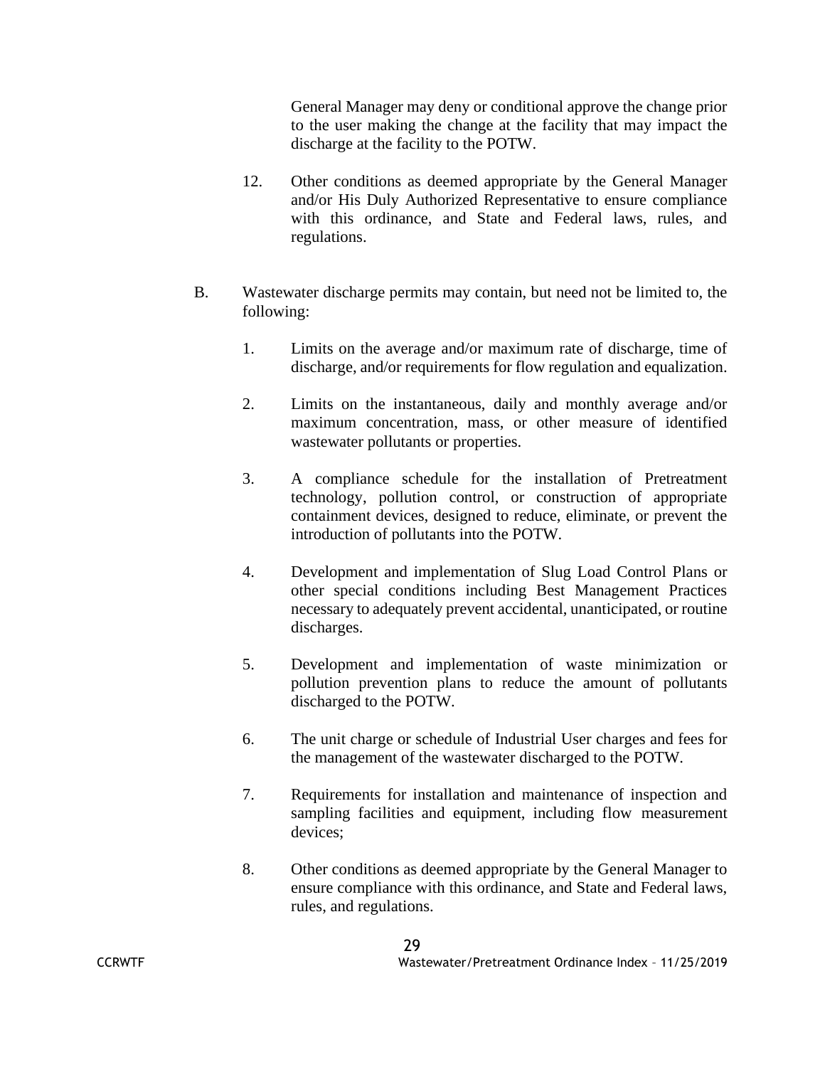General Manager may deny or conditional approve the change prior to the user making the change at the facility that may impact the discharge at the facility to the POTW.

12. Other conditions as deemed appropriate by the General Manager and/or His Duly Authorized Representative to ensure compliance with this ordinance, and State and Federal laws, rules, and regulations.

B. Wastewater discharge permits may contain, but need not be limited to, the following:

1. Limits on the average and/or maximum rate of discharge, time of discharge, and/or requirements for flow regulation and equalization.

2. Limits on the instantaneous, daily and monthly average and/or maximum concentration, mass, or other measure of identified wastewater pollutants or properties.

3. A compliance schedule for the installation of Pretreatment technology, pollution control, or construction of appropriate containment devices, designed to reduce, eliminate, or prevent the introduction of pollutants into the POTW.

4. Development and implementation of Slug Load Control Plans or other special conditions including Best Management Practices necessary to adequately prevent accidental, unanticipated, or routine discharges.

5. Development and implementation of waste minimization or pollution prevention plans to reduce the amount of pollutants discharged to the POTW.

6. The unit charge or schedule of Industrial User charges and fees for the management of the wastewater discharged to the POTW.

7. Requirements for installation and maintenance of inspection and sampling facilities and equipment, including flow measurement devices;

8. Other conditions as deemed appropriate by the General Manager to ensure compliance with this ordinance, and State and Federal laws, rules, and regulations.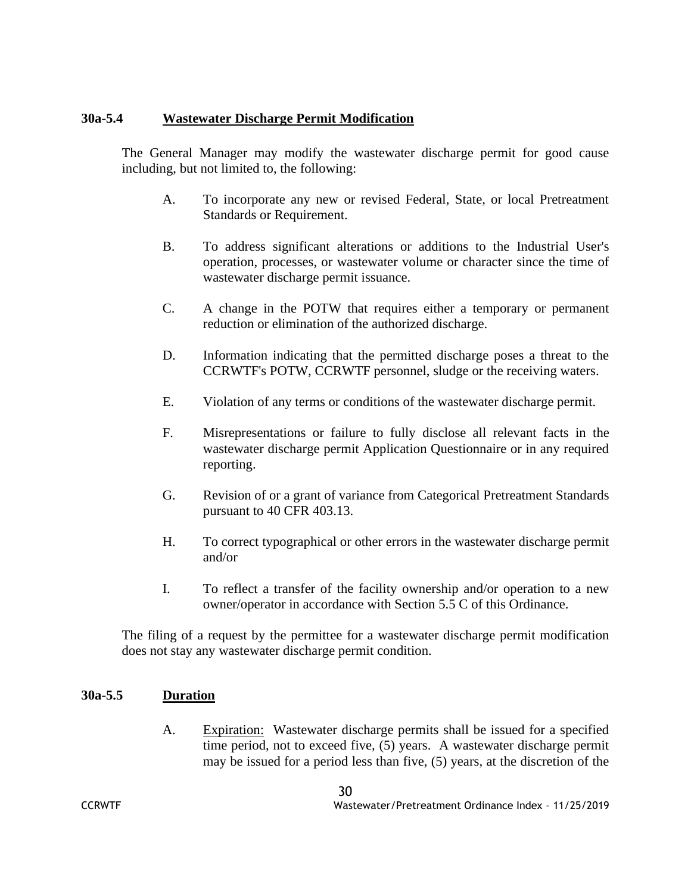### 30a-5.4 **Wastewater Discharge Permit Modification**

The General Manager may modify the wastewater discharge permit for good cause including, but not limited to, the following:

A. To incorporate any new or revised Federal, State, or local Pretreatment Standards or Requirement.

B. To address significant alterations or additions to the Industrial User's operation, processes, or wastewater volume or character since the time of wastewater discharge permit issuance.

C. A change in the POTW that requires either a temporary or permanent reduction or elimination of the authorized discharge.

D. Information indicating that the permitted discharge poses a threat to the CCRWTF's POTW, CCRWTF personnel, sludge or the receiving waters.

E. Violation of any terms or conditions of the wastewater discharge permit.

F. Misrepresentations or failure to fully disclose all relevant facts in the wastewater discharge permit Application Questionnaire or in any required reporting.

G. Revision of or a grant of variance from Categorical Pretreatment Standards pursuant to 40 CFR 403.13.

H. To correct typographical or other errors in the wastewater discharge permit and/or

I. To reflect a transfer of the facility ownership and/or operation to a new owner/operator in accordance with Section 5.5 C of this Ordinance.

The filing of a request by the permittee for a wastewater discharge permit modification does not stay any wastewater discharge permit condition.

### 30a-5.5 **Duration**

A. Expiration: Wastewater discharge permits shall be issued for a specified time period, not to exceed five, (5) years. A wastewater discharge permit may be issued for a period less than five, (5) years, at the discretion of the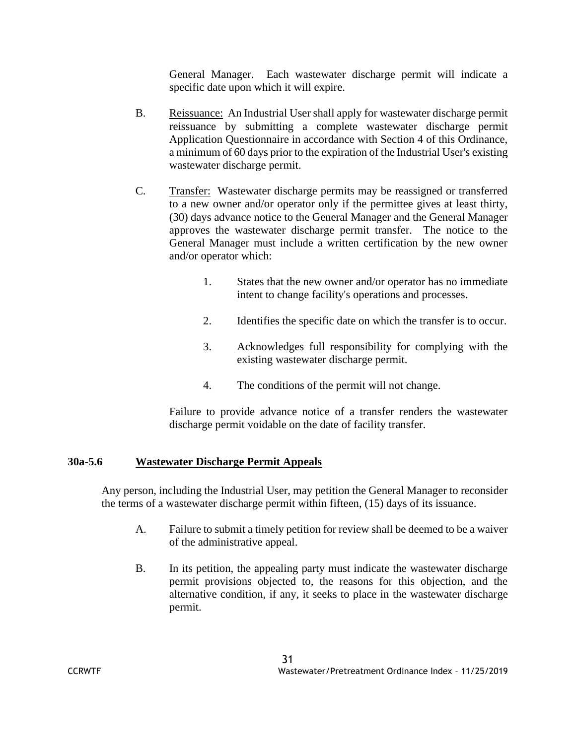General Manager. Each wastewater discharge permit will indicate a specific date upon which it will expire.

B. Reissuance: An Industrial User shall apply for wastewater discharge permit reissuance by submitting a complete wastewater discharge permit Application Questionnaire in accordance with Section 4 of this Ordinance, a minimum of 60 days prior to the expiration of the Industrial User's existing wastewater discharge permit.

C. Transfer: Wastewater discharge permits may be reassigned or transferred to a new owner and/or operator only if the permittee gives at least thirty, (30) days advance notice to the General Manager and the General Manager approves the wastewater discharge permit transfer. The notice to the General Manager must include a written certification by the new owner and/or operator which:

1. States that the new owner and/or operator has no immediate intent to change facility's operations and processes.

2. Identifies the specific date on which the transfer is to occur.

3. Acknowledges full responsibility for complying with the existing wastewater discharge permit.

4. The conditions of the permit will not change.

Failure to provide advance notice of a transfer renders the wastewater discharge permit voidable on the date of facility transfer.

### 30a-5.6 Wastewater Discharge Permit Appeals

Any person, including the Industrial User, may petition the General Manager to reconsider the terms of a wastewater discharge permit within fifteen, (15) days of its issuance.

A. Failure to submit a timely petition for review shall be deemed to be a waiver of the administrative appeal.

B. In its petition, the appealing party must indicate the wastewater discharge permit provisions objected to, the reasons for this objection, and the alternative condition, if any, it seeks to place in the wastewater discharge permit.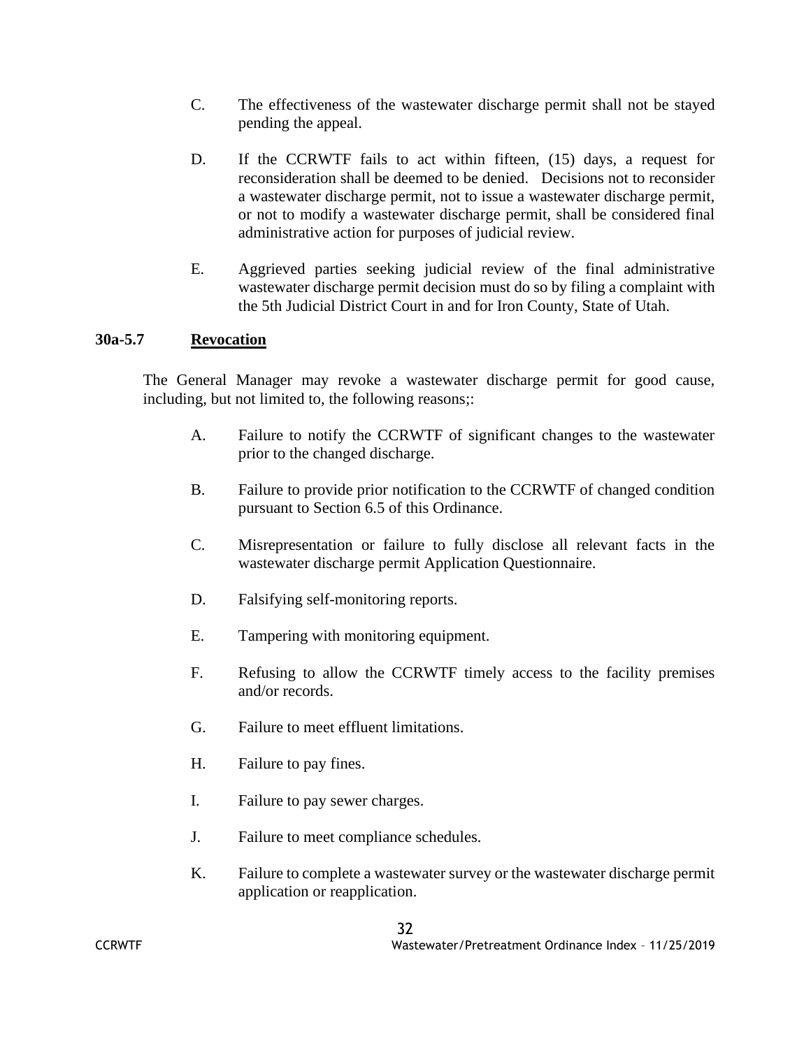C. The effectiveness of the wastewater discharge permit shall not be stayed pending the appeal.

D. If the CCRWTF fails to act within fifteen, (15) days, a request for reconsideration shall be deemed to be denied. Decisions not to reconsider a wastewater discharge permit, not to issue a wastewater discharge permit, or not to modify a wastewater discharge permit, shall be considered final administrative action for purposes of judicial review.

E. Aggrieved parties seeking judicial review of the final administrative wastewater discharge permit decision must do so by filing a complaint with the 5th Judicial District Court in and for Iron County, State of Utah.

### 30a-5.7 Revocation

The General Manager may revoke a wastewater discharge permit for good cause, including, but not limited to, the following reasons;:

A. Failure to notify the CCRWTF of significant changes to the wastewater prior to the changed discharge.

B. Failure to provide prior notification to the CCRWTF of changed condition pursuant to Section 6.5 of this Ordinance.

C. Misrepresentation or failure to fully disclose all relevant facts in the wastewater discharge permit Application Questionnaire.

D. Falsifying self-monitoring reports.

E. Tampering with monitoring equipment.

F. Refusing to allow the CCRWTF timely access to the facility premises and/or records.

G. Failure to meet effluent limitations.

H. Failure to pay fines.

I. Failure to pay sewer charges.

J. Failure to meet compliance schedules.

K. Failure to complete a wastewater survey or the wastewater discharge permit application or reapplication.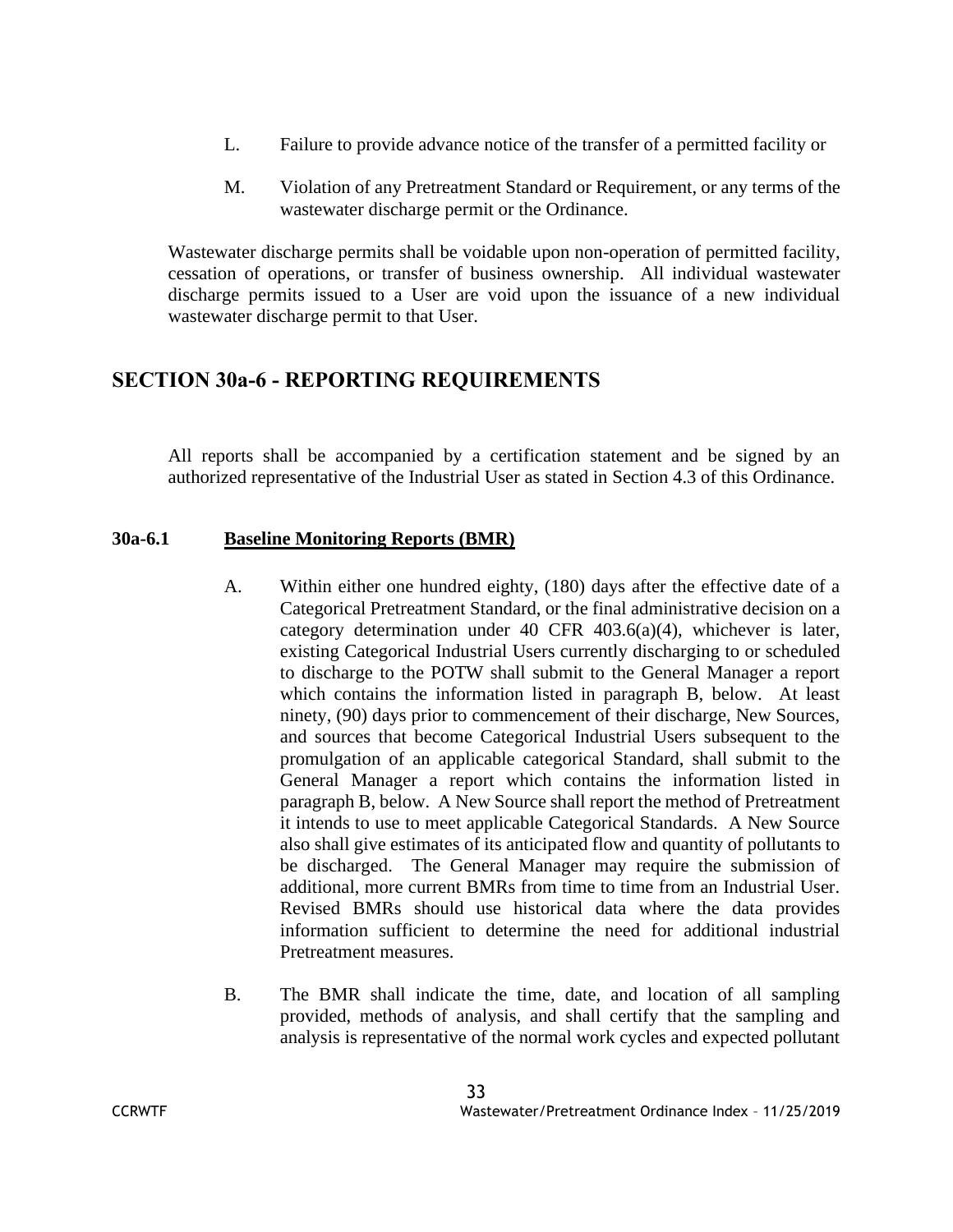L. Failure to provide advance notice of the transfer of a permitted facility or

M. Violation of any Pretreatment Standard or Requirement, or any terms of the wastewater discharge permit or the Ordinance.

Wastewater discharge permits shall be voidable upon non-operation of permitted facility, cessation of operations, or transfer of business ownership. All individual wastewater discharge permits issued to a User are void upon the issuance of a new individual wastewater discharge permit to that User.

## SECTION 30a-6 - REPORTING REQUIREMENTS

All reports shall be accompanied by a certification statement and be signed by an authorized representative of the Industrial User as stated in Section 4.3 of this Ordinance.

### 30a-6.1 Baseline Monitoring Reports (BMR)

A. Within either one hundred eighty, (180) days after the effective date of a Categorical Pretreatment Standard, or the final administrative decision on a category determination under 40 CFR 403.6(a)(4), whichever is later, existing Categorical Industrial Users currently discharging to or scheduled to discharge to the POTW shall submit to the General Manager a report which contains the information listed in paragraph B, below. At least ninety, (90) days prior to commencement of their discharge, New Sources, and sources that become Categorical Industrial Users subsequent to the promulgation of an applicable categorical Standard, shall submit to the General Manager a report which contains the information listed in paragraph B, below. A New Source shall report the method of Pretreatment it intends to use to meet applicable Categorical Standards. A New Source also shall give estimates of its anticipated flow and quantity of pollutants to be discharged. The General Manager may require the submission of additional, more current BMRs from time to time from an Industrial User. Revised BMRs should use historical data where the data provides information sufficient to determine the need for additional industrial Pretreatment measures.

B. The BMR shall indicate the time, date, and location of all sampling provided, methods of analysis, and shall certify that the sampling and analysis is representative of the normal work cycles and expected pollutant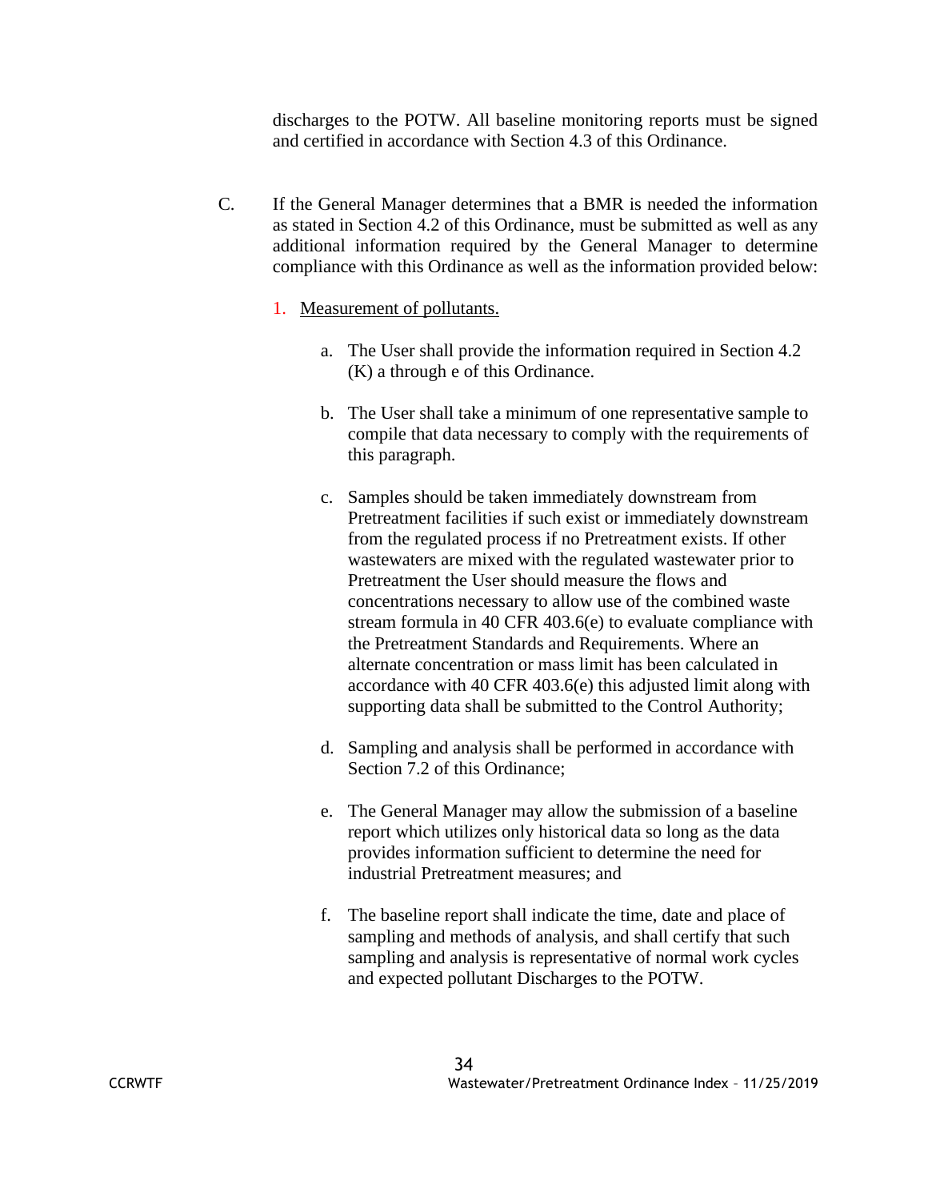discharges to the POTW. All baseline monitoring reports must be signed and certified in accordance with Section 4.3 of this Ordinance.

C. If the General Manager determines that a BMR is needed the information as stated in Section 4.2 of this Ordinance, must be submitted as well as any additional information required by the General Manager to determine compliance with this Ordinance as well as the information provided below:

1. Measurement of pollutants.

   a. The User shall provide the information required in Section 4.2 (K) a through e of this Ordinance.

   b. The User shall take a minimum of one representative sample to compile that data necessary to comply with the requirements of this paragraph.

   c. Samples should be taken immediately downstream from Pretreatment facilities if such exist or immediately downstream from the regulated process if no Pretreatment exists. If other wastewaters are mixed with the regulated wastewater prior to Pretreatment the User should measure the flows and concentrations necessary to allow use of the combined waste stream formula in 40 CFR 403.6(e) to evaluate compliance with the Pretreatment Standards and Requirements. Where an alternate concentration or mass limit has been calculated in accordance with 40 CFR 403.6(e) this adjusted limit along with supporting data shall be submitted to the Control Authority;

   d. Sampling and analysis shall be performed in accordance with Section 7.2 of this Ordinance;

   e. The General Manager may allow the submission of a baseline report which utilizes only historical data so long as the data provides information sufficient to determine the need for industrial Pretreatment measures; and

   f. The baseline report shall indicate the time, date and place of sampling and methods of analysis, and shall certify that such sampling and analysis is representative of normal work cycles and expected pollutant Discharges to the POTW.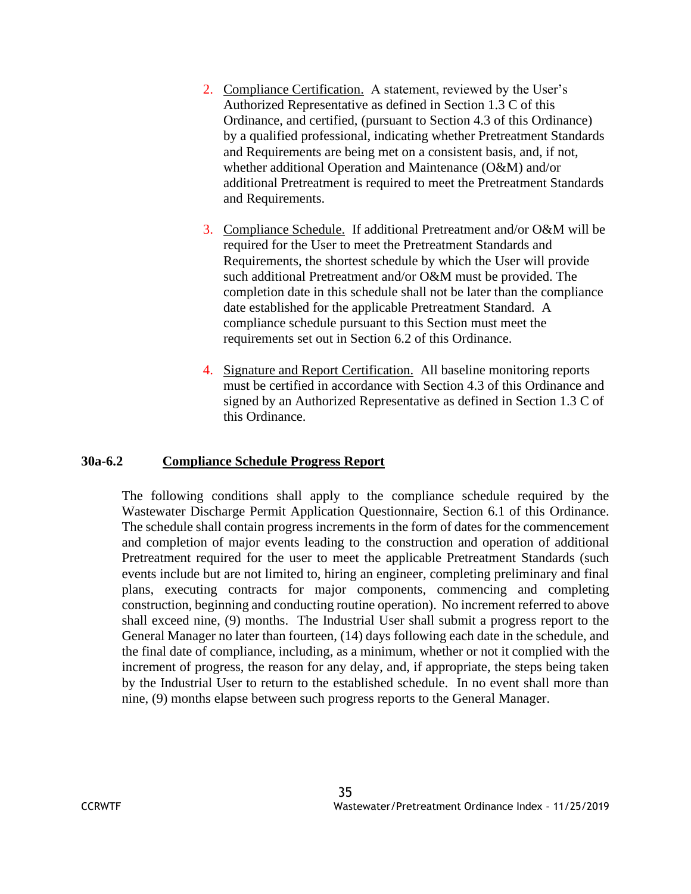2. Compliance Certification. A statement, reviewed by the User's Authorized Representative as defined in Section 1.3 C of this Ordinance, and certified, (pursuant to Section 4.3 of this Ordinance) by a qualified professional, indicating whether Pretreatment Standards and Requirements are being met on a consistent basis, and, if not, whether additional Operation and Maintenance (O&M) and/or additional Pretreatment is required to meet the Pretreatment Standards and Requirements.

3. Compliance Schedule. If additional Pretreatment and/or O&M will be required for the User to meet the Pretreatment Standards and Requirements, the shortest schedule by which the User will provide such additional Pretreatment and/or O&M must be provided. The completion date in this schedule shall not be later than the compliance date established for the applicable Pretreatment Standard. A compliance schedule pursuant to this Section must meet the requirements set out in Section 6.2 of this Ordinance.

4. Signature and Report Certification. All baseline monitoring reports must be certified in accordance with Section 4.3 of this Ordinance and signed by an Authorized Representative as defined in Section 1.3 C of this Ordinance.

### 30a-6.2 Compliance Schedule Progress Report

The following conditions shall apply to the compliance schedule required by the Wastewater Discharge Permit Application Questionnaire, Section 6.1 of this Ordinance. The schedule shall contain progress increments in the form of dates for the commencement and completion of major events leading to the construction and operation of additional Pretreatment required for the user to meet the applicable Pretreatment Standards (such events include but are not limited to, hiring an engineer, completing preliminary and final plans, executing contracts for major components, commencing and completing construction, beginning and conducting routine operation). No increment referred to above shall exceed nine, (9) months. The Industrial User shall submit a progress report to the General Manager no later than fourteen, (14) days following each date in the schedule, and the final date of compliance, including, as a minimum, whether or not it complied with the increment of progress, the reason for any delay, and, if appropriate, the steps being taken by the Industrial User to return to the established schedule. In no event shall more than nine, (9) months elapse between such progress reports to the General Manager.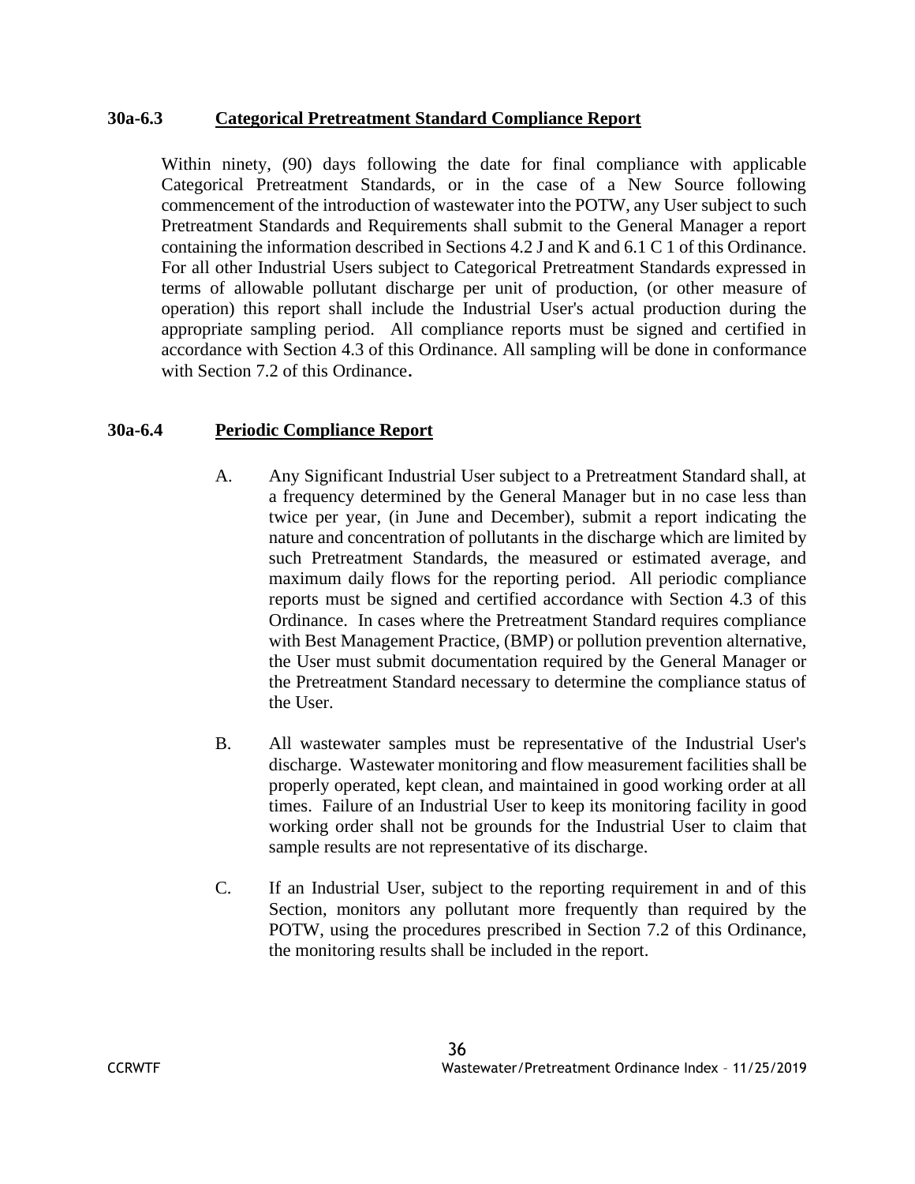## 30a-6.3 Categorical Pretreatment Standard Compliance Report

Within ninety, (90) days following the date for final compliance with applicable Categorical Pretreatment Standards, or in the case of a New Source following commencement of the introduction of wastewater into the POTW, any User subject to such Pretreatment Standards and Requirements shall submit to the General Manager a report containing the information described in Sections 4.2 J and K and 6.1 C 1 of this Ordinance. For all other Industrial Users subject to Categorical Pretreatment Standards expressed in terms of allowable pollutant discharge per unit of production, (or other measure of operation) this report shall include the Industrial User's actual production during the appropriate sampling period. All compliance reports must be signed and certified in accordance with Section 4.3 of this Ordinance. All sampling will be done in conformance with Section 7.2 of this Ordinance.

## 30a-6.4 Periodic Compliance Report

A. Any Significant Industrial User subject to a Pretreatment Standard shall, at a frequency determined by the General Manager but in no case less than twice per year, (in June and December), submit a report indicating the nature and concentration of pollutants in the discharge which are limited by such Pretreatment Standards, the measured or estimated average, and maximum daily flows for the reporting period. All periodic compliance reports must be signed and certified accordance with Section 4.3 of this Ordinance. In cases where the Pretreatment Standard requires compliance with Best Management Practice, (BMP) or pollution prevention alternative, the User must submit documentation required by the General Manager or the Pretreatment Standard necessary to determine the compliance status of the User.

B. All wastewater samples must be representative of the Industrial User's discharge. Wastewater monitoring and flow measurement facilities shall be properly operated, kept clean, and maintained in good working order at all times. Failure of an Industrial User to keep its monitoring facility in good working order shall not be grounds for the Industrial User to claim that sample results are not representative of its discharge.

C. If an Industrial User, subject to the reporting requirement in and of this Section, monitors any pollutant more frequently than required by the POTW, using the procedures prescribed in Section 7.2 of this Ordinance, the monitoring results shall be included in the report.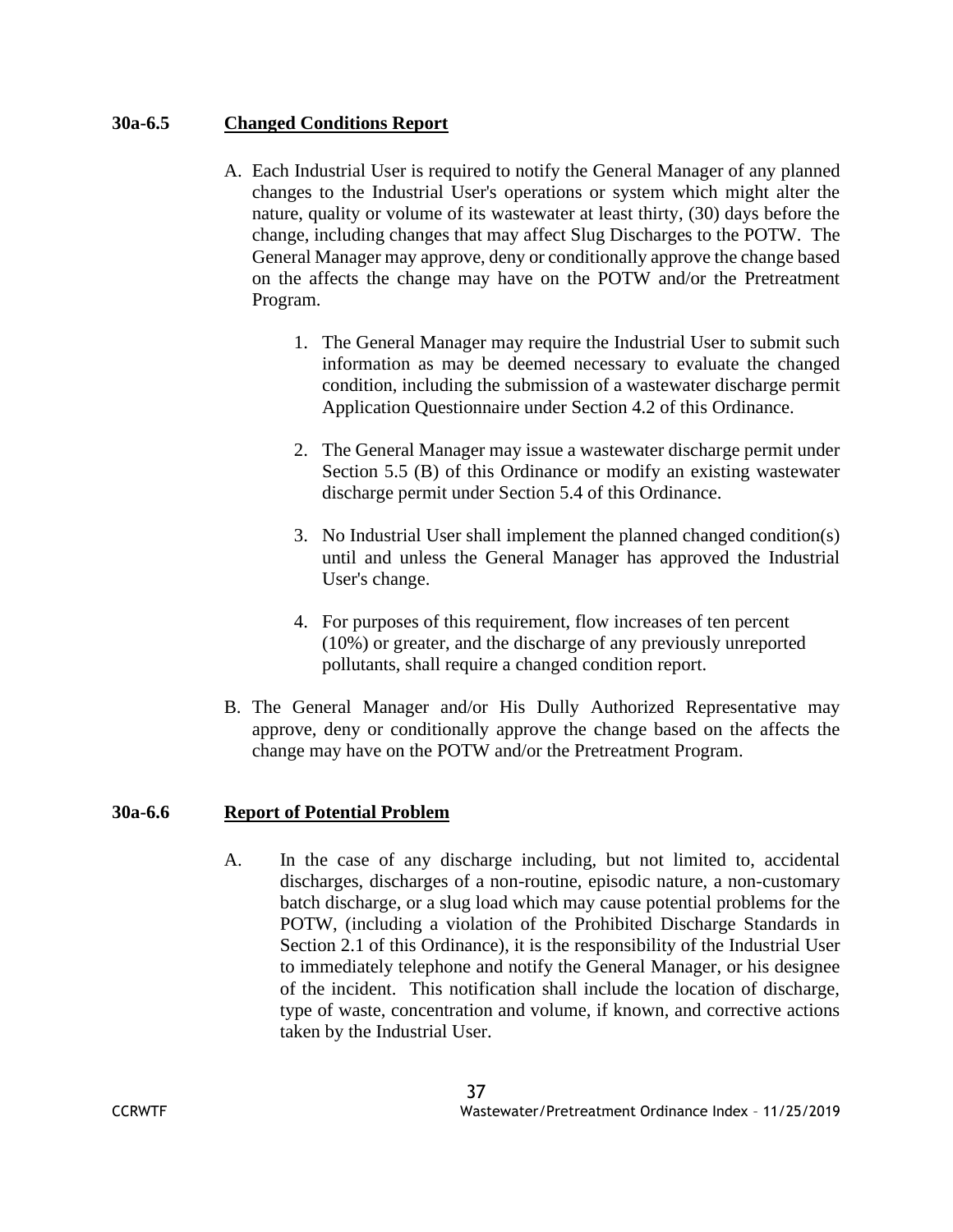### 30a-6.5 Changed Conditions Report

A. Each Industrial User is required to notify the General Manager of any planned changes to the Industrial User's operations or system which might alter the nature, quality or volume of its wastewater at least thirty, (30) days before the change, including changes that may affect Slug Discharges to the POTW. The General Manager may approve, deny or conditionally approve the change based on the affects the change may have on the POTW and/or the Pretreatment Program.

   1. The General Manager may require the Industrial User to submit such information as may be deemed necessary to evaluate the changed condition, including the submission of a wastewater discharge permit Application Questionnaire under Section 4.2 of this Ordinance.

   2. The General Manager may issue a wastewater discharge permit under Section 5.5 (B) of this Ordinance or modify an existing wastewater discharge permit under Section 5.4 of this Ordinance.

   3. No Industrial User shall implement the planned changed condition(s) until and unless the General Manager has approved the Industrial User's change.

   4. For purposes of this requirement, flow increases of ten percent (10%) or greater, and the discharge of any previously unreported pollutants, shall require a changed condition report.

B. The General Manager and/or His Dully Authorized Representative may approve, deny or conditionally approve the change based on the affects the change may have on the POTW and/or the Pretreatment Program.

### 30a-6.6 Report of Potential Problem

A. In the case of any discharge including, but not limited to, accidental discharges, discharges of a non-routine, episodic nature, a non-customary batch discharge, or a slug load which may cause potential problems for the POTW, (including a violation of the Prohibited Discharge Standards in Section 2.1 of this Ordinance), it is the responsibility of the Industrial User to immediately telephone and notify the General Manager, or his designee of the incident. This notification shall include the location of discharge, type of waste, concentration and volume, if known, and corrective actions taken by the Industrial User.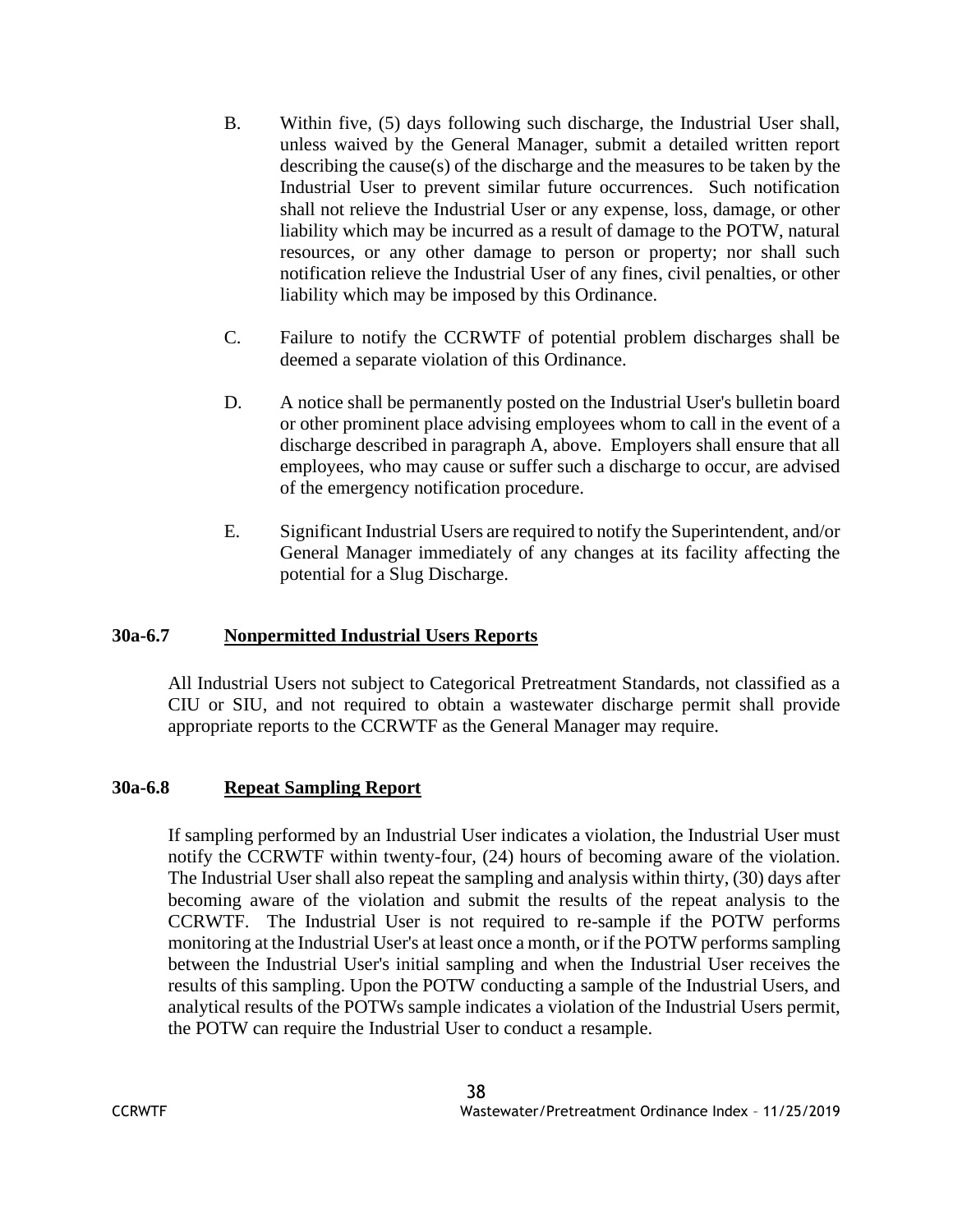B. Within five, (5) days following such discharge, the Industrial User shall, unless waived by the General Manager, submit a detailed written report describing the cause(s) of the discharge and the measures to be taken by the Industrial User to prevent similar future occurrences. Such notification shall not relieve the Industrial User or any expense, loss, damage, or other liability which may be incurred as a result of damage to the POTW, natural resources, or any other damage to person or property; nor shall such notification relieve the Industrial User of any fines, civil penalties, or other liability which may be imposed by this Ordinance.

C. Failure to notify the CCRWTF of potential problem discharges shall be deemed a separate violation of this Ordinance.

D. A notice shall be permanently posted on the Industrial User's bulletin board or other prominent place advising employees whom to call in the event of a discharge described in paragraph A, above. Employers shall ensure that all employees, who may cause or suffer such a discharge to occur, are advised of the emergency notification procedure.

E. Significant Industrial Users are required to notify the Superintendent, and/or General Manager immediately of any changes at its facility affecting the potential for a Slug Discharge.

## 30a-6.7 Nonpermitted Industrial Users Reports

All Industrial Users not subject to Categorical Pretreatment Standards, not classified as a CIU or SIU, and not required to obtain a wastewater discharge permit shall provide appropriate reports to the CCRWTF as the General Manager may require.

## 30a-6.8 Repeat Sampling Report

If sampling performed by an Industrial User indicates a violation, the Industrial User must notify the CCRWTF within twenty-four, (24) hours of becoming aware of the violation. The Industrial User shall also repeat the sampling and analysis within thirty, (30) days after becoming aware of the violation and submit the results of the repeat analysis to the CCRWTF. The Industrial User is not required to re-sample if the POTW performs monitoring at the Industrial User's at least once a month, or if the POTW performs sampling between the Industrial User's initial sampling and when the Industrial User receives the results of this sampling. Upon the POTW conducting a sample of the Industrial Users, and analytical results of the POTWs sample indicates a violation of the Industrial Users permit, the POTW can require the Industrial User to conduct a resample.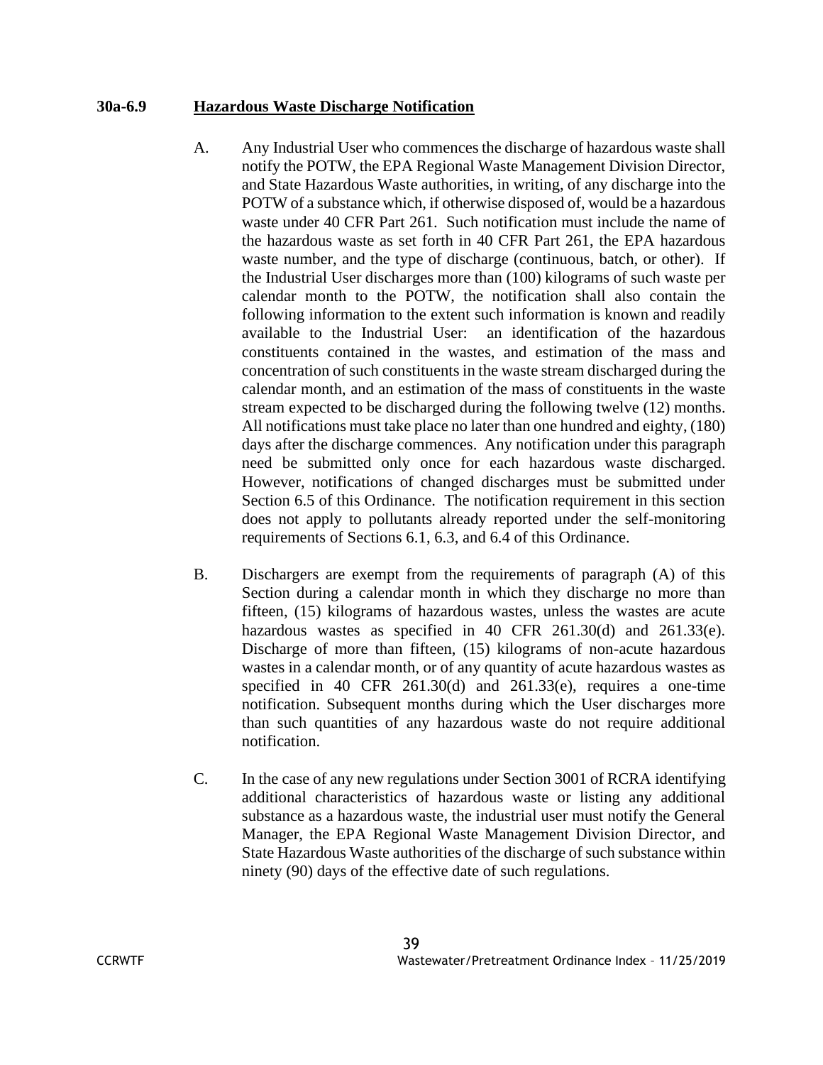### 30a-6.9 Hazardous Waste Discharge Notification

A. Any Industrial User who commences the discharge of hazardous waste shall notify the POTW, the EPA Regional Waste Management Division Director, and State Hazardous Waste authorities, in writing, of any discharge into the POTW of a substance which, if otherwise disposed of, would be a hazardous waste under 40 CFR Part 261. Such notification must include the name of the hazardous waste as set forth in 40 CFR Part 261, the EPA hazardous waste number, and the type of discharge (continuous, batch, or other). If the Industrial User discharges more than (100) kilograms of such waste per calendar month to the POTW, the notification shall also contain the following information to the extent such information is known and readily available to the Industrial User: an identification of the hazardous constituents contained in the wastes, and estimation of the mass and concentration of such constituents in the waste stream discharged during the calendar month, and an estimation of the mass of constituents in the waste stream expected to be discharged during the following twelve (12) months. All notifications must take place no later than one hundred and eighty, (180) days after the discharge commences. Any notification under this paragraph need be submitted only once for each hazardous waste discharged. However, notifications of changed discharges must be submitted under Section 6.5 of this Ordinance. The notification requirement in this section does not apply to pollutants already reported under the self-monitoring requirements of Sections 6.1, 6.3, and 6.4 of this Ordinance.

B. Dischargers are exempt from the requirements of paragraph (A) of this Section during a calendar month in which they discharge no more than fifteen, (15) kilograms of hazardous wastes, unless the wastes are acute hazardous wastes as specified in 40 CFR 261.30(d) and 261.33(e). Discharge of more than fifteen, (15) kilograms of non-acute hazardous wastes in a calendar month, or of any quantity of acute hazardous wastes as specified in 40 CFR 261.30(d) and 261.33(e), requires a one-time notification. Subsequent months during which the User discharges more than such quantities of any hazardous waste do not require additional notification.

C. In the case of any new regulations under Section 3001 of RCRA identifying additional characteristics of hazardous waste or listing any additional substance as a hazardous waste, the industrial user must notify the General Manager, the EPA Regional Waste Management Division Director, and State Hazardous Waste authorities of the discharge of such substance within ninety (90) days of the effective date of such regulations.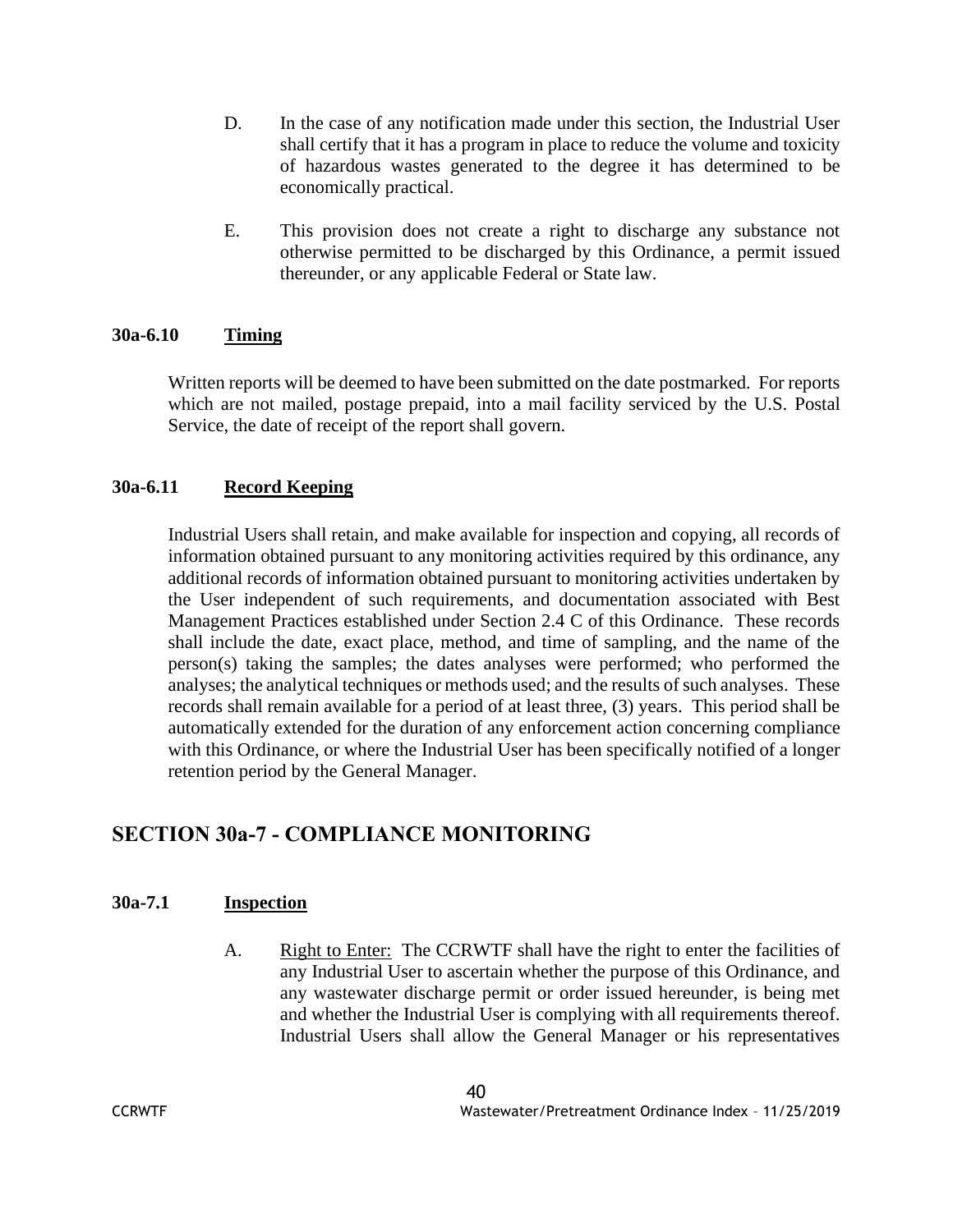D. In the case of any notification made under this section, the Industrial User shall certify that it has a program in place to reduce the volume and toxicity of hazardous wastes generated to the degree it has determined to be economically practical.

E. This provision does not create a right to discharge any substance not otherwise permitted to be discharged by this Ordinance, a permit issued thereunder, or any applicable Federal or State law.

**30a-6.10 Timing**

Written reports will be deemed to have been submitted on the date postmarked. For reports which are not mailed, postage prepaid, into a mail facility serviced by the U.S. Postal Service, the date of receipt of the report shall govern.

**30a-6.11 Record Keeping**

Industrial Users shall retain, and make available for inspection and copying, all records of information obtained pursuant to any monitoring activities required by this ordinance, any additional records of information obtained pursuant to monitoring activities undertaken by the User independent of such requirements, and documentation associated with Best Management Practices established under Section 2.4 C of this Ordinance. These records shall include the date, exact place, method, and time of sampling, and the name of the person(s) taking the samples; the dates analyses were performed; who performed the analyses; the analytical techniques or methods used; and the results of such analyses. These records shall remain available for a period of at least three, (3) years. This period shall be automatically extended for the duration of any enforcement action concerning compliance with this Ordinance, or where the Industrial User has been specifically notified of a longer retention period by the General Manager.

## SECTION 30a-7 - COMPLIANCE MONITORING

**30a-7.1 Inspection**

A. Right to Enter: The CCRWTF shall have the right to enter the facilities of any Industrial User to ascertain whether the purpose of this Ordinance, and any wastewater discharge permit or order issued hereunder, is being met and whether the Industrial User is complying with all requirements thereof. Industrial Users shall allow the General Manager or his representatives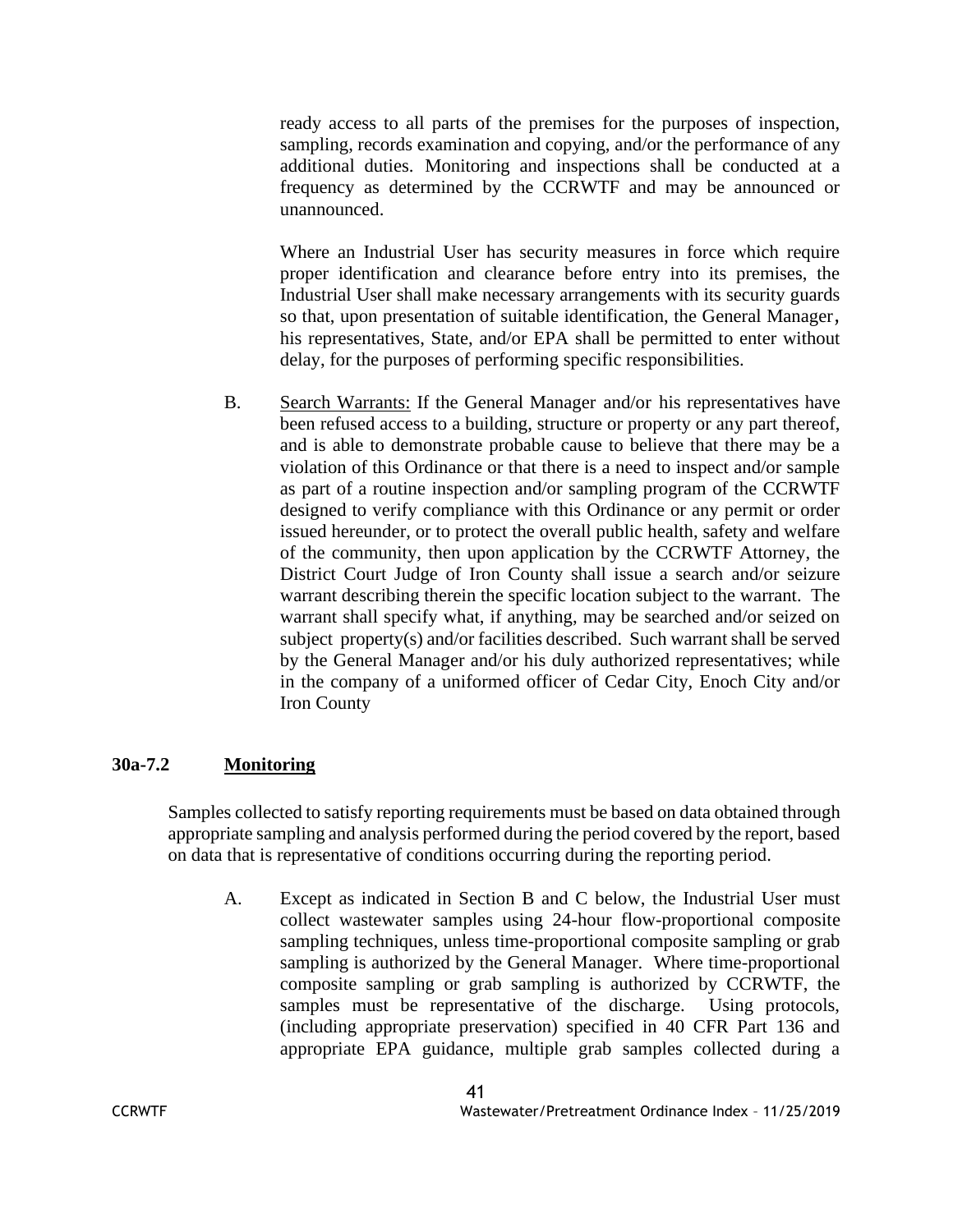ready access to all parts of the premises for the purposes of inspection, sampling, records examination and copying, and/or the performance of any additional duties. Monitoring and inspections shall be conducted at a frequency as determined by the CCRWTF and may be announced or unannounced.

Where an Industrial User has security measures in force which require proper identification and clearance before entry into its premises, the Industrial User shall make necessary arrangements with its security guards so that, upon presentation of suitable identification, the General Manager, his representatives, State, and/or EPA shall be permitted to enter without delay, for the purposes of performing specific responsibilities.

B. Search Warrants: If the General Manager and/or his representatives have been refused access to a building, structure or property or any part thereof, and is able to demonstrate probable cause to believe that there may be a violation of this Ordinance or that there is a need to inspect and/or sample as part of a routine inspection and/or sampling program of the CCRWTF designed to verify compliance with this Ordinance or any permit or order issued hereunder, or to protect the overall public health, safety and welfare of the community, then upon application by the CCRWTF Attorney, the District Court Judge of Iron County shall issue a search and/or seizure warrant describing therein the specific location subject to the warrant. The warrant shall specify what, if anything, may be searched and/or seized on subject property(s) and/or facilities described. Such warrant shall be served by the General Manager and/or his duly authorized representatives; while in the company of a uniformed officer of Cedar City, Enoch City and/or Iron County

**30a-7.2 Monitoring**

Samples collected to satisfy reporting requirements must be based on data obtained through appropriate sampling and analysis performed during the period covered by the report, based on data that is representative of conditions occurring during the reporting period.

A. Except as indicated in Section B and C below, the Industrial User must collect wastewater samples using 24-hour flow-proportional composite sampling techniques, unless time-proportional composite sampling or grab sampling is authorized by the General Manager. Where time-proportional composite sampling or grab sampling is authorized by CCRWTF, the samples must be representative of the discharge. Using protocols, (including appropriate preservation) specified in 40 CFR Part 136 and appropriate EPA guidance, multiple grab samples collected during a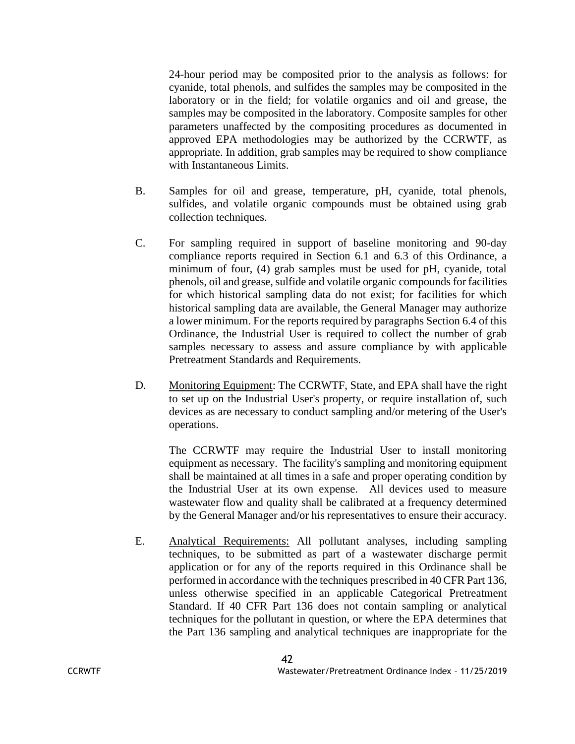24-hour period may be composited prior to the analysis as follows: for cyanide, total phenols, and sulfides the samples may be composited in the laboratory or in the field; for volatile organics and oil and grease, the samples may be composited in the laboratory. Composite samples for other parameters unaffected by the compositing procedures as documented in approved EPA methodologies may be authorized by the CCRWTF, as appropriate. In addition, grab samples may be required to show compliance with Instantaneous Limits.

B. Samples for oil and grease, temperature, pH, cyanide, total phenols, sulfides, and volatile organic compounds must be obtained using grab collection techniques.

C. For sampling required in support of baseline monitoring and 90-day compliance reports required in Section 6.1 and 6.3 of this Ordinance, a minimum of four, (4) grab samples must be used for pH, cyanide, total phenols, oil and grease, sulfide and volatile organic compounds for facilities for which historical sampling data do not exist; for facilities for which historical sampling data are available, the General Manager may authorize a lower minimum. For the reports required by paragraphs Section 6.4 of this Ordinance, the Industrial User is required to collect the number of grab samples necessary to assess and assure compliance by with applicable Pretreatment Standards and Requirements.

D. <u>Monitoring Equipment</u>: The CCRWTF, State, and EPA shall have the right to set up on the Industrial User's property, or require installation of, such devices as are necessary to conduct sampling and/or metering of the User's operations.

The CCRWTF may require the Industrial User to install monitoring equipment as necessary. The facility's sampling and monitoring equipment shall be maintained at all times in a safe and proper operating condition by the Industrial User at its own expense. All devices used to measure wastewater flow and quality shall be calibrated at a frequency determined by the General Manager and/or his representatives to ensure their accuracy.

E. <u>Analytical Requirements:</u> All pollutant analyses, including sampling techniques, to be submitted as part of a wastewater discharge permit application or for any of the reports required in this Ordinance shall be performed in accordance with the techniques prescribed in 40 CFR Part 136, unless otherwise specified in an applicable Categorical Pretreatment Standard. If 40 CFR Part 136 does not contain sampling or analytical techniques for the pollutant in question, or where the EPA determines that the Part 136 sampling and analytical techniques are inappropriate for the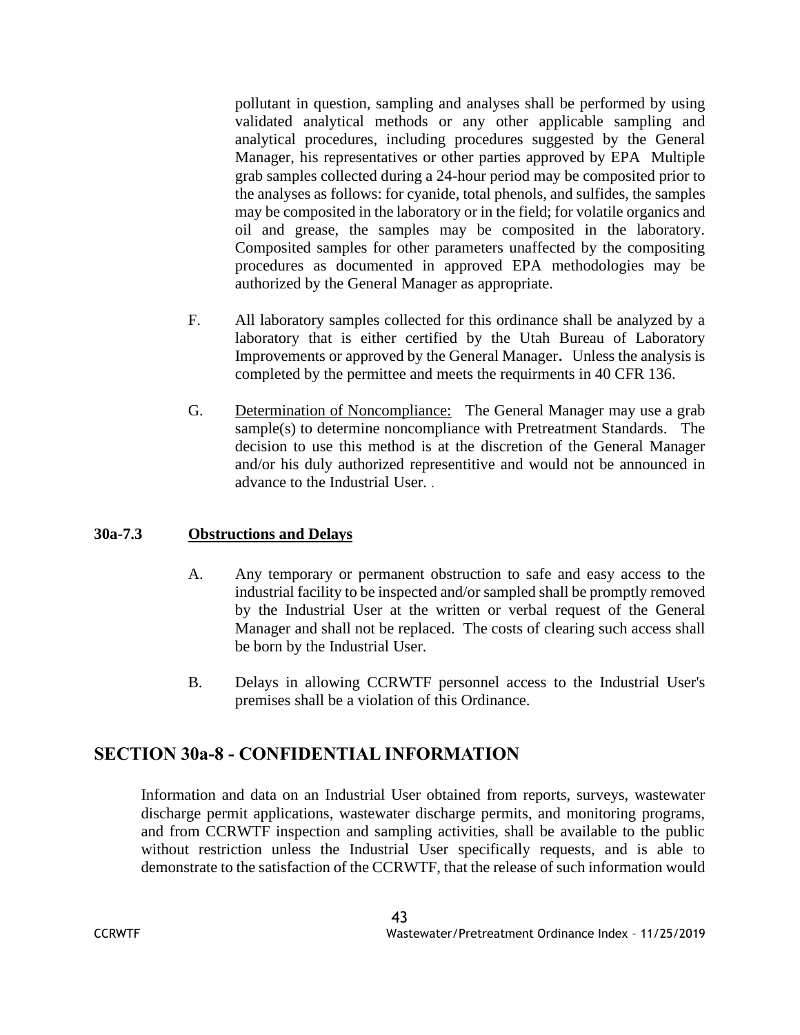pollutant in question, sampling and analyses shall be performed by using validated analytical methods or any other applicable sampling and analytical procedures, including procedures suggested by the General Manager, his representatives or other parties approved by EPA Multiple grab samples collected during a 24-hour period may be composited prior to the analyses as follows: for cyanide, total phenols, and sulfides, the samples may be composited in the laboratory or in the field; for volatile organics and oil and grease, the samples may be composited in the laboratory. Composited samples for other parameters unaffected by the compositing procedures as documented in approved EPA methodologies may be authorized by the General Manager as appropriate.

F. All laboratory samples collected for this ordinance shall be analyzed by a laboratory that is either certified by the Utah Bureau of Laboratory Improvements or approved by the General Manager**.** Unless the analysis is completed by the permittee and meets the requirments in 40 CFR 136.

G. Determination of Noncompliance: The General Manager may use a grab sample(s) to determine noncompliance with Pretreatment Standards. The decision to use this method is at the discretion of the General Manager and/or his duly authorized representitive and would not be announced in advance to the Industrial User. .

**30a-7.3 Obstructions and Delays**

A. Any temporary or permanent obstruction to safe and easy access to the industrial facility to be inspected and/or sampled shall be promptly removed by the Industrial User at the written or verbal request of the General Manager and shall not be replaced. The costs of clearing such access shall be born by the Industrial User.

B. Delays in allowing CCRWTF personnel access to the Industrial User's premises shall be a violation of this Ordinance.

## SECTION 30a-8 - CONFIDENTIAL INFORMATION

Information and data on an Industrial User obtained from reports, surveys, wastewater discharge permit applications, wastewater discharge permits, and monitoring programs, and from CCRWTF inspection and sampling activities, shall be available to the public without restriction unless the Industrial User specifically requests, and is able to demonstrate to the satisfaction of the CCRWTF, that the release of such information would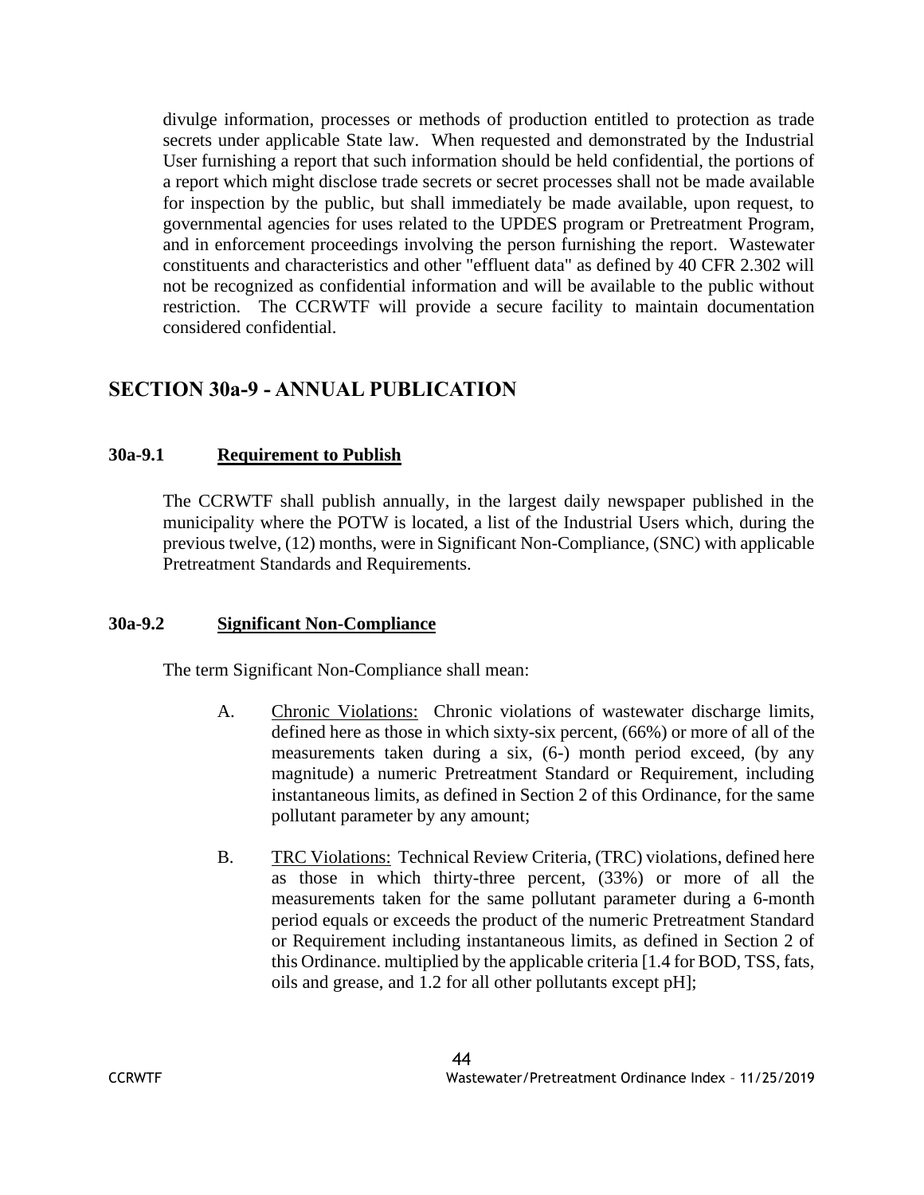divulge information, processes or methods of production entitled to protection as trade secrets under applicable State law. When requested and demonstrated by the Industrial User furnishing a report that such information should be held confidential, the portions of a report which might disclose trade secrets or secret processes shall not be made available for inspection by the public, but shall immediately be made available, upon request, to governmental agencies for uses related to the UPDES program or Pretreatment Program, and in enforcement proceedings involving the person furnishing the report. Wastewater constituents and characteristics and other "effluent data" as defined by 40 CFR 2.302 will not be recognized as confidential information and will be available to the public without restriction. The CCRWTF will provide a secure facility to maintain documentation considered confidential.

## SECTION 30a-9 - ANNUAL PUBLICATION

### 30a-9.1 Requirement to Publish

The CCRWTF shall publish annually, in the largest daily newspaper published in the municipality where the POTW is located, a list of the Industrial Users which, during the previous twelve, (12) months, were in Significant Non-Compliance, (SNC) with applicable Pretreatment Standards and Requirements.

### 30a-9.2 Significant Non-Compliance

The term Significant Non-Compliance shall mean:

A. Chronic Violations: Chronic violations of wastewater discharge limits, defined here as those in which sixty-six percent, (66%) or more of all of the measurements taken during a six, (6-) month period exceed, (by any magnitude) a numeric Pretreatment Standard or Requirement, including instantaneous limits, as defined in Section 2 of this Ordinance, for the same pollutant parameter by any amount;

B. TRC Violations: Technical Review Criteria, (TRC) violations, defined here as those in which thirty-three percent, (33%) or more of all the measurements taken for the same pollutant parameter during a 6-month period equals or exceeds the product of the numeric Pretreatment Standard or Requirement including instantaneous limits, as defined in Section 2 of this Ordinance. multiplied by the applicable criteria [1.4 for BOD, TSS, fats, oils and grease, and 1.2 for all other pollutants except pH];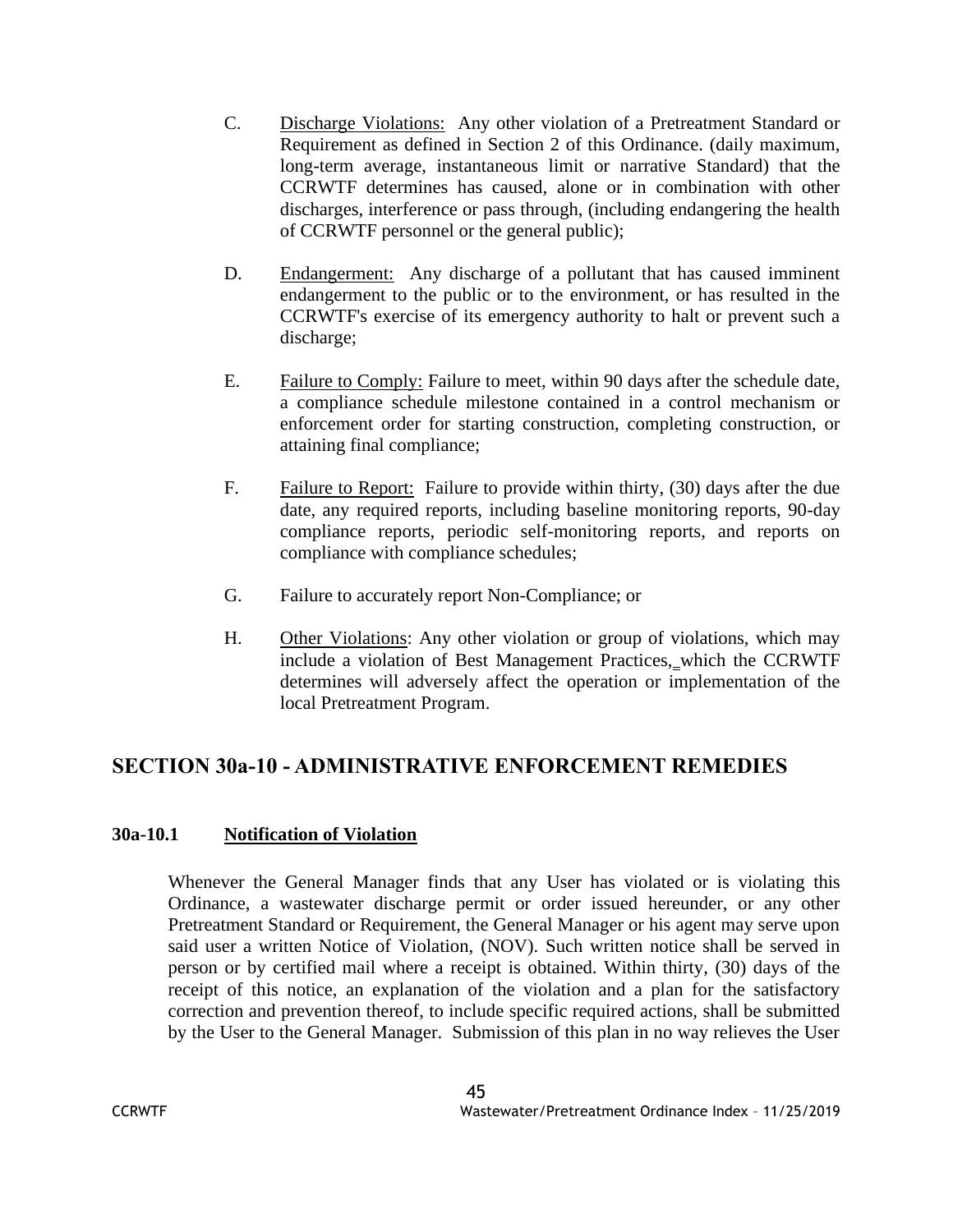C. Discharge Violations: Any other violation of a Pretreatment Standard or Requirement as defined in Section 2 of this Ordinance. (daily maximum, long-term average, instantaneous limit or narrative Standard) that the CCRWTF determines has caused, alone or in combination with other discharges, interference or pass through, (including endangering the health of CCRWTF personnel or the general public);

D. Endangerment: Any discharge of a pollutant that has caused imminent endangerment to the public or to the environment, or has resulted in the CCRWTF's exercise of its emergency authority to halt or prevent such a discharge;

E. Failure to Comply: Failure to meet, within 90 days after the schedule date, a compliance schedule milestone contained in a control mechanism or enforcement order for starting construction, completing construction, or attaining final compliance;

F. Failure to Report: Failure to provide within thirty, (30) days after the due date, any required reports, including baseline monitoring reports, 90-day compliance reports, periodic self-monitoring reports, and reports on compliance with compliance schedules;

G. Failure to accurately report Non-Compliance; or

H. Other Violations: Any other violation or group of violations, which may include a violation of Best Management Practices, which the CCRWTF determines will adversely affect the operation or implementation of the local Pretreatment Program.

## SECTION 30a-10 - ADMINISTRATIVE ENFORCEMENT REMEDIES

### 30a-10.1 Notification of Violation

Whenever the General Manager finds that any User has violated or is violating this Ordinance, a wastewater discharge permit or order issued hereunder, or any other Pretreatment Standard or Requirement, the General Manager or his agent may serve upon said user a written Notice of Violation, (NOV). Such written notice shall be served in person or by certified mail where a receipt is obtained. Within thirty, (30) days of the receipt of this notice, an explanation of the violation and a plan for the satisfactory correction and prevention thereof, to include specific required actions, shall be submitted by the User to the General Manager. Submission of this plan in no way relieves the User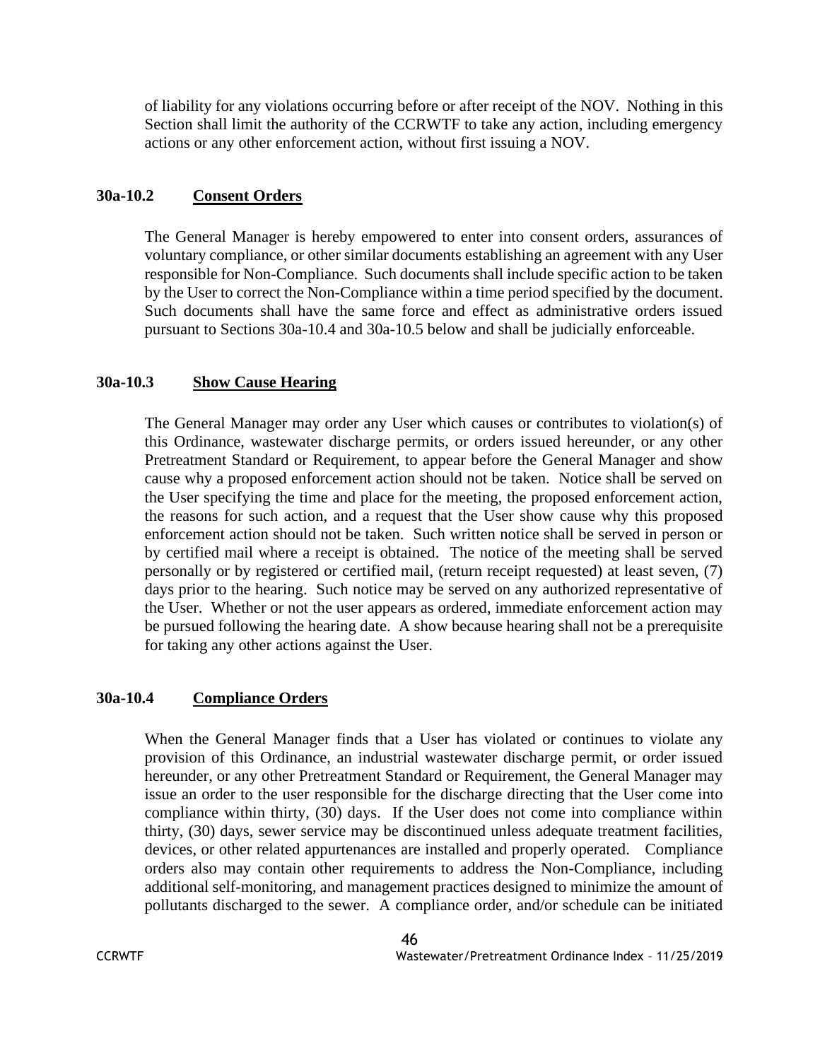of liability for any violations occurring before or after receipt of the NOV. Nothing in this Section shall limit the authority of the CCRWTF to take any action, including emergency actions or any other enforcement action, without first issuing a NOV.

### 30a-10.2 Consent Orders

The General Manager is hereby empowered to enter into consent orders, assurances of voluntary compliance, or other similar documents establishing an agreement with any User responsible for Non-Compliance. Such documents shall include specific action to be taken by the User to correct the Non-Compliance within a time period specified by the document. Such documents shall have the same force and effect as administrative orders issued pursuant to Sections 30a-10.4 and 30a-10.5 below and shall be judicially enforceable.

### 30a-10.3 Show Cause Hearing

The General Manager may order any User which causes or contributes to violation(s) of this Ordinance, wastewater discharge permits, or orders issued hereunder, or any other Pretreatment Standard or Requirement, to appear before the General Manager and show cause why a proposed enforcement action should not be taken. Notice shall be served on the User specifying the time and place for the meeting, the proposed enforcement action, the reasons for such action, and a request that the User show cause why this proposed enforcement action should not be taken. Such written notice shall be served in person or by certified mail where a receipt is obtained. The notice of the meeting shall be served personally or by registered or certified mail, (return receipt requested) at least seven, (7) days prior to the hearing. Such notice may be served on any authorized representative of the User. Whether or not the user appears as ordered, immediate enforcement action may be pursued following the hearing date. A show because hearing shall not be a prerequisite for taking any other actions against the User.

### 30a-10.4 Compliance Orders

When the General Manager finds that a User has violated or continues to violate any provision of this Ordinance, an industrial wastewater discharge permit, or order issued hereunder, or any other Pretreatment Standard or Requirement, the General Manager may issue an order to the user responsible for the discharge directing that the User come into compliance within thirty, (30) days. If the User does not come into compliance within thirty, (30) days, sewer service may be discontinued unless adequate treatment facilities, devices, or other related appurtenances are installed and properly operated. Compliance orders also may contain other requirements to address the Non-Compliance, including additional self-monitoring, and management practices designed to minimize the amount of pollutants discharged to the sewer. A compliance order, and/or schedule can be initiated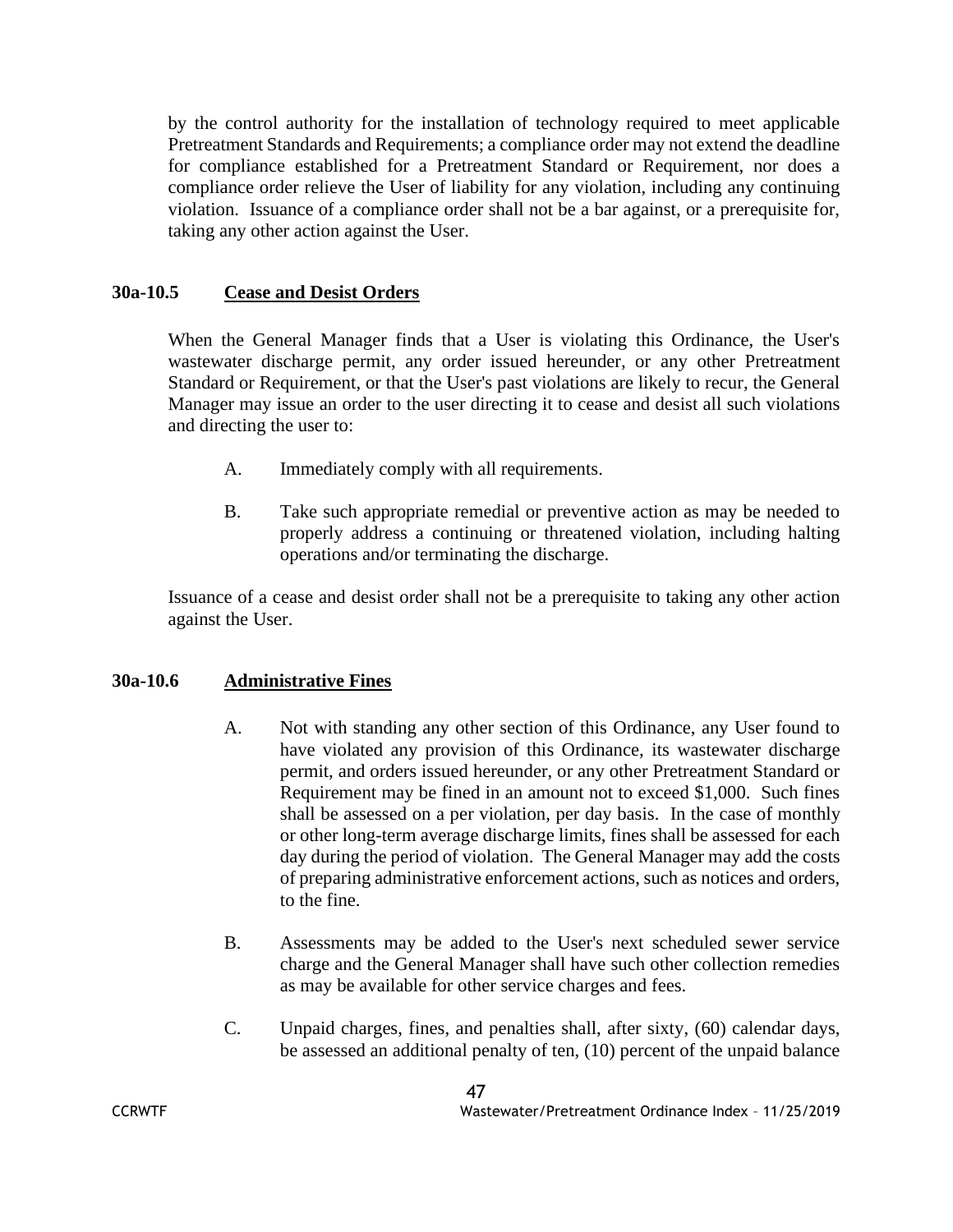by the control authority for the installation of technology required to meet applicable Pretreatment Standards and Requirements; a compliance order may not extend the deadline for compliance established for a Pretreatment Standard or Requirement, nor does a compliance order relieve the User of liability for any violation, including any continuing violation. Issuance of a compliance order shall not be a bar against, or a prerequisite for, taking any other action against the User.

### 30a-10.5 <u>Cease and Desist Orders</u>

When the General Manager finds that a User is violating this Ordinance, the User's wastewater discharge permit, any order issued hereunder, or any other Pretreatment Standard or Requirement, or that the User's past violations are likely to recur, the General Manager may issue an order to the user directing it to cease and desist all such violations and directing the user to:

A. Immediately comply with all requirements.

B. Take such appropriate remedial or preventive action as may be needed to properly address a continuing or threatened violation, including halting operations and/or terminating the discharge.

Issuance of a cease and desist order shall not be a prerequisite to taking any other action against the User.

### 30a-10.6 <u>Administrative Fines</u>

A. Not with standing any other section of this Ordinance, any User found to have violated any provision of this Ordinance, its wastewater discharge permit, and orders issued hereunder, or any other Pretreatment Standard or Requirement may be fined in an amount not to exceed $1,000. Such fines shall be assessed on a per violation, per day basis. In the case of monthly or other long-term average discharge limits, fines shall be assessed for each day during the period of violation. The General Manager may add the costs of preparing administrative enforcement actions, such as notices and orders, to the fine.

B. Assessments may be added to the User's next scheduled sewer service charge and the General Manager shall have such other collection remedies as may be available for other service charges and fees.

C. Unpaid charges, fines, and penalties shall, after sixty, (60) calendar days, be assessed an additional penalty of ten, (10) percent of the unpaid balance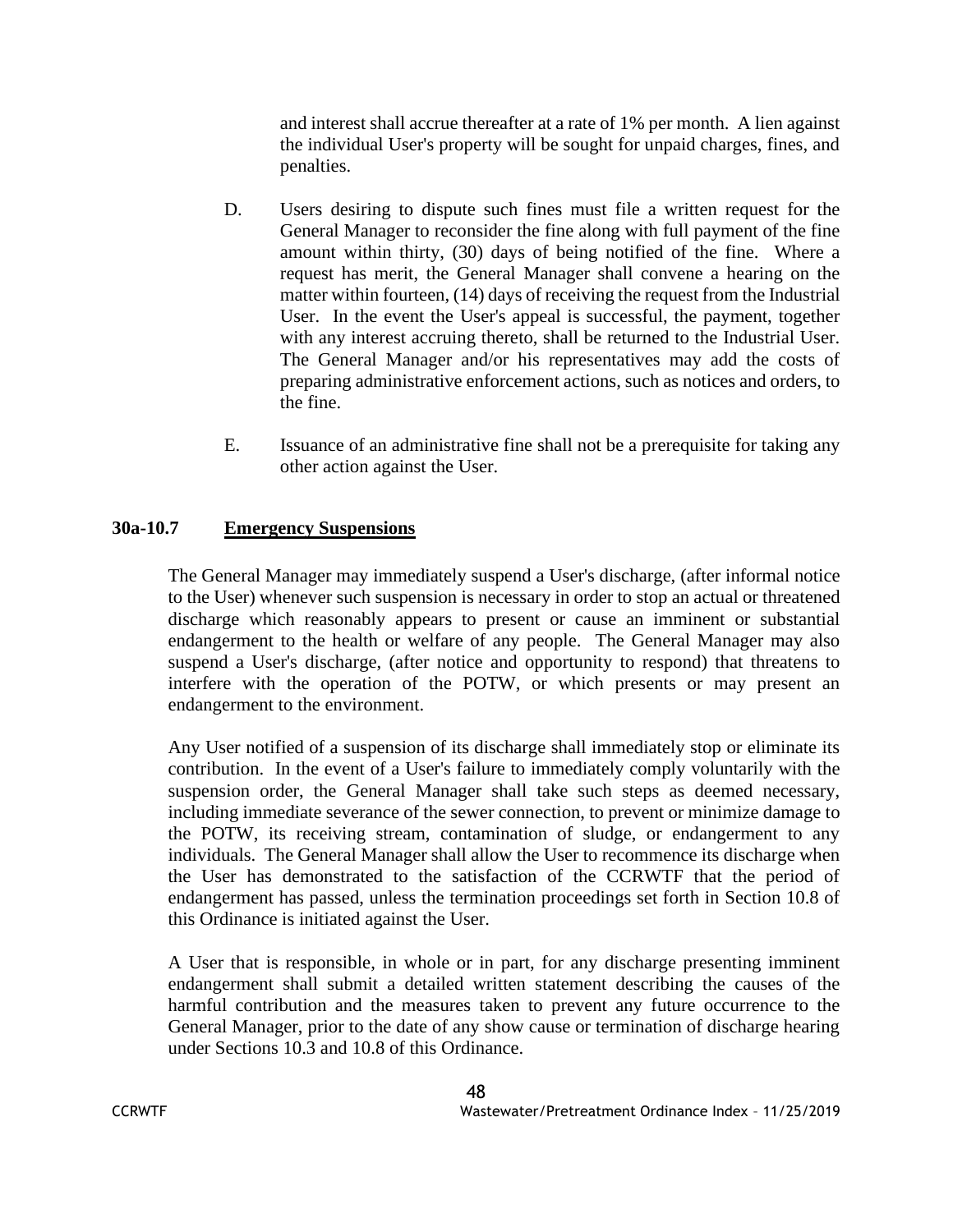and interest shall accrue thereafter at a rate of 1% per month. A lien against the individual User's property will be sought for unpaid charges, fines, and penalties.

D. Users desiring to dispute such fines must file a written request for the General Manager to reconsider the fine along with full payment of the fine amount within thirty, (30) days of being notified of the fine. Where a request has merit, the General Manager shall convene a hearing on the matter within fourteen, (14) days of receiving the request from the Industrial User. In the event the User's appeal is successful, the payment, together with any interest accruing thereto, shall be returned to the Industrial User. The General Manager and/or his representatives may add the costs of preparing administrative enforcement actions, such as notices and orders, to the fine.

E. Issuance of an administrative fine shall not be a prerequisite for taking any other action against the User.

### 30a-10.7 Emergency Suspensions

The General Manager may immediately suspend a User's discharge, (after informal notice to the User) whenever such suspension is necessary in order to stop an actual or threatened discharge which reasonably appears to present or cause an imminent or substantial endangerment to the health or welfare of any people. The General Manager may also suspend a User's discharge, (after notice and opportunity to respond) that threatens to interfere with the operation of the POTW, or which presents or may present an endangerment to the environment.

Any User notified of a suspension of its discharge shall immediately stop or eliminate its contribution. In the event of a User's failure to immediately comply voluntarily with the suspension order, the General Manager shall take such steps as deemed necessary, including immediate severance of the sewer connection, to prevent or minimize damage to the POTW, its receiving stream, contamination of sludge, or endangerment to any individuals. The General Manager shall allow the User to recommence its discharge when the User has demonstrated to the satisfaction of the CCRWTF that the period of endangerment has passed, unless the termination proceedings set forth in Section 10.8 of this Ordinance is initiated against the User.

A User that is responsible, in whole or in part, for any discharge presenting imminent endangerment shall submit a detailed written statement describing the causes of the harmful contribution and the measures taken to prevent any future occurrence to the General Manager, prior to the date of any show cause or termination of discharge hearing under Sections 10.3 and 10.8 of this Ordinance.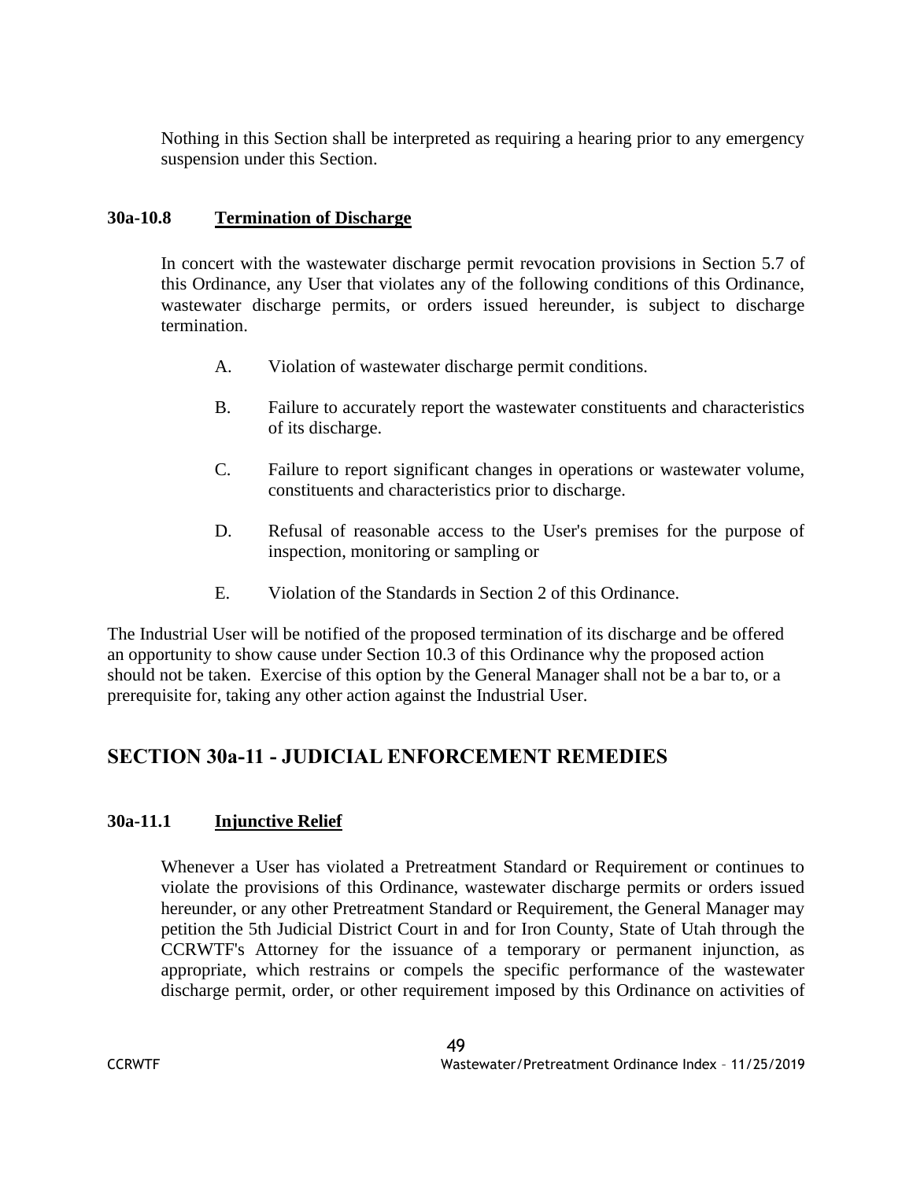Nothing in this Section shall be interpreted as requiring a hearing prior to any emergency suspension under this Section.

### 30a-10.8 Termination of Discharge

In concert with the wastewater discharge permit revocation provisions in Section 5.7 of this Ordinance, any User that violates any of the following conditions of this Ordinance, wastewater discharge permits, or orders issued hereunder, is subject to discharge termination.

A. Violation of wastewater discharge permit conditions.

B. Failure to accurately report the wastewater constituents and characteristics of its discharge.

C. Failure to report significant changes in operations or wastewater volume, constituents and characteristics prior to discharge.

D. Refusal of reasonable access to the User's premises for the purpose of inspection, monitoring or sampling or

E. Violation of the Standards in Section 2 of this Ordinance.

The Industrial User will be notified of the proposed termination of its discharge and be offered an opportunity to show cause under Section 10.3 of this Ordinance why the proposed action should not be taken. Exercise of this option by the General Manager shall not be a bar to, or a prerequisite for, taking any other action against the Industrial User.

## SECTION 30a-11 - JUDICIAL ENFORCEMENT REMEDIES

### 30a-11.1 Injunctive Relief

Whenever a User has violated a Pretreatment Standard or Requirement or continues to violate the provisions of this Ordinance, wastewater discharge permits or orders issued hereunder, or any other Pretreatment Standard or Requirement, the General Manager may petition the 5th Judicial District Court in and for Iron County, State of Utah through the CCRWTF's Attorney for the issuance of a temporary or permanent injunction, as appropriate, which restrains or compels the specific performance of the wastewater discharge permit, order, or other requirement imposed by this Ordinance on activities of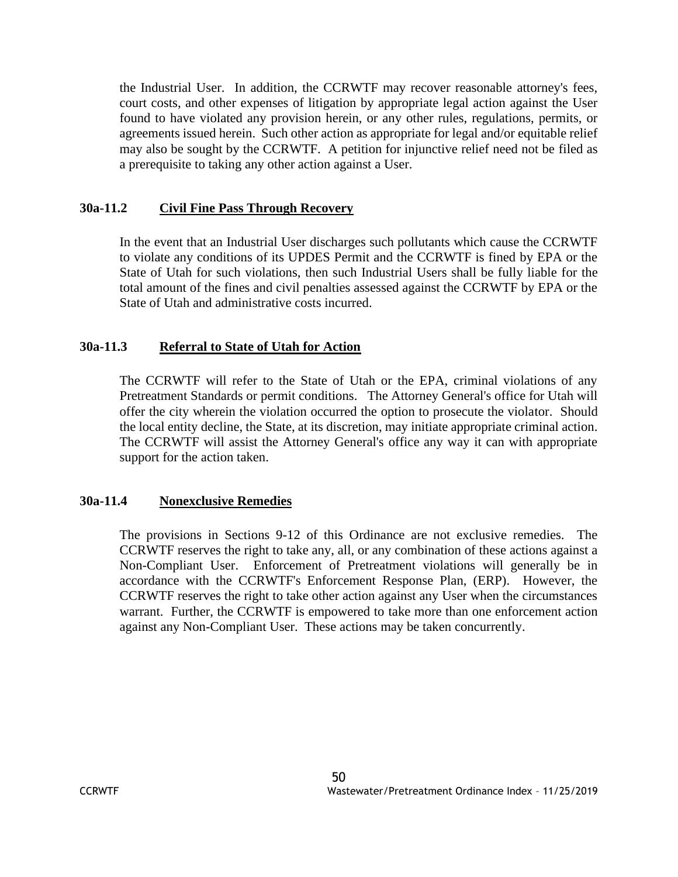the Industrial User. In addition, the CCRWTF may recover reasonable attorney's fees, court costs, and other expenses of litigation by appropriate legal action against the User found to have violated any provision herein, or any other rules, regulations, permits, or agreements issued herein. Such other action as appropriate for legal and/or equitable relief may also be sought by the CCRWTF. A petition for injunctive relief need not be filed as a prerequisite to taking any other action against a User.

### 30a-11.2 Civil Fine Pass Through Recovery

In the event that an Industrial User discharges such pollutants which cause the CCRWTF to violate any conditions of its UPDES Permit and the CCRWTF is fined by EPA or the State of Utah for such violations, then such Industrial Users shall be fully liable for the total amount of the fines and civil penalties assessed against the CCRWTF by EPA or the State of Utah and administrative costs incurred.

### 30a-11.3 Referral to State of Utah for Action

The CCRWTF will refer to the State of Utah or the EPA, criminal violations of any Pretreatment Standards or permit conditions. The Attorney General's office for Utah will offer the city wherein the violation occurred the option to prosecute the violator. Should the local entity decline, the State, at its discretion, may initiate appropriate criminal action. The CCRWTF will assist the Attorney General's office any way it can with appropriate support for the action taken.

### 30a-11.4 Nonexclusive Remedies

The provisions in Sections 9-12 of this Ordinance are not exclusive remedies. The CCRWTF reserves the right to take any, all, or any combination of these actions against a Non-Compliant User. Enforcement of Pretreatment violations will generally be in accordance with the CCRWTF's Enforcement Response Plan, (ERP). However, the CCRWTF reserves the right to take other action against any User when the circumstances warrant. Further, the CCRWTF is empowered to take more than one enforcement action against any Non-Compliant User. These actions may be taken concurrently.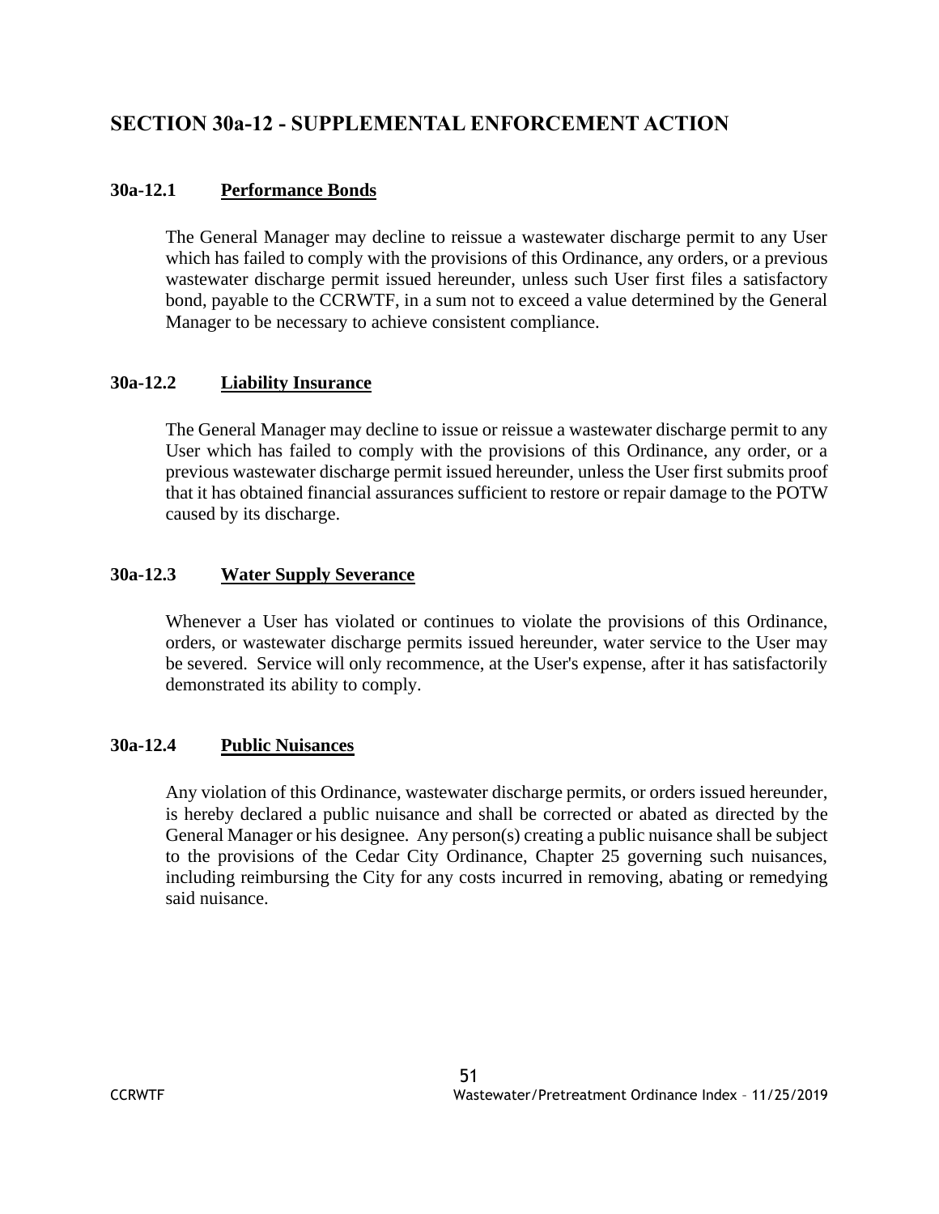## SECTION 30a-12 - SUPPLEMENTAL ENFORCEMENT ACTION

### 30a-12.1 Performance Bonds

The General Manager may decline to reissue a wastewater discharge permit to any User which has failed to comply with the provisions of this Ordinance, any orders, or a previous wastewater discharge permit issued hereunder, unless such User first files a satisfactory bond, payable to the CCRWTF, in a sum not to exceed a value determined by the General Manager to be necessary to achieve consistent compliance.

### 30a-12.2 Liability Insurance

The General Manager may decline to issue or reissue a wastewater discharge permit to any User which has failed to comply with the provisions of this Ordinance, any order, or a previous wastewater discharge permit issued hereunder, unless the User first submits proof that it has obtained financial assurances sufficient to restore or repair damage to the POTW caused by its discharge.

### 30a-12.3 Water Supply Severance

Whenever a User has violated or continues to violate the provisions of this Ordinance, orders, or wastewater discharge permits issued hereunder, water service to the User may be severed. Service will only recommence, at the User's expense, after it has satisfactorily demonstrated its ability to comply.

### 30a-12.4 Public Nuisances

Any violation of this Ordinance, wastewater discharge permits, or orders issued hereunder, is hereby declared a public nuisance and shall be corrected or abated as directed by the General Manager or his designee. Any person(s) creating a public nuisance shall be subject to the provisions of the Cedar City Ordinance, Chapter 25 governing such nuisances, including reimbursing the City for any costs incurred in removing, abating or remedying said nuisance.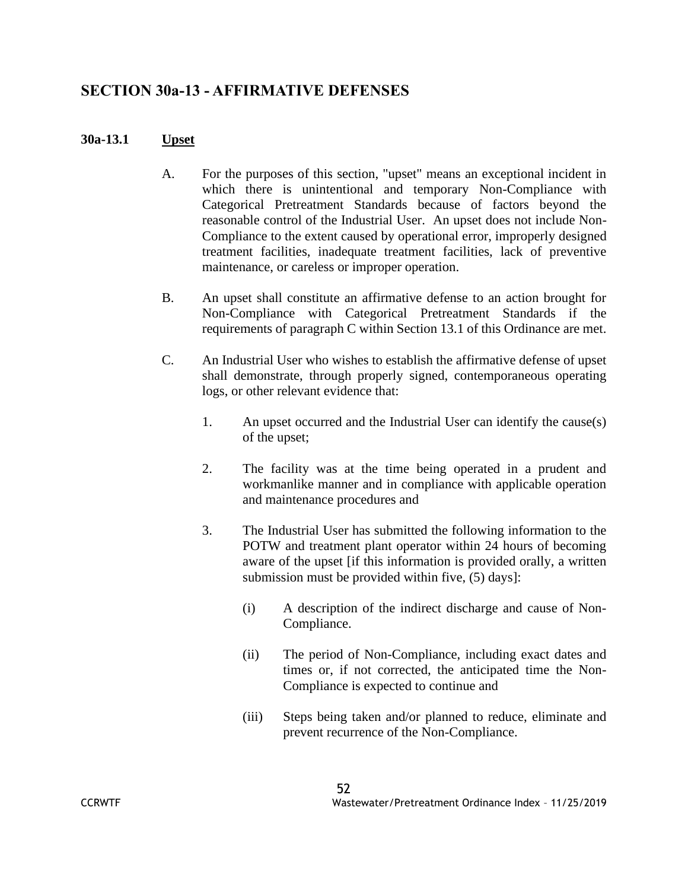## SECTION 30a-13 - AFFIRMATIVE DEFENSES

### 30a-13.1 Upset

A. For the purposes of this section, "upset" means an exceptional incident in which there is unintentional and temporary Non-Compliance with Categorical Pretreatment Standards because of factors beyond the reasonable control of the Industrial User. An upset does not include Non-Compliance to the extent caused by operational error, improperly designed treatment facilities, inadequate treatment facilities, lack of preventive maintenance, or careless or improper operation.

B. An upset shall constitute an affirmative defense to an action brought for Non-Compliance with Categorical Pretreatment Standards if the requirements of paragraph C within Section 13.1 of this Ordinance are met.

C. An Industrial User who wishes to establish the affirmative defense of upset shall demonstrate, through properly signed, contemporaneous operating logs, or other relevant evidence that:

1. An upset occurred and the Industrial User can identify the cause(s) of the upset;

2. The facility was at the time being operated in a prudent and workmanlike manner and in compliance with applicable operation and maintenance procedures and

3. The Industrial User has submitted the following information to the POTW and treatment plant operator within 24 hours of becoming aware of the upset [if this information is provided orally, a written submission must be provided within five, (5) days]:

   (i) A description of the indirect discharge and cause of Non-Compliance.

   (ii) The period of Non-Compliance, including exact dates and times or, if not corrected, the anticipated time the Non-Compliance is expected to continue and

   (iii) Steps being taken and/or planned to reduce, eliminate and prevent recurrence of the Non-Compliance.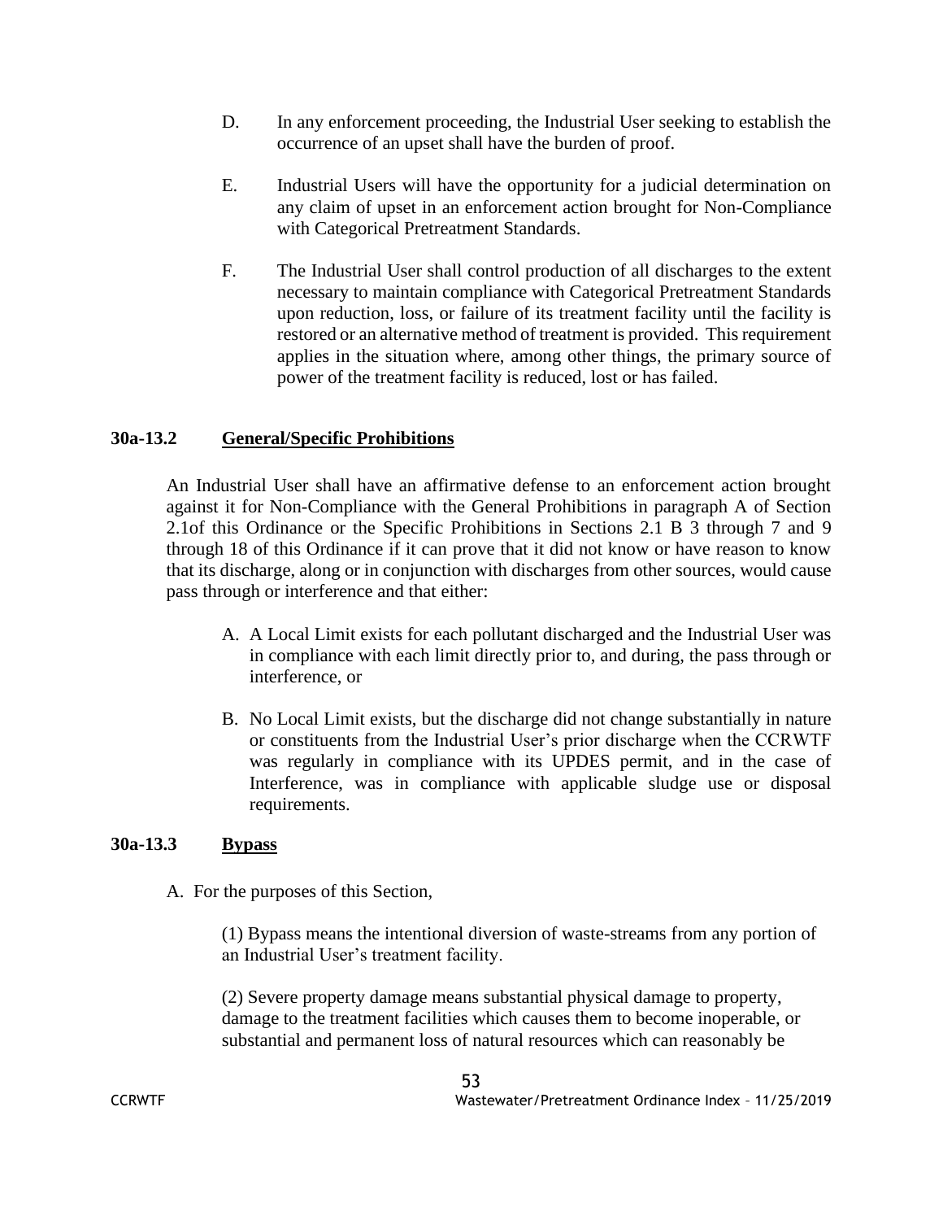D. In any enforcement proceeding, the Industrial User seeking to establish the occurrence of an upset shall have the burden of proof.

E. Industrial Users will have the opportunity for a judicial determination on any claim of upset in an enforcement action brought for Non-Compliance with Categorical Pretreatment Standards.

F. The Industrial User shall control production of all discharges to the extent necessary to maintain compliance with Categorical Pretreatment Standards upon reduction, loss, or failure of its treatment facility until the facility is restored or an alternative method of treatment is provided. This requirement applies in the situation where, among other things, the primary source of power of the treatment facility is reduced, lost or has failed.

### 30a-13.2 <u>General/Specific Prohibitions</u>

An Industrial User shall have an affirmative defense to an enforcement action brought against it for Non-Compliance with the General Prohibitions in paragraph A of Section 2.1of this Ordinance or the Specific Prohibitions in Sections 2.1 B 3 through 7 and 9 through 18 of this Ordinance if it can prove that it did not know or have reason to know that its discharge, along or in conjunction with discharges from other sources, would cause pass through or interference and that either:

A. A Local Limit exists for each pollutant discharged and the Industrial User was in compliance with each limit directly prior to, and during, the pass through or interference, or

B. No Local Limit exists, but the discharge did not change substantially in nature or constituents from the Industrial User's prior discharge when the CCRWTF was regularly in compliance with its UPDES permit, and in the case of Interference, was in compliance with applicable sludge use or disposal requirements.

### 30a-13.3 <u>Bypass</u>

A. For the purposes of this Section,

(1) Bypass means the intentional diversion of waste-streams from any portion of an Industrial User's treatment facility.

(2) Severe property damage means substantial physical damage to property, damage to the treatment facilities which causes them to become inoperable, or substantial and permanent loss of natural resources which can reasonably be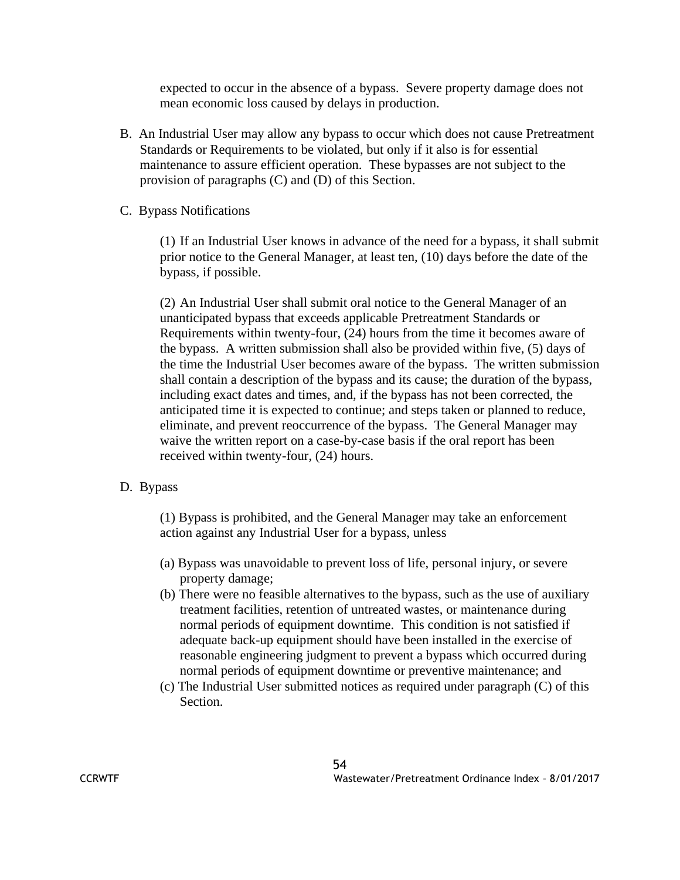expected to occur in the absence of a bypass. Severe property damage does not mean economic loss caused by delays in production.

B. An Industrial User may allow any bypass to occur which does not cause Pretreatment Standards or Requirements to be violated, but only if it also is for essential maintenance to assure efficient operation. These bypasses are not subject to the provision of paragraphs (C) and (D) of this Section.

C. Bypass Notifications

(1) If an Industrial User knows in advance of the need for a bypass, it shall submit prior notice to the General Manager, at least ten, (10) days before the date of the bypass, if possible.

(2) An Industrial User shall submit oral notice to the General Manager of an unanticipated bypass that exceeds applicable Pretreatment Standards or Requirements within twenty-four, (24) hours from the time it becomes aware of the bypass. A written submission shall also be provided within five, (5) days of the time the Industrial User becomes aware of the bypass. The written submission shall contain a description of the bypass and its cause; the duration of the bypass, including exact dates and times, and, if the bypass has not been corrected, the anticipated time it is expected to continue; and steps taken or planned to reduce, eliminate, and prevent reoccurrence of the bypass. The General Manager may waive the written report on a case-by-case basis if the oral report has been received within twenty-four, (24) hours.

D. Bypass

(1) Bypass is prohibited, and the General Manager may take an enforcement action against any Industrial User for a bypass, unless

(a) Bypass was unavoidable to prevent loss of life, personal injury, or severe property damage;

(b) There were no feasible alternatives to the bypass, such as the use of auxiliary treatment facilities, retention of untreated wastes, or maintenance during normal periods of equipment downtime. This condition is not satisfied if adequate back-up equipment should have been installed in the exercise of reasonable engineering judgment to prevent a bypass which occurred during normal periods of equipment downtime or preventive maintenance; and

(c) The Industrial User submitted notices as required under paragraph (C) of this Section.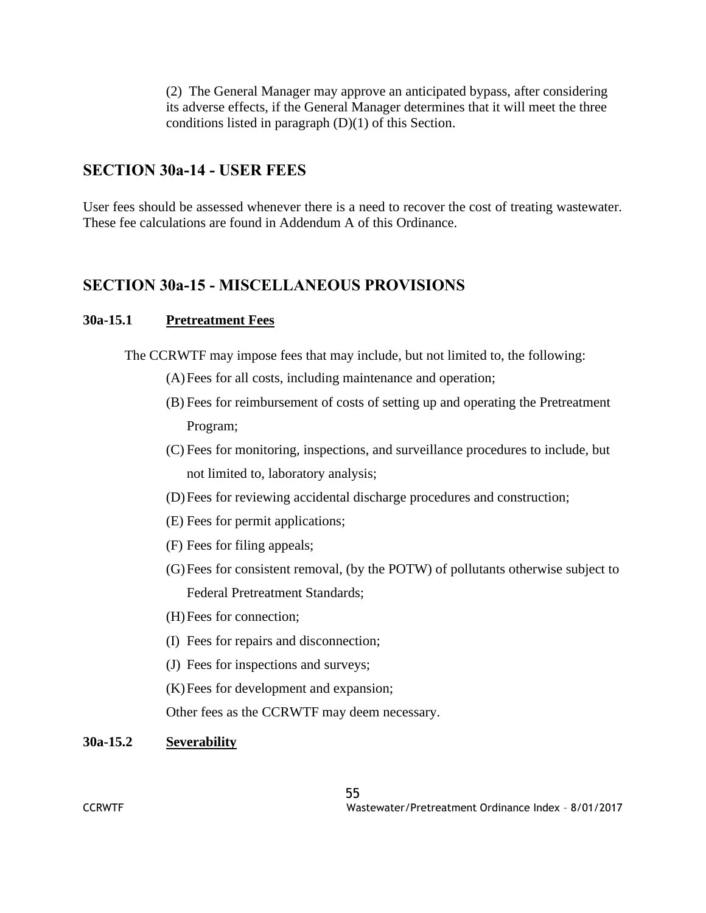(2) The General Manager may approve an anticipated bypass, after considering its adverse effects, if the General Manager determines that it will meet the three conditions listed in paragraph (D)(1) of this Section.

## SECTION 30a-14 - USER FEES

User fees should be assessed whenever there is a need to recover the cost of treating wastewater. These fee calculations are found in Addendum A of this Ordinance.

## SECTION 30a-15 - MISCELLANEOUS PROVISIONS

### 30a-15.1 Pretreatment Fees

The CCRWTF may impose fees that may include, but not limited to, the following:

(A) Fees for all costs, including maintenance and operation;

(B) Fees for reimbursement of costs of setting up and operating the Pretreatment Program;

(C) Fees for monitoring, inspections, and surveillance procedures to include, but not limited to, laboratory analysis;

(D) Fees for reviewing accidental discharge procedures and construction;

(E) Fees for permit applications;

(F) Fees for filing appeals;

(G) Fees for consistent removal, (by the POTW) of pollutants otherwise subject to Federal Pretreatment Standards;

(H) Fees for connection;

(I) Fees for repairs and disconnection;

(J) Fees for inspections and surveys;

(K) Fees for development and expansion;

Other fees as the CCRWTF may deem necessary.

### 30a-15.2 Severability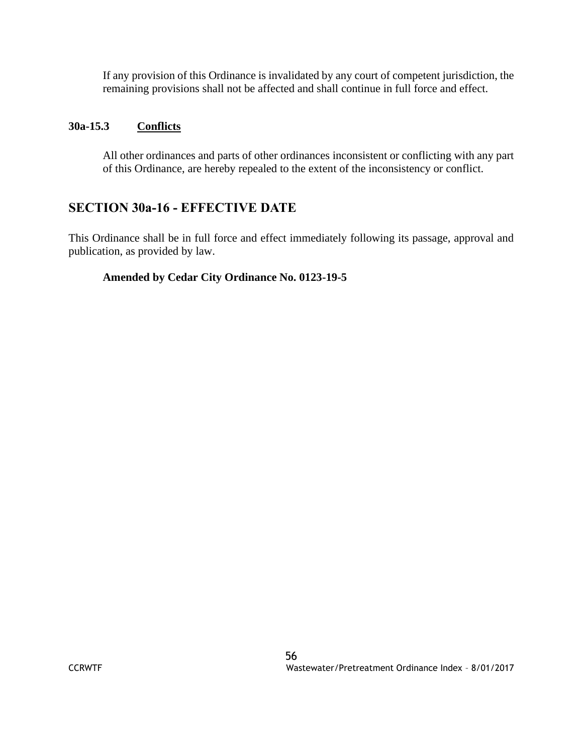If any provision of this Ordinance is invalidated by any court of competent jurisdiction, the remaining provisions shall not be affected and shall continue in full force and effect.

**30a-15.3 Conflicts**

All other ordinances and parts of other ordinances inconsistent or conflicting with any part of this Ordinance, are hereby repealed to the extent of the inconsistency or conflict.

## SECTION 30a-16 - EFFECTIVE DATE

This Ordinance shall be in full force and effect immediately following its passage, approval and publication, as provided by law.

**Amended by Cedar City Ordinance No. 0123-19-5**